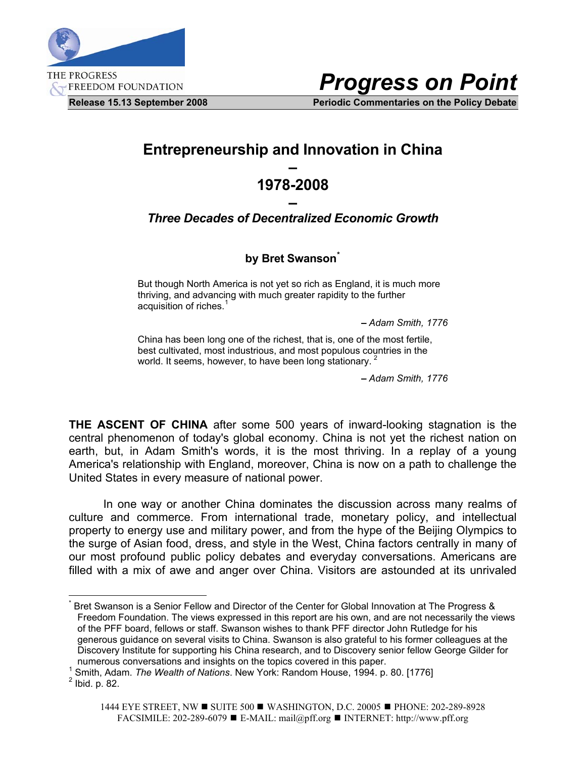THE PROGRESS & FREEDOM FOUNDATION

# Progress on Point

**Release 15.13 September 2008** | **Periodic Commentaries on the Policy Debate**

# Entrepreneurship and Innovation in China – 1978-2008 –

## *Three Decades of Decentralized Economic Growth*

**by Bret Swanson***

> But though North America is not yet so rich as England, it is much more thriving, and advancing with much greater rapidity to the further acquisition of riches.[1]
>
> *– Adam Smith, 1776*

> China has been long one of the richest, that is, one of the most fertile, best cultivated, most industrious, and most populous countries in the world. It seems, however, to have been long stationary. [2]
>
> *– Adam Smith, 1776*

**THE ASCENT OF CHINA** after some 500 years of inward-looking stagnation is the central phenomenon of today's global economy. China is not yet the richest nation on earth, but, in Adam Smith's words, it is the most thriving. In a replay of a young America's relationship with England, moreover, China is now on a path to challenge the United States in every measure of national power.

In one way or another China dominates the discussion across many realms of culture and commerce. From international trade, monetary policy, and intellectual property to energy use and military power, and from the hype of the Beijing Olympics to the surge of Asian food, dress, and style in the West, China factors centrally in many of our most profound public policy debates and everyday conversations. Americans are filled with a mix of awe and anger over China. Visitors are astounded at its unrivaled

---

* Bret Swanson is a Senior Fellow and Director of the Center for Global Innovation at The Progress & Freedom Foundation. The views expressed in this report are his own, and are not necessarily the views of the PFF board, fellows or staff. Swanson wishes to thank PFF director John Rutledge for his generous guidance on several visits to China. Swanson is also grateful to his former colleagues at the Discovery Institute for supporting his China research, and to Discovery senior fellow George Gilder for numerous conversations and insights on the topics covered in this paper.

[1] Smith, Adam. *The Wealth of Nations*. New York: Random House, 1994. p. 80. [1776]

[2] Ibid. p. 82.

1444 EYE STREET, NW ■ SUITE 500 ■ WASHINGTON, D.C. 20005 ■ PHONE: 202-289-8928
FACSIMILE: 202-289-6079 ■ E-MAIL: mail@pff.org ■ INTERNET: http://www.pff.org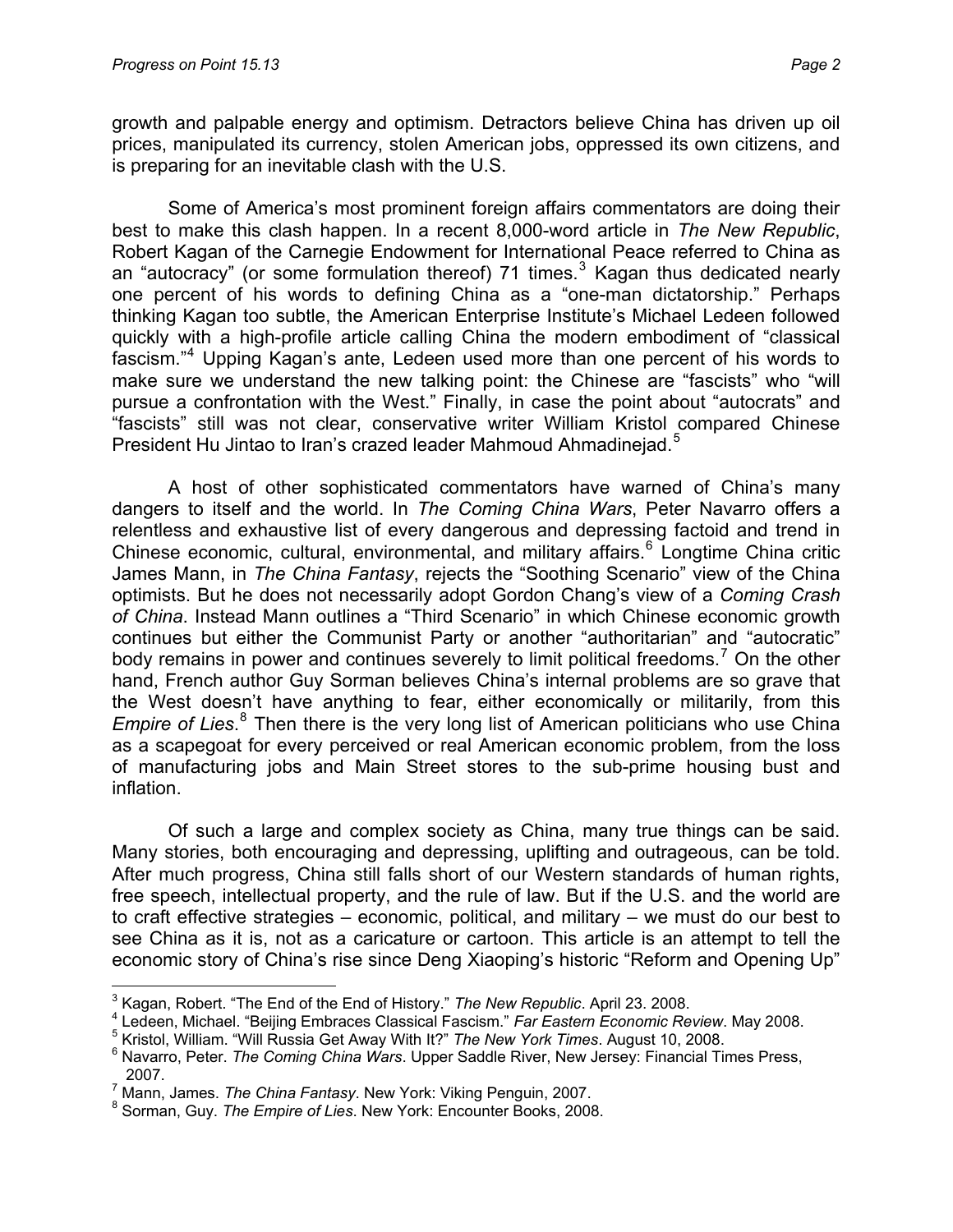growth and palpable energy and optimism. Detractors believe China has driven up oil prices, manipulated its currency, stolen American jobs, oppressed its own citizens, and is preparing for an inevitable clash with the U.S.

Some of America's most prominent foreign affairs commentators are doing their best to make this clash happen. In a recent 8,000-word article in *The New Republic*, Robert Kagan of the Carnegie Endowment for International Peace referred to China as an "autocracy" (or some formulation thereof) 71 times.[3] Kagan thus dedicated nearly one percent of his words to defining China as a "one-man dictatorship." Perhaps thinking Kagan too subtle, the American Enterprise Institute's Michael Ledeen followed quickly with a high-profile article calling China the modern embodiment of "classical fascism."[4] Upping Kagan's ante, Ledeen used more than one percent of his words to make sure we understand the new talking point: the Chinese are "fascists" who "will pursue a confrontation with the West." Finally, in case the point about "autocrats" and "fascists" still was not clear, conservative writer William Kristol compared Chinese President Hu Jintao to Iran's crazed leader Mahmoud Ahmadinejad.[5]

A host of other sophisticated commentators have warned of China's many dangers to itself and the world. In *The Coming China Wars*, Peter Navarro offers a relentless and exhaustive list of every dangerous and depressing factoid and trend in Chinese economic, cultural, environmental, and military affairs.[6] Longtime China critic James Mann, in *The China Fantasy*, rejects the "Soothing Scenario" view of the China optimists. But he does not necessarily adopt Gordon Chang's view of a *Coming Crash of China*. Instead Mann outlines a "Third Scenario" in which Chinese economic growth continues but either the Communist Party or another "authoritarian" and "autocratic" body remains in power and continues severely to limit political freedoms.[7] On the other hand, French author Guy Sorman believes China's internal problems are so grave that the West doesn't have anything to fear, either economically or militarily, from this *Empire of Lies*.[8] Then there is the very long list of American politicians who use China as a scapegoat for every perceived or real American economic problem, from the loss of manufacturing jobs and Main Street stores to the sub-prime housing bust and inflation.

Of such a large and complex society as China, many true things can be said. Many stories, both encouraging and depressing, uplifting and outrageous, can be told. After much progress, China still falls short of our Western standards of human rights, free speech, intellectual property, and the rule of law. But if the U.S. and the world are to craft effective strategies – economic, political, and military – we must do our best to see China as it is, not as a caricature or cartoon. This article is an attempt to tell the economic story of China's rise since Deng Xiaoping's historic "Reform and Opening Up"

---

[3] Kagan, Robert. "The End of the End of History." *The New Republic*. April 23. 2008.

[4] Ledeen, Michael. "Beijing Embraces Classical Fascism." *Far Eastern Economic Review*. May 2008.

[5] Kristol, William. "Will Russia Get Away With It?" *The New York Times*. August 10, 2008.

[6] Navarro, Peter. *The Coming China Wars*. Upper Saddle River, New Jersey: Financial Times Press, 2007.

[7] Mann, James. *The China Fantasy*. New York: Viking Penguin, 2007.

[8] Sorman, Guy. *The Empire of Lies*. New York: Encounter Books, 2008.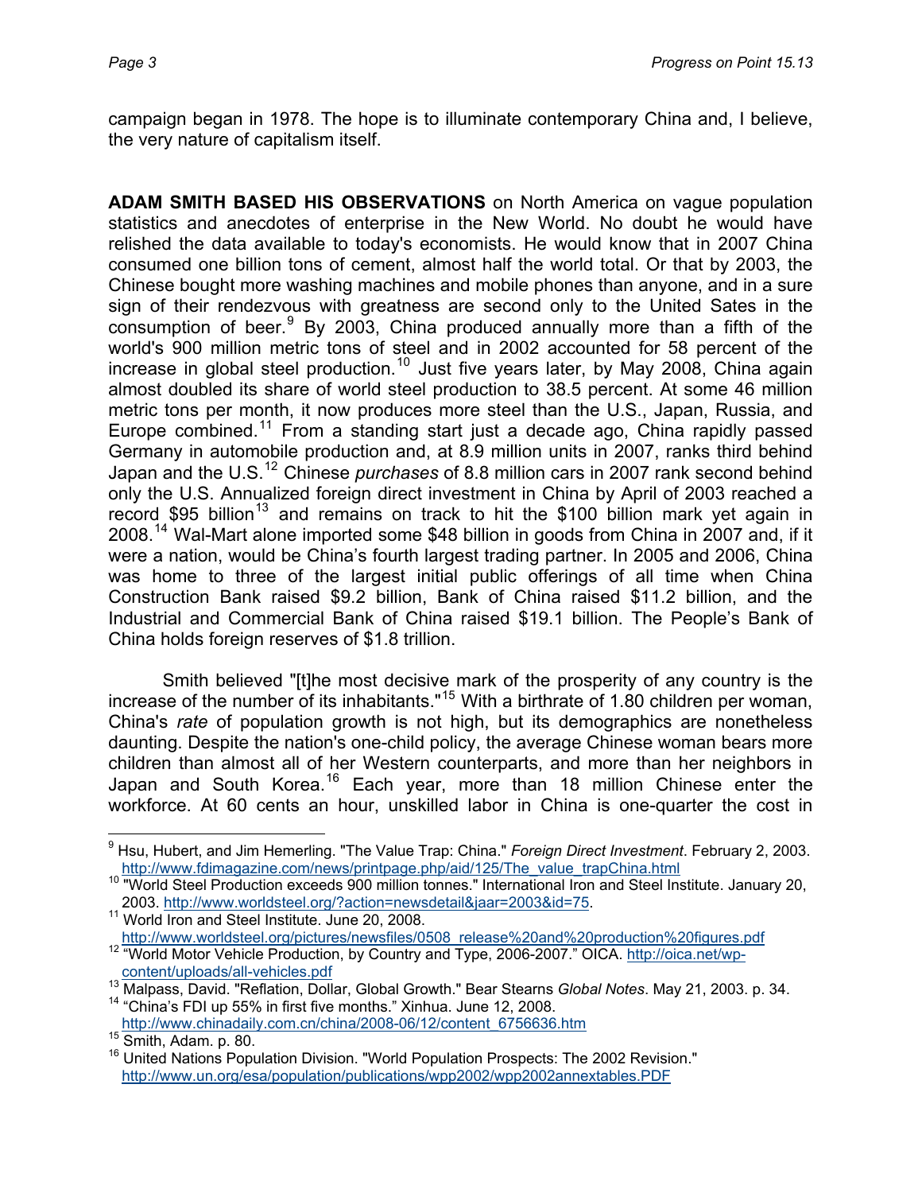campaign began in 1978. The hope is to illuminate contemporary China and, I believe, the very nature of capitalism itself.

**ADAM SMITH BASED HIS OBSERVATIONS** on North America on vague population statistics and anecdotes of enterprise in the New World. No doubt he would have relished the data available to today's economists. He would know that in 2007 China consumed one billion tons of cement, almost half the world total. Or that by 2003, the Chinese bought more washing machines and mobile phones than anyone, and in a sure sign of their rendezvous with greatness are second only to the United Sates in the consumption of beer.[9] By 2003, China produced annually more than a fifth of the world's 900 million metric tons of steel and in 2002 accounted for 58 percent of the increase in global steel production.[10] Just five years later, by May 2008, China again almost doubled its share of world steel production to 38.5 percent. At some 46 million metric tons per month, it now produces more steel than the U.S., Japan, Russia, and Europe combined.[11] From a standing start just a decade ago, China rapidly passed Germany in automobile production and, at 8.9 million units in 2007, ranks third behind Japan and the U.S.[12] Chinese *purchases* of 8.8 million cars in 2007 rank second behind only the U.S. Annualized foreign direct investment in China by April of 2003 reached a record $95 billion[13] and remains on track to hit the $100 billion mark yet again in 2008.[14] Wal-Mart alone imported some $48 billion in goods from China in 2007 and, if it were a nation, would be China's fourth largest trading partner. In 2005 and 2006, China was home to three of the largest initial public offerings of all time when China Construction Bank raised $9.2 billion, Bank of China raised $11.2 billion, and the Industrial and Commercial Bank of China raised $19.1 billion. The People's Bank of China holds foreign reserves of $1.8 trillion.

Smith believed "[t]he most decisive mark of the prosperity of any country is the increase of the number of its inhabitants."[15] With a birthrate of 1.80 children per woman, China's *rate* of population growth is not high, but its demographics are nonetheless daunting. Despite the nation's one-child policy, the average Chinese woman bears more children than almost all of her Western counterparts, and more than her neighbors in Japan and South Korea.[16] Each year, more than 18 million Chinese enter the workforce. At 60 cents an hour, unskilled labor in China is one-quarter the cost in

---

[9] Hsu, Hubert, and Jim Hemerling. "The Value Trap: China." *Foreign Direct Investment*. February 2, 2003. http://www.fdimagazine.com/news/printpage.php/aid/125/The_value_trapChina.html

[10] "World Steel Production exceeds 900 million tonnes." International Iron and Steel Institute. January 20, 2003. http://www.worldsteel.org/?action=newsdetail&jaar=2003&id=75.

[11] World Iron and Steel Institute. June 20, 2008. http://www.worldsteel.org/pictures/newsfiles/0508_release%20and%20production%20figures.pdf

[12] "World Motor Vehicle Production, by Country and Type, 2006-2007." OICA. http://oicа.net/wp-content/uploads/all-vehicles.pdf

[13] Malpass, David. "Reflation, Dollar, Global Growth." Bear Stearns *Global Notes*. May 21, 2003. p. 34.

[14] "China's FDI up 55% in first five months." Xinhua. June 12, 2008. http://www.chinadaily.com.cn/china/2008-06/12/content_6756636.htm

[15] Smith, Adam. p. 80.

[16] United Nations Population Division. "World Population Prospects: The 2002 Revision." http://www.un.org/esa/population/publications/wpp2002/wpp2002annextables.PDF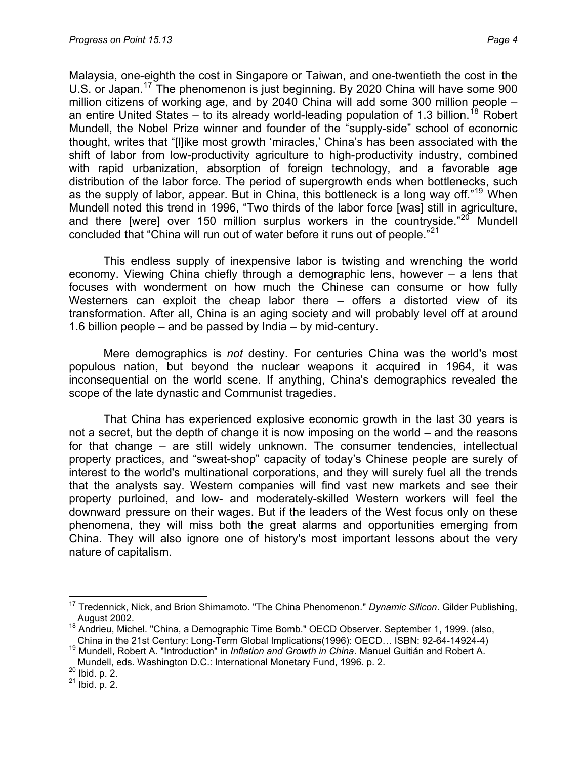Malaysia, one-eighth the cost in Singapore or Taiwan, and one-twentieth the cost in the U.S. or Japan.[17] The phenomenon is just beginning. By 2020 China will have some 900 million citizens of working age, and by 2040 China will add some 300 million people – an entire United States – to its already world-leading population of 1.3 billion.[18] Robert Mundell, the Nobel Prize winner and founder of the "supply-side" school of economic thought, writes that "[l]ike most growth 'miracles,' China's has been associated with the shift of labor from low-productivity agriculture to high-productivity industry, combined with rapid urbanization, absorption of foreign technology, and a favorable age distribution of the labor force. The period of supergrowth ends when bottlenecks, such as the supply of labor, appear. But in China, this bottleneck is a long way off."[19] When Mundell noted this trend in 1996, "Two thirds of the labor force [was] still in agriculture, and there [were] over 150 million surplus workers in the countryside."[20] Mundell concluded that "China will run out of water before it runs out of people."[21]

This endless supply of inexpensive labor is twisting and wrenching the world economy. Viewing China chiefly through a demographic lens, however – a lens that focuses with wonderment on how much the Chinese can consume or how fully Westerners can exploit the cheap labor there – offers a distorted view of its transformation. After all, China is an aging society and will probably level off at around 1.6 billion people – and be passed by India – by mid-century.

Mere demographics is *not* destiny. For centuries China was the world's most populous nation, but beyond the nuclear weapons it acquired in 1964, it was inconsequential on the world scene. If anything, China's demographics revealed the scope of the late dynastic and Communist tragedies.

That China has experienced explosive economic growth in the last 30 years is not a secret, but the depth of change it is now imposing on the world – and the reasons for that change – are still widely unknown. The consumer tendencies, intellectual property practices, and "sweat-shop" capacity of today's Chinese people are surely of interest to the world's multinational corporations, and they will surely fuel all the trends that the analysts say. Western companies will find vast new markets and see their property purloined, and low- and moderately-skilled Western workers will feel the downward pressure on their wages. But if the leaders of the West focus only on these phenomena, they will miss both the great alarms and opportunities emerging from China. They will also ignore one of history's most important lessons about the very nature of capitalism.

---

[17] Tredennick, Nick, and Brion Shimamoto. "The China Phenomenon." *Dynamic Silicon*. Gilder Publishing, August 2002.

[18] Andrieu, Michel. "China, a Demographic Time Bomb." OECD Observer. September 1, 1999. (also, China in the 21st Century: Long-Term Global Implications(1996): OECD… ISBN: 92-64-14924-4)

[19] Mundell, Robert A. "Introduction" in *Inflation and Growth in China*. Manuel Guitián and Robert A. Mundell, eds. Washington D.C.: International Monetary Fund, 1996. p. 2.

[20] Ibid. p. 2.

[21] Ibid. p. 2.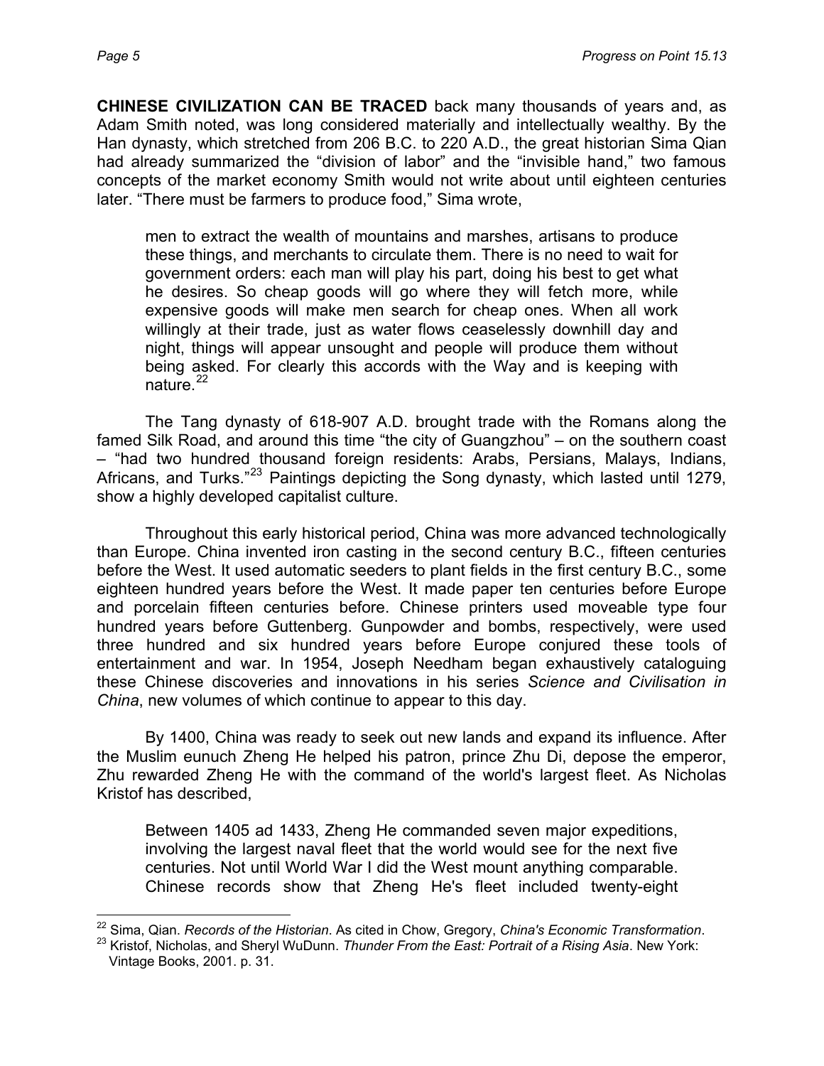**CHINESE CIVILIZATION CAN BE TRACED** back many thousands of years and, as Adam Smith noted, was long considered materially and intellectually wealthy. By the Han dynasty, which stretched from 206 B.C. to 220 A.D., the great historian Sima Qian had already summarized the "division of labor" and the "invisible hand," two famous concepts of the market economy Smith would not write about until eighteen centuries later. "There must be farmers to produce food," Sima wrote,

> men to extract the wealth of mountains and marshes, artisans to produce these things, and merchants to circulate them. There is no need to wait for government orders: each man will play his part, doing his best to get what he desires. So cheap goods will go where they will fetch more, while expensive goods will make men search for cheap ones. When all work willingly at their trade, just as water flows ceaselessly downhill day and night, things will appear unsought and people will produce them without being asked. For clearly this accords with the Way and is keeping with nature.[22]

The Tang dynasty of 618-907 A.D. brought trade with the Romans along the famed Silk Road, and around this time "the city of Guangzhou" – on the southern coast – "had two hundred thousand foreign residents: Arabs, Persians, Malays, Indians, Africans, and Turks."[23] Paintings depicting the Song dynasty, which lasted until 1279, show a highly developed capitalist culture.

Throughout this early historical period, China was more advanced technologically than Europe. China invented iron casting in the second century B.C., fifteen centuries before the West. It used automatic seeders to plant fields in the first century B.C., some eighteen hundred years before the West. It made paper ten centuries before Europe and porcelain fifteen centuries before. Chinese printers used moveable type four hundred years before Guttenberg. Gunpowder and bombs, respectively, were used three hundred and six hundred years before Europe conjured these tools of entertainment and war. In 1954, Joseph Needham began exhaustively cataloguing these Chinese discoveries and innovations in his series *Science and Civilisation in China*, new volumes of which continue to appear to this day.

By 1400, China was ready to seek out new lands and expand its influence. After the Muslim eunuch Zheng He helped his patron, prince Zhu Di, depose the emperor, Zhu rewarded Zheng He with the command of the world's largest fleet. As Nicholas Kristof has described,

> Between 1405 ad 1433, Zheng He commanded seven major expeditions, involving the largest naval fleet that the world would see for the next five centuries. Not until World War I did the West mount anything comparable. Chinese records show that Zheng He's fleet included twenty-eight

---

[22] Sima, Qian. *Records of the Historian*. As cited in Chow, Gregory, *China's Economic Transformation*.

[23] Kristof, Nicholas, and Sheryl WuDunn. *Thunder From the East: Portrait of a Rising Asia*. New York: Vintage Books, 2001. p. 31.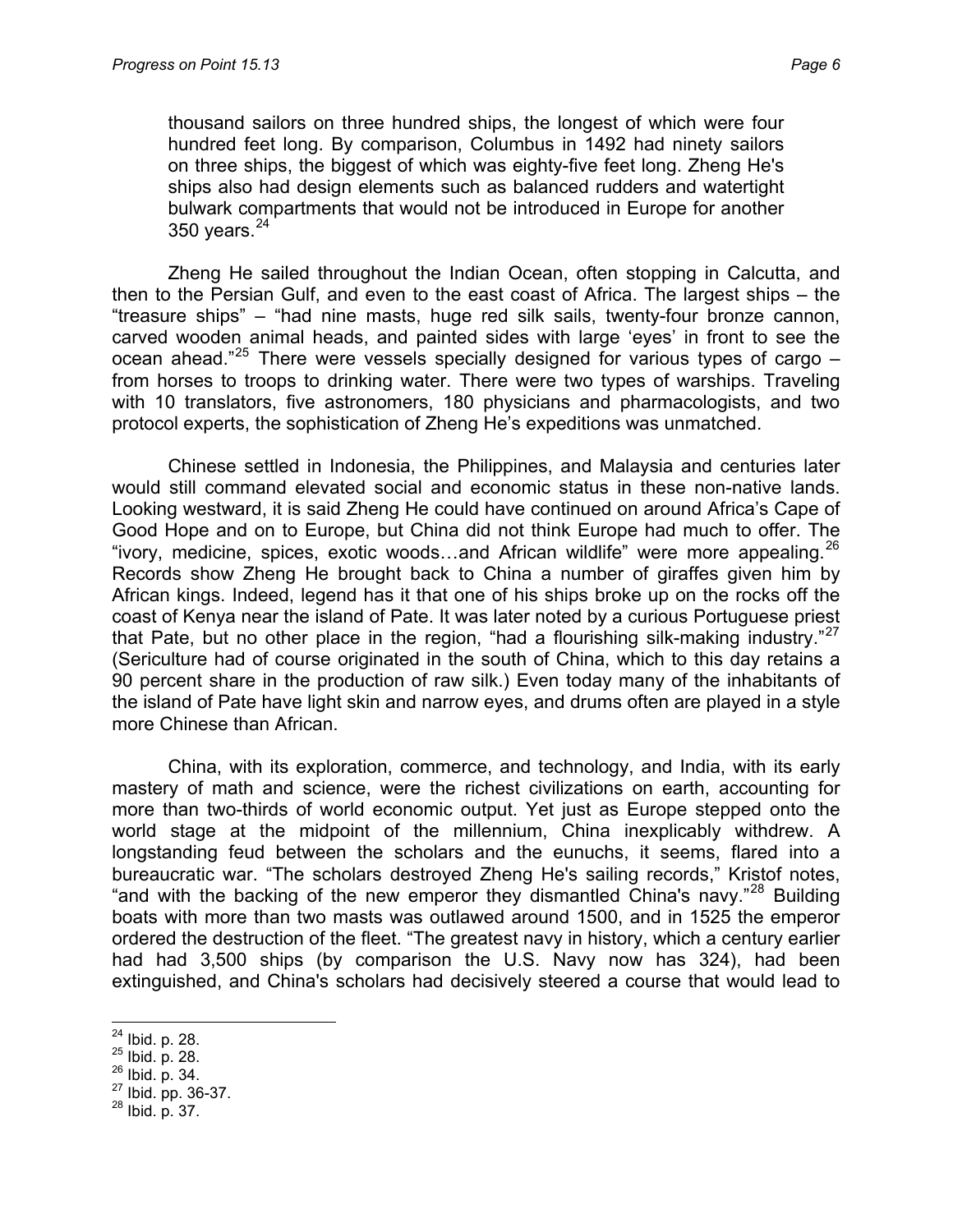thousand sailors on three hundred ships, the longest of which were four hundred feet long. By comparison, Columbus in 1492 had ninety sailors on three ships, the biggest of which was eighty-five feet long. Zheng He's ships also had design elements such as balanced rudders and watertight bulwark compartments that would not be introduced in Europe for another 350 years.[24]

Zheng He sailed throughout the Indian Ocean, often stopping in Calcutta, and then to the Persian Gulf, and even to the east coast of Africa. The largest ships – the "treasure ships" – "had nine masts, huge red silk sails, twenty-four bronze cannon, carved wooden animal heads, and painted sides with large 'eyes' in front to see the ocean ahead."[25] There were vessels specially designed for various types of cargo – from horses to troops to drinking water. There were two types of warships. Traveling with 10 translators, five astronomers, 180 physicians and pharmacologists, and two protocol experts, the sophistication of Zheng He's expeditions was unmatched.

Chinese settled in Indonesia, the Philippines, and Malaysia and centuries later would still command elevated social and economic status in these non-native lands. Looking westward, it is said Zheng He could have continued on around Africa's Cape of Good Hope and on to Europe, but China did not think Europe had much to offer. The "ivory, medicine, spices, exotic woods…and African wildlife" were more appealing.[26] Records show Zheng He brought back to China a number of giraffes given him by African kings. Indeed, legend has it that one of his ships broke up on the rocks off the coast of Kenya near the island of Pate. It was later noted by a curious Portuguese priest that Pate, but no other place in the region, "had a flourishing silk-making industry."[27] (Sericulture had of course originated in the south of China, which to this day retains a 90 percent share in the production of raw silk.) Even today many of the inhabitants of the island of Pate have light skin and narrow eyes, and drums often are played in a style more Chinese than African.

China, with its exploration, commerce, and technology, and India, with its early mastery of math and science, were the richest civilizations on earth, accounting for more than two-thirds of world economic output. Yet just as Europe stepped onto the world stage at the midpoint of the millennium, China inexplicably withdrew. A longstanding feud between the scholars and the eunuchs, it seems, flared into a bureaucratic war. "The scholars destroyed Zheng He's sailing records," Kristof notes, "and with the backing of the new emperor they dismantled China's navy."[28] Building boats with more than two masts was outlawed around 1500, and in 1525 the emperor ordered the destruction of the fleet. "The greatest navy in history, which a century earlier had had 3,500 ships (by comparison the U.S. Navy now has 324), had been extinguished, and China's scholars had decisively steered a course that would lead to

---

[24] Ibid. p. 28.
[25] Ibid. p. 28.
[26] Ibid. p. 34.
[27] Ibid. pp. 36-37.
[28] Ibid. p. 37.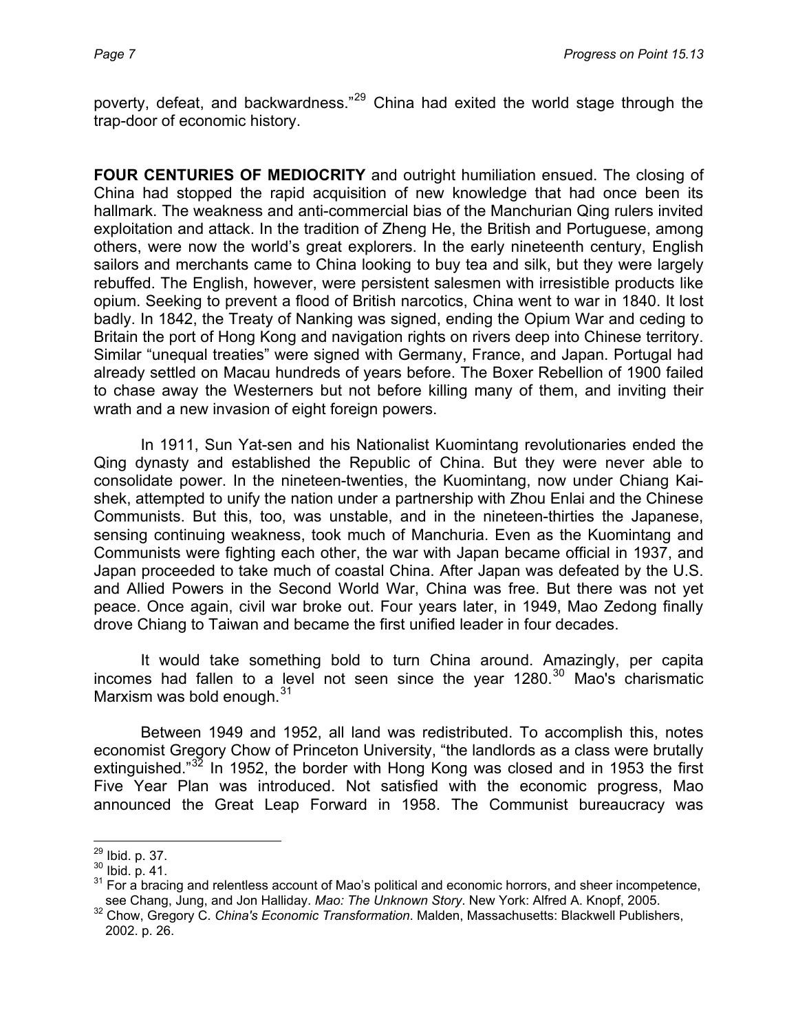poverty, defeat, and backwardness."[29] China had exited the world stage through the trap-door of economic history.

**FOUR CENTURIES OF MEDIOCRITY** and outright humiliation ensued. The closing of China had stopped the rapid acquisition of new knowledge that had once been its hallmark. The weakness and anti-commercial bias of the Manchurian Qing rulers invited exploitation and attack. In the tradition of Zheng He, the British and Portuguese, among others, were now the world's great explorers. In the early nineteenth century, English sailors and merchants came to China looking to buy tea and silk, but they were largely rebuffed. The English, however, were persistent salesmen with irresistible products like opium. Seeking to prevent a flood of British narcotics, China went to war in 1840. It lost badly. In 1842, the Treaty of Nanking was signed, ending the Opium War and ceding to Britain the port of Hong Kong and navigation rights on rivers deep into Chinese territory. Similar "unequal treaties" were signed with Germany, France, and Japan. Portugal had already settled on Macau hundreds of years before. The Boxer Rebellion of 1900 failed to chase away the Westerners but not before killing many of them, and inviting their wrath and a new invasion of eight foreign powers.

In 1911, Sun Yat-sen and his Nationalist Kuomintang revolutionaries ended the Qing dynasty and established the Republic of China. But they were never able to consolidate power. In the nineteen-twenties, the Kuomintang, now under Chiang Kai-shek, attempted to unify the nation under a partnership with Zhou Enlai and the Chinese Communists. But this, too, was unstable, and in the nineteen-thirties the Japanese, sensing continuing weakness, took much of Manchuria. Even as the Kuomintang and Communists were fighting each other, the war with Japan became official in 1937, and Japan proceeded to take much of coastal China. After Japan was defeated by the U.S. and Allied Powers in the Second World War, China was free. But there was not yet peace. Once again, civil war broke out. Four years later, in 1949, Mao Zedong finally drove Chiang to Taiwan and became the first unified leader in four decades.

It would take something bold to turn China around. Amazingly, per capita incomes had fallen to a level not seen since the year 1280.[30] Mao's charismatic Marxism was bold enough.[31]

Between 1949 and 1952, all land was redistributed. To accomplish this, notes economist Gregory Chow of Princeton University, "the landlords as a class were brutally extinguished."[32] In 1952, the border with Hong Kong was closed and in 1953 the first Five Year Plan was introduced. Not satisfied with the economic progress, Mao announced the Great Leap Forward in 1958. The Communist bureaucracy was

---

[29] Ibid. p. 37.

[30] Ibid. p. 41.

[31] For a bracing and relentless account of Mao's political and economic horrors, and sheer incompetence, see Chang, Jung, and Jon Halliday. *Mao: The Unknown Story*. New York: Alfred A. Knopf, 2005.

[32] Chow, Gregory C. *China's Economic Transformation*. Malden, Massachusetts: Blackwell Publishers, 2002. p. 26.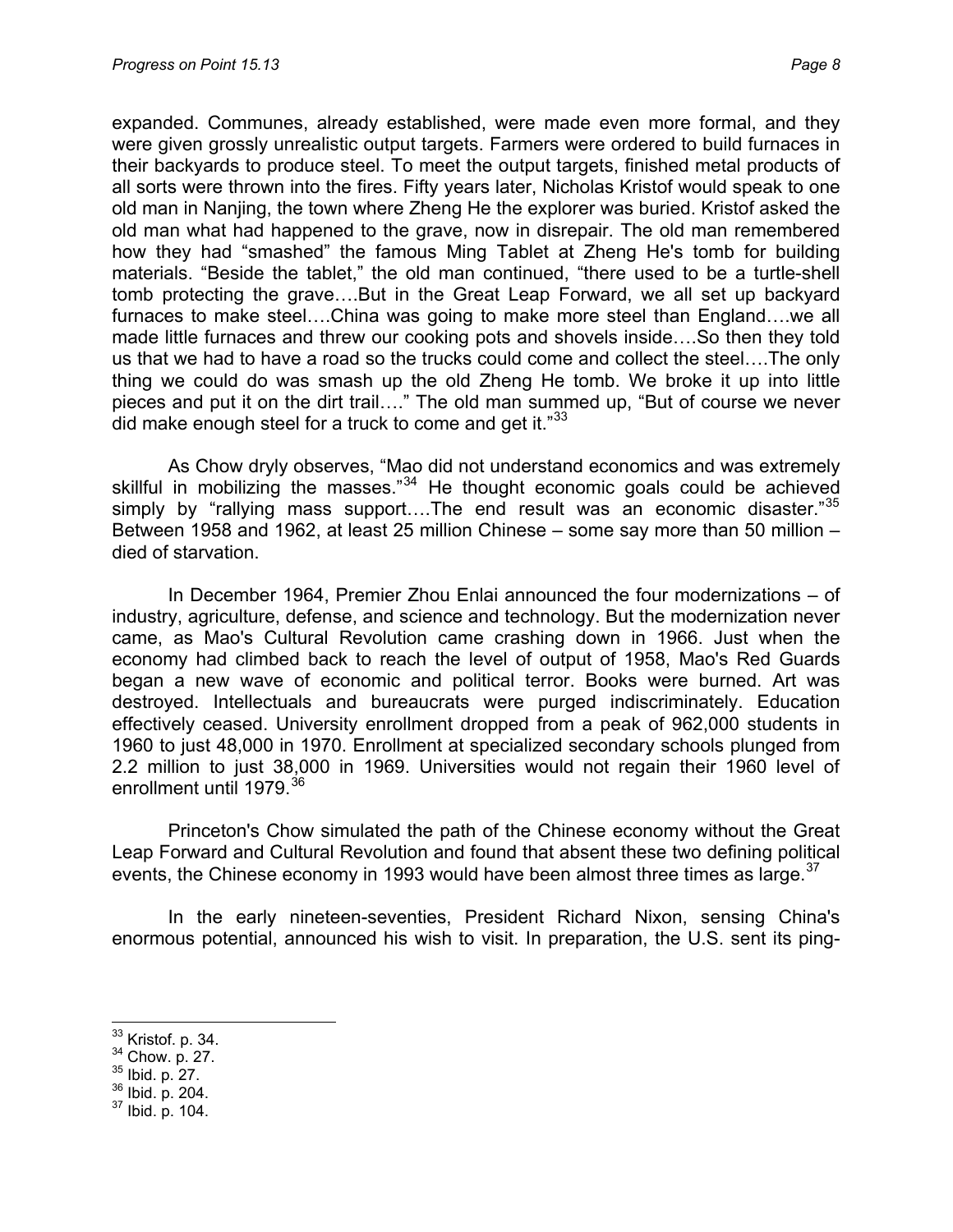expanded. Communes, already established, were made even more formal, and they were given grossly unrealistic output targets. Farmers were ordered to build furnaces in their backyards to produce steel. To meet the output targets, finished metal products of all sorts were thrown into the fires. Fifty years later, Nicholas Kristof would speak to one old man in Nanjing, the town where Zheng He the explorer was buried. Kristof asked the old man what had happened to the grave, now in disrepair. The old man remembered how they had "smashed" the famous Ming Tablet at Zheng He's tomb for building materials. "Beside the tablet," the old man continued, "there used to be a turtle-shell tomb protecting the grave….But in the Great Leap Forward, we all set up backyard furnaces to make steel….China was going to make more steel than England….we all made little furnaces and threw our cooking pots and shovels inside….So then they told us that we had to have a road so the trucks could come and collect the steel….The only thing we could do was smash up the old Zheng He tomb. We broke it up into little pieces and put it on the dirt trail…." The old man summed up, "But of course we never did make enough steel for a truck to come and get it."[33]

As Chow dryly observes, "Mao did not understand economics and was extremely skillful in mobilizing the masses."[34] He thought economic goals could be achieved simply by "rallying mass support….The end result was an economic disaster."[35] Between 1958 and 1962, at least 25 million Chinese – some say more than 50 million – died of starvation.

In December 1964, Premier Zhou Enlai announced the four modernizations – of industry, agriculture, defense, and science and technology. But the modernization never came, as Mao's Cultural Revolution came crashing down in 1966. Just when the economy had climbed back to reach the level of output of 1958, Mao's Red Guards began a new wave of economic and political terror. Books were burned. Art was destroyed. Intellectuals and bureaucrats were purged indiscriminately. Education effectively ceased. University enrollment dropped from a peak of 962,000 students in 1960 to just 48,000 in 1970. Enrollment at specialized secondary schools plunged from 2.2 million to just 38,000 in 1969. Universities would not regain their 1960 level of enrollment until 1979.[36]

Princeton's Chow simulated the path of the Chinese economy without the Great Leap Forward and Cultural Revolution and found that absent these two defining political events, the Chinese economy in 1993 would have been almost three times as large.[37]

In the early nineteen-seventies, President Richard Nixon, sensing China's enormous potential, announced his wish to visit. In preparation, the U.S. sent its ping-

---

[33] Kristof. p. 34.
[34] Chow. p. 27.
[35] Ibid. p. 27.
[36] Ibid. p. 204.
[37] Ibid. p. 104.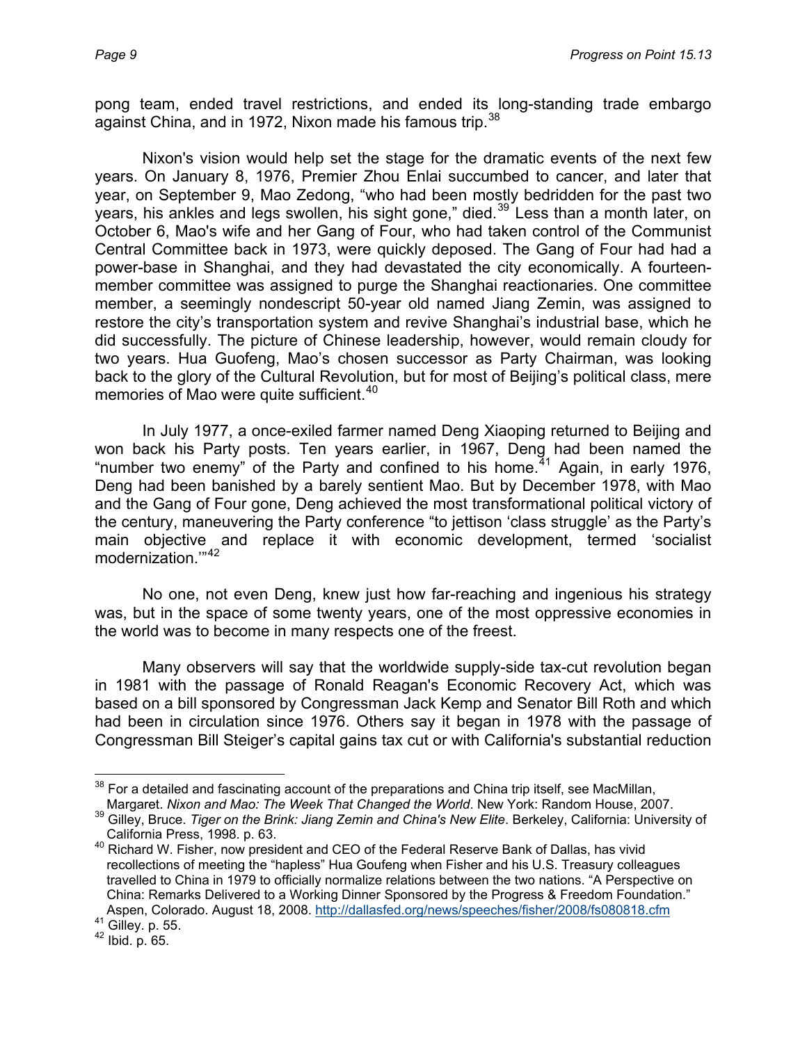pong team, ended travel restrictions, and ended its long-standing trade embargo against China, and in 1972, Nixon made his famous trip.[38]

Nixon's vision would help set the stage for the dramatic events of the next few years. On January 8, 1976, Premier Zhou Enlai succumbed to cancer, and later that year, on September 9, Mao Zedong, "who had been mostly bedridden for the past two years, his ankles and legs swollen, his sight gone," died.[39] Less than a month later, on October 6, Mao's wife and her Gang of Four, who had taken control of the Communist Central Committee back in 1973, were quickly deposed. The Gang of Four had had a power-base in Shanghai, and they had devastated the city economically. A fourteen-member committee was assigned to purge the Shanghai reactionaries. One committee member, a seemingly nondescript 50-year old named Jiang Zemin, was assigned to restore the city's transportation system and revive Shanghai's industrial base, which he did successfully. The picture of Chinese leadership, however, would remain cloudy for two years. Hua Guofeng, Mao's chosen successor as Party Chairman, was looking back to the glory of the Cultural Revolution, but for most of Beijing's political class, mere memories of Mao were quite sufficient.[40]

In July 1977, a once-exiled farmer named Deng Xiaoping returned to Beijing and won back his Party posts. Ten years earlier, in 1967, Deng had been named the "number two enemy" of the Party and confined to his home.[41] Again, in early 1976, Deng had been banished by a barely sentient Mao. But by December 1978, with Mao and the Gang of Four gone, Deng achieved the most transformational political victory of the century, maneuvering the Party conference "to jettison 'class struggle' as the Party's main objective and replace it with economic development, termed 'socialist modernization.'"[42]

No one, not even Deng, knew just how far-reaching and ingenious his strategy was, but in the space of some twenty years, one of the most oppressive economies in the world was to become in many respects one of the freest.

Many observers will say that the worldwide supply-side tax-cut revolution began in 1981 with the passage of Ronald Reagan's Economic Recovery Act, which was based on a bill sponsored by Congressman Jack Kemp and Senator Bill Roth and which had been in circulation since 1976. Others say it began in 1978 with the passage of Congressman Bill Steiger's capital gains tax cut or with California's substantial reduction

---

[38] For a detailed and fascinating account of the preparations and China trip itself, see MacMillan, Margaret. *Nixon and Mao: The Week That Changed the World*. New York: Random House, 2007.

[39] Gilley, Bruce. *Tiger on the Brink: Jiang Zemin and China's New Elite*. Berkeley, California: University of California Press, 1998. p. 63.

[40] Richard W. Fisher, now president and CEO of the Federal Reserve Bank of Dallas, has vivid recollections of meeting the "hapless" Hua Goufeng when Fisher and his U.S. Treasury colleagues travelled to China in 1979 to officially normalize relations between the two nations. "A Perspective on China: Remarks Delivered to a Working Dinner Sponsored by the Progress & Freedom Foundation." Aspen, Colorado. August 18, 2008. http://dallasfed.org/news/speeches/fisher/2008/fs080818.cfm

[41] Gilley. p. 55.

[42] Ibid. p. 65.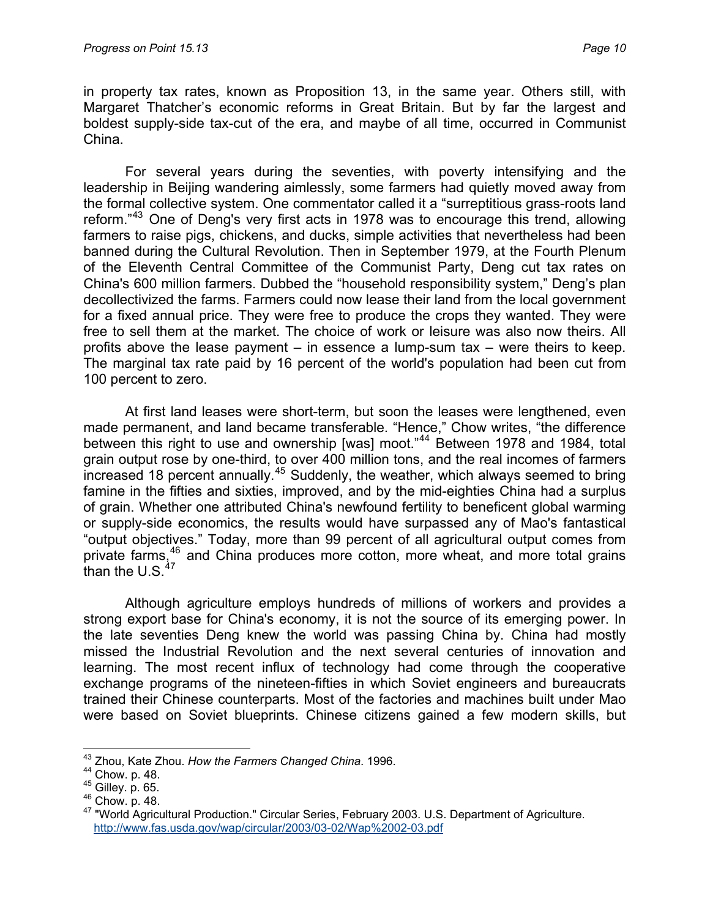in property tax rates, known as Proposition 13, in the same year. Others still, with Margaret Thatcher's economic reforms in Great Britain. But by far the largest and boldest supply-side tax-cut of the era, and maybe of all time, occurred in Communist China.

For several years during the seventies, with poverty intensifying and the leadership in Beijing wandering aimlessly, some farmers had quietly moved away from the formal collective system. One commentator called it a "surreptitious grass-roots land reform."[43] One of Deng's very first acts in 1978 was to encourage this trend, allowing farmers to raise pigs, chickens, and ducks, simple activities that nevertheless had been banned during the Cultural Revolution. Then in September 1979, at the Fourth Plenum of the Eleventh Central Committee of the Communist Party, Deng cut tax rates on China's 600 million farmers. Dubbed the "household responsibility system," Deng's plan decollectivized the farms. Farmers could now lease their land from the local government for a fixed annual price. They were free to produce the crops they wanted. They were free to sell them at the market. The choice of work or leisure was also now theirs. All profits above the lease payment – in essence a lump-sum tax – were theirs to keep. The marginal tax rate paid by 16 percent of the world's population had been cut from 100 percent to zero.

At first land leases were short-term, but soon the leases were lengthened, even made permanent, and land became transferable. "Hence," Chow writes, "the difference between this right to use and ownership [was] moot."[44] Between 1978 and 1984, total grain output rose by one-third, to over 400 million tons, and the real incomes of farmers increased 18 percent annually.[45] Suddenly, the weather, which always seemed to bring famine in the fifties and sixties, improved, and by the mid-eighties China had a surplus of grain. Whether one attributed China's newfound fertility to beneficent global warming or supply-side economics, the results would have surpassed any of Mao's fantastical "output objectives." Today, more than 99 percent of all agricultural output comes from private farms,[46] and China produces more cotton, more wheat, and more total grains than the U.S.[47]

Although agriculture employs hundreds of millions of workers and provides a strong export base for China's economy, it is not the source of its emerging power. In the late seventies Deng knew the world was passing China by. China had mostly missed the Industrial Revolution and the next several centuries of innovation and learning. The most recent influx of technology had come through the cooperative exchange programs of the nineteen-fifties in which Soviet engineers and bureaucrats trained their Chinese counterparts. Most of the factories and machines built under Mao were based on Soviet blueprints. Chinese citizens gained a few modern skills, but

---

[43] Zhou, Kate Zhou. *How the Farmers Changed China*. 1996.

[44] Chow. p. 48.

[45] Gilley. p. 65.

[46] Chow. p. 48.

[47] "World Agricultural Production." Circular Series, February 2003. U.S. Department of Agriculture. http://www.fas.usda.gov/wap/circular/2003/03-02/Wap%2002-03.pdf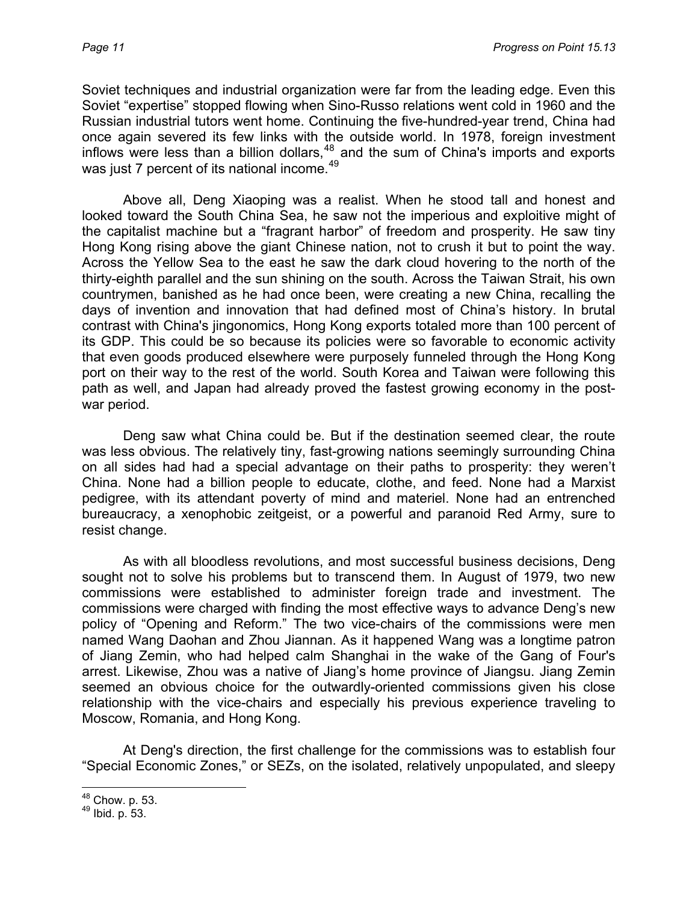Soviet techniques and industrial organization were far from the leading edge. Even this Soviet "expertise" stopped flowing when Sino-Russo relations went cold in 1960 and the Russian industrial tutors went home. Continuing the five-hundred-year trend, China had once again severed its few links with the outside world. In 1978, foreign investment inflows were less than a billion dollars,[48] and the sum of China's imports and exports was just 7 percent of its national income.[49]

Above all, Deng Xiaoping was a realist. When he stood tall and honest and looked toward the South China Sea, he saw not the imperious and exploitive might of the capitalist machine but a "fragrant harbor" of freedom and prosperity. He saw tiny Hong Kong rising above the giant Chinese nation, not to crush it but to point the way. Across the Yellow Sea to the east he saw the dark cloud hovering to the north of the thirty-eighth parallel and the sun shining on the south. Across the Taiwan Strait, his own countrymen, banished as he had once been, were creating a new China, recalling the days of invention and innovation that had defined most of China's history. In brutal contrast with China's jingonomics, Hong Kong exports totaled more than 100 percent of its GDP. This could be so because its policies were so favorable to economic activity that even goods produced elsewhere were purposely funneled through the Hong Kong port on their way to the rest of the world. South Korea and Taiwan were following this path as well, and Japan had already proved the fastest growing economy in the post-war period.

Deng saw what China could be. But if the destination seemed clear, the route was less obvious. The relatively tiny, fast-growing nations seemingly surrounding China on all sides had had a special advantage on their paths to prosperity: they weren't China. None had a billion people to educate, clothe, and feed. None had a Marxist pedigree, with its attendant poverty of mind and materiel. None had an entrenched bureaucracy, a xenophobic zeitgeist, or a powerful and paranoid Red Army, sure to resist change.

As with all bloodless revolutions, and most successful business decisions, Deng sought not to solve his problems but to transcend them. In August of 1979, two new commissions were established to administer foreign trade and investment. The commissions were charged with finding the most effective ways to advance Deng's new policy of "Opening and Reform." The two vice-chairs of the commissions were men named Wang Daohan and Zhou Jiannan. As it happened Wang was a longtime patron of Jiang Zemin, who had helped calm Shanghai in the wake of the Gang of Four's arrest. Likewise, Zhou was a native of Jiang's home province of Jiangsu. Jiang Zemin seemed an obvious choice for the outwardly-oriented commissions given his close relationship with the vice-chairs and especially his previous experience traveling to Moscow, Romania, and Hong Kong.

At Deng's direction, the first challenge for the commissions was to establish four "Special Economic Zones," or SEZs, on the isolated, relatively unpopulated, and sleepy

---

[48] Chow. p. 53.

[49] Ibid. p. 53.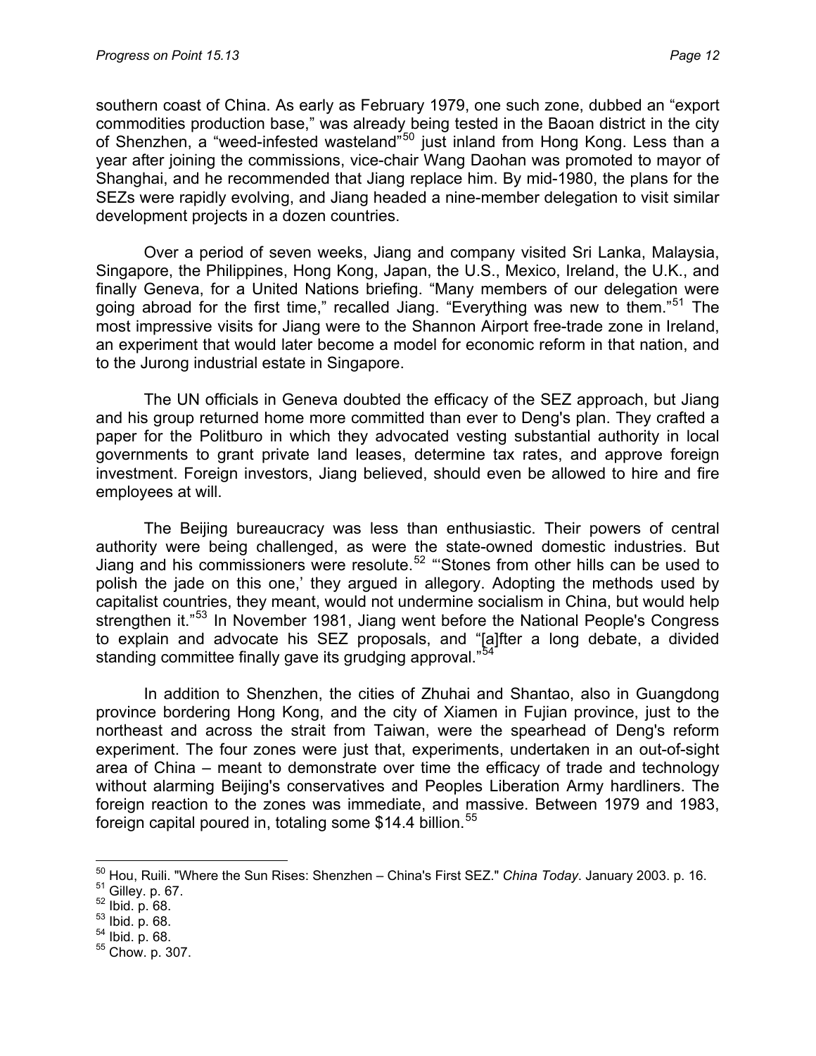southern coast of China. As early as February 1979, one such zone, dubbed an "export commodities production base," was already being tested in the Baoan district in the city of Shenzhen, a "weed-infested wasteland"[50] just inland from Hong Kong. Less than a year after joining the commissions, vice-chair Wang Daohan was promoted to mayor of Shanghai, and he recommended that Jiang replace him. By mid-1980, the plans for the SEZs were rapidly evolving, and Jiang headed a nine-member delegation to visit similar development projects in a dozen countries.

Over a period of seven weeks, Jiang and company visited Sri Lanka, Malaysia, Singapore, the Philippines, Hong Kong, Japan, the U.S., Mexico, Ireland, the U.K., and finally Geneva, for a United Nations briefing. "Many members of our delegation were going abroad for the first time," recalled Jiang. "Everything was new to them."[51] The most impressive visits for Jiang were to the Shannon Airport free-trade zone in Ireland, an experiment that would later become a model for economic reform in that nation, and to the Jurong industrial estate in Singapore.

The UN officials in Geneva doubted the efficacy of the SEZ approach, but Jiang and his group returned home more committed than ever to Deng's plan. They crafted a paper for the Politburo in which they advocated vesting substantial authority in local governments to grant private land leases, determine tax rates, and approve foreign investment. Foreign investors, Jiang believed, should even be allowed to hire and fire employees at will.

The Beijing bureaucracy was less than enthusiastic. Their powers of central authority were being challenged, as were the state-owned domestic industries. But Jiang and his commissioners were resolute.[52] "'Stones from other hills can be used to polish the jade on this one,' they argued in allegory. Adopting the methods used by capitalist countries, they meant, would not undermine socialism in China, but would help strengthen it."[53] In November 1981, Jiang went before the National People's Congress to explain and advocate his SEZ proposals, and "[a]fter a long debate, a divided standing committee finally gave its grudging approval."[54]

In addition to Shenzhen, the cities of Zhuhai and Shantao, also in Guangdong province bordering Hong Kong, and the city of Xiamen in Fujian province, just to the northeast and across the strait from Taiwan, were the spearhead of Deng's reform experiment. The four zones were just that, experiments, undertaken in an out-of-sight area of China – meant to demonstrate over time the efficacy of trade and technology without alarming Beijing's conservatives and Peoples Liberation Army hardliners. The foreign reaction to the zones was immediate, and massive. Between 1979 and 1983, foreign capital poured in, totaling some $14.4 billion.[55]

---

[50] Hou, Ruili. "Where the Sun Rises: Shenzhen – China's First SEZ." *China Today*. January 2003. p. 16.
[51] Gilley. p. 67.
[52] Ibid. p. 68.
[53] Ibid. p. 68.
[54] Ibid. p. 68.
[55] Chow. p. 307.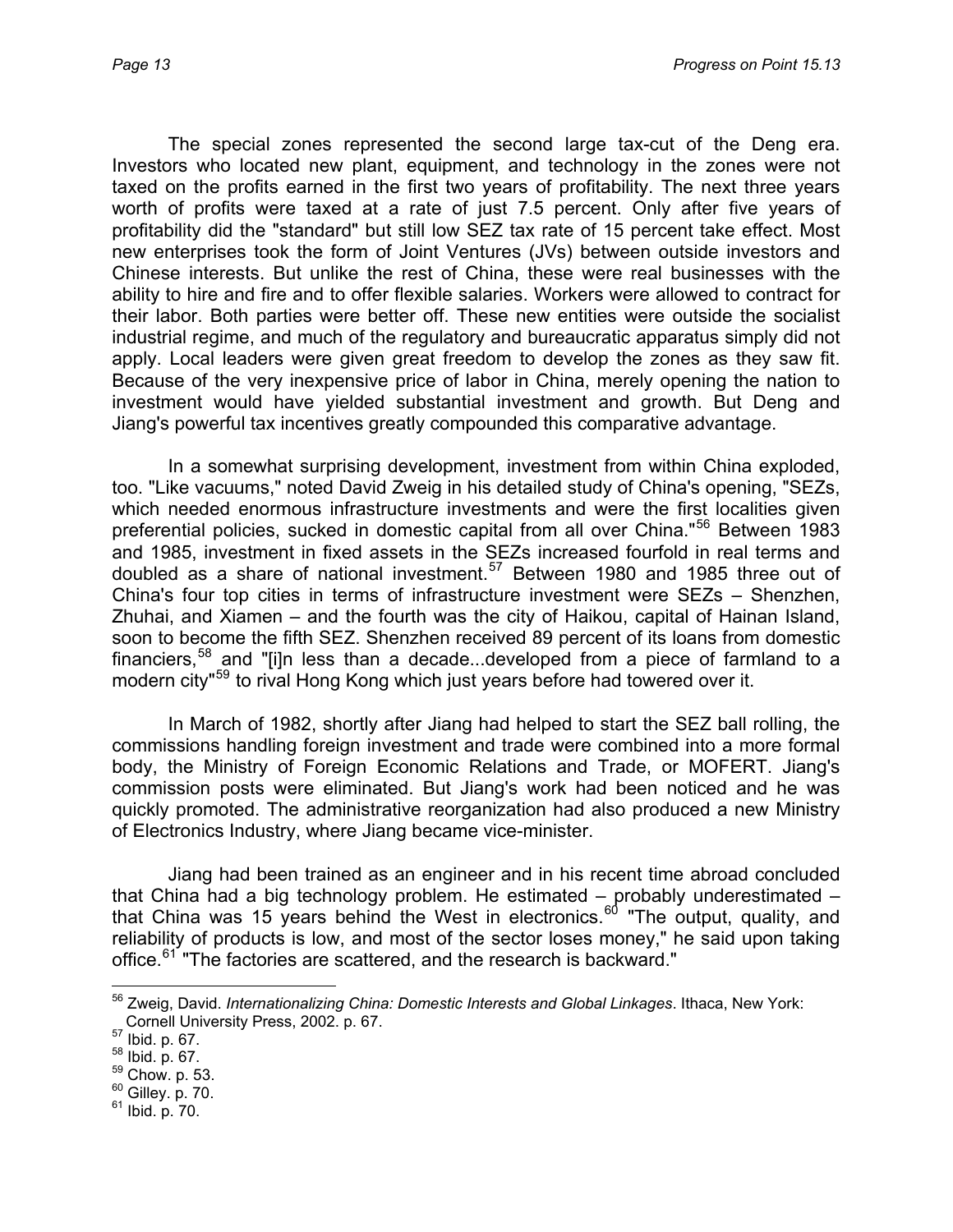The special zones represented the second large tax-cut of the Deng era. Investors who located new plant, equipment, and technology in the zones were not taxed on the profits earned in the first two years of profitability. The next three years worth of profits were taxed at a rate of just 7.5 percent. Only after five years of profitability did the "standard" but still low SEZ tax rate of 15 percent take effect. Most new enterprises took the form of Joint Ventures (JVs) between outside investors and Chinese interests. But unlike the rest of China, these were real businesses with the ability to hire and fire and to offer flexible salaries. Workers were allowed to contract for their labor. Both parties were better off. These new entities were outside the socialist industrial regime, and much of the regulatory and bureaucratic apparatus simply did not apply. Local leaders were given great freedom to develop the zones as they saw fit. Because of the very inexpensive price of labor in China, merely opening the nation to investment would have yielded substantial investment and growth. But Deng and Jiang's powerful tax incentives greatly compounded this comparative advantage.

In a somewhat surprising development, investment from within China exploded, too. "Like vacuums," noted David Zweig in his detailed study of China's opening, "SEZs, which needed enormous infrastructure investments and were the first localities given preferential policies, sucked in domestic capital from all over China."[56] Between 1983 and 1985, investment in fixed assets in the SEZs increased fourfold in real terms and doubled as a share of national investment.[57] Between 1980 and 1985 three out of China's four top cities in terms of infrastructure investment were SEZs – Shenzhen, Zhuhai, and Xiamen – and the fourth was the city of Haikou, capital of Hainan Island, soon to become the fifth SEZ. Shenzhen received 89 percent of its loans from domestic financiers,[58] and "[i]n less than a decade...developed from a piece of farmland to a modern city"[59] to rival Hong Kong which just years before had towered over it.

In March of 1982, shortly after Jiang had helped to start the SEZ ball rolling, the commissions handling foreign investment and trade were combined into a more formal body, the Ministry of Foreign Economic Relations and Trade, or MOFERT. Jiang's commission posts were eliminated. But Jiang's work had been noticed and he was quickly promoted. The administrative reorganization had also produced a new Ministry of Electronics Industry, where Jiang became vice-minister.

Jiang had been trained as an engineer and in his recent time abroad concluded that China had a big technology problem. He estimated – probably underestimated – that China was 15 years behind the West in electronics.[60] "The output, quality, and reliability of products is low, and most of the sector loses money," he said upon taking office.[61] "The factories are scattered, and the research is backward."

---

[56] Zweig, David. *Internationalizing China: Domestic Interests and Global Linkages*. Ithaca, New York: Cornell University Press, 2002. p. 67.

[57] Ibid. p. 67.

[58] Ibid. p. 67.

[59] Chow. p. 53.

[60] Gilley. p. 70.

[61] Ibid. p. 70.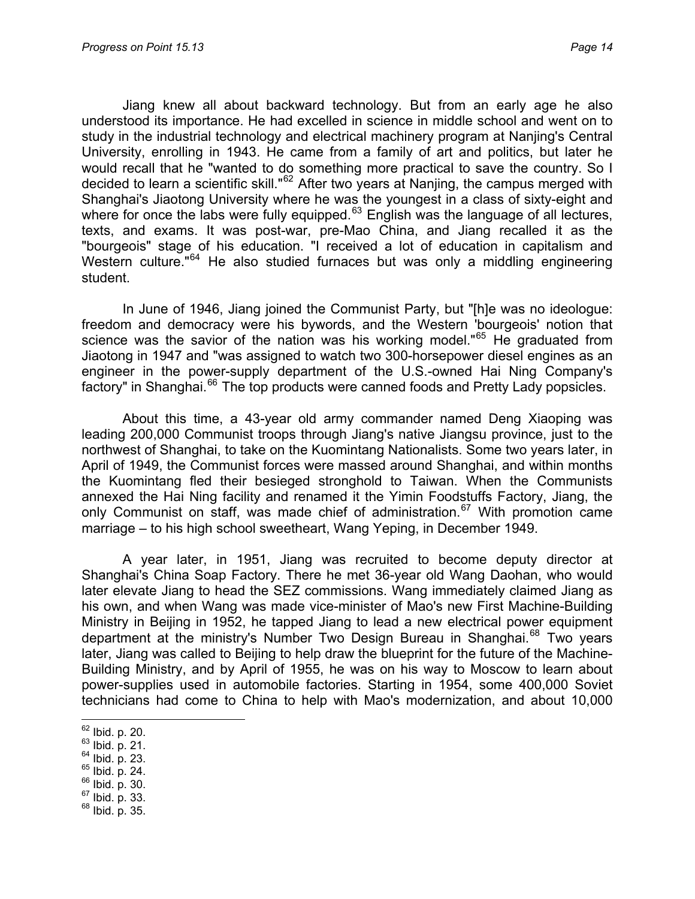Jiang knew all about backward technology. But from an early age he also understood its importance. He had excelled in science in middle school and went on to study in the industrial technology and electrical machinery program at Nanjing's Central University, enrolling in 1943. He came from a family of art and politics, but later he would recall that he "wanted to do something more practical to save the country. So I decided to learn a scientific skill."[62] After two years at Nanjing, the campus merged with Shanghai's Jiaotong University where he was the youngest in a class of sixty-eight and where for once the labs were fully equipped.[63] English was the language of all lectures, texts, and exams. It was post-war, pre-Mao China, and Jiang recalled it as the "bourgeois" stage of his education. "I received a lot of education in capitalism and Western culture."[64] He also studied furnaces but was only a middling engineering student.

In June of 1946, Jiang joined the Communist Party, but "[h]e was no ideologue: freedom and democracy were his bywords, and the Western 'bourgeois' notion that science was the savior of the nation was his working model."[65] He graduated from Jiaotong in 1947 and "was assigned to watch two 300-horsepower diesel engines as an engineer in the power-supply department of the U.S.-owned Hai Ning Company's factory" in Shanghai.[66] The top products were canned foods and Pretty Lady popsicles.

About this time, a 43-year old army commander named Deng Xiaoping was leading 200,000 Communist troops through Jiang's native Jiangsu province, just to the northwest of Shanghai, to take on the Kuomintang Nationalists. Some two years later, in April of 1949, the Communist forces were massed around Shanghai, and within months the Kuomintang fled their besieged stronghold to Taiwan. When the Communists annexed the Hai Ning facility and renamed it the Yimin Foodstuffs Factory, Jiang, the only Communist on staff, was made chief of administration.[67] With promotion came marriage – to his high school sweetheart, Wang Yeping, in December 1949.

A year later, in 1951, Jiang was recruited to become deputy director at Shanghai's China Soap Factory. There he met 36-year old Wang Daohan, who would later elevate Jiang to head the SEZ commissions. Wang immediately claimed Jiang as his own, and when Wang was made vice-minister of Mao's new First Machine-Building Ministry in Beijing in 1952, he tapped Jiang to lead a new electrical power equipment department at the ministry's Number Two Design Bureau in Shanghai.[68] Two years later, Jiang was called to Beijing to help draw the blueprint for the future of the Machine-Building Ministry, and by April of 1955, he was on his way to Moscow to learn about power-supplies used in automobile factories. Starting in 1954, some 400,000 Soviet technicians had come to China to help with Mao's modernization, and about 10,000

[62] Ibid. p. 20.
[63] Ibid. p. 21.
[64] Ibid. p. 23.
[65] Ibid. p. 24.
[66] Ibid. p. 30.
[67] Ibid. p. 33.
[68] Ibid. p. 35.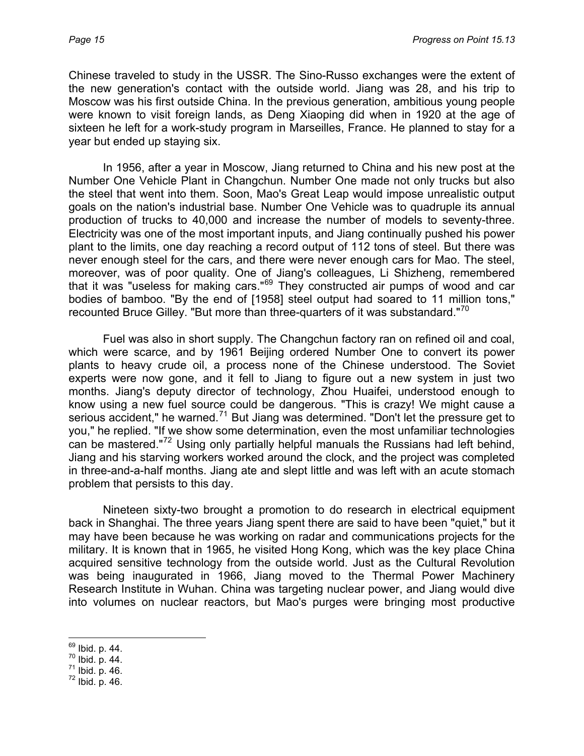Chinese traveled to study in the USSR. The Sino-Russo exchanges were the extent of the new generation's contact with the outside world. Jiang was 28, and his trip to Moscow was his first outside China. In the previous generation, ambitious young people were known to visit foreign lands, as Deng Xiaoping did when in 1920 at the age of sixteen he left for a work-study program in Marseilles, France. He planned to stay for a year but ended up staying six.

In 1956, after a year in Moscow, Jiang returned to China and his new post at the Number One Vehicle Plant in Changchun. Number One made not only trucks but also the steel that went into them. Soon, Mao's Great Leap would impose unrealistic output goals on the nation's industrial base. Number One Vehicle was to quadruple its annual production of trucks to 40,000 and increase the number of models to seventy-three. Electricity was one of the most important inputs, and Jiang continually pushed his power plant to the limits, one day reaching a record output of 112 tons of steel. But there was never enough steel for the cars, and there were never enough cars for Mao. The steel, moreover, was of poor quality. One of Jiang's colleagues, Li Shizheng, remembered that it was "useless for making cars."[69] They constructed air pumps of wood and car bodies of bamboo. "By the end of [1958] steel output had soared to 11 million tons," recounted Bruce Gilley. "But more than three-quarters of it was substandard."[70]

Fuel was also in short supply. The Changchun factory ran on refined oil and coal, which were scarce, and by 1961 Beijing ordered Number One to convert its power plants to heavy crude oil, a process none of the Chinese understood. The Soviet experts were now gone, and it fell to Jiang to figure out a new system in just two months. Jiang's deputy director of technology, Zhou Huaifei, understood enough to know using a new fuel source could be dangerous. "This is crazy! We might cause a serious accident," he warned.[71] But Jiang was determined. "Don't let the pressure get to you," he replied. "If we show some determination, even the most unfamiliar technologies can be mastered."[72] Using only partially helpful manuals the Russians had left behind, Jiang and his starving workers worked around the clock, and the project was completed in three-and-a-half months. Jiang ate and slept little and was left with an acute stomach problem that persists to this day.

Nineteen sixty-two brought a promotion to do research in electrical equipment back in Shanghai. The three years Jiang spent there are said to have been "quiet," but it may have been because he was working on radar and communications projects for the military. It is known that in 1965, he visited Hong Kong, which was the key place China acquired sensitive technology from the outside world. Just as the Cultural Revolution was being inaugurated in 1966, Jiang moved to the Thermal Power Machinery Research Institute in Wuhan. China was targeting nuclear power, and Jiang would dive into volumes on nuclear reactors, but Mao's purges were bringing most productive

---

[69] Ibid. p. 44.
[70] Ibid. p. 44.
[71] Ibid. p. 46.
[72] Ibid. p. 46.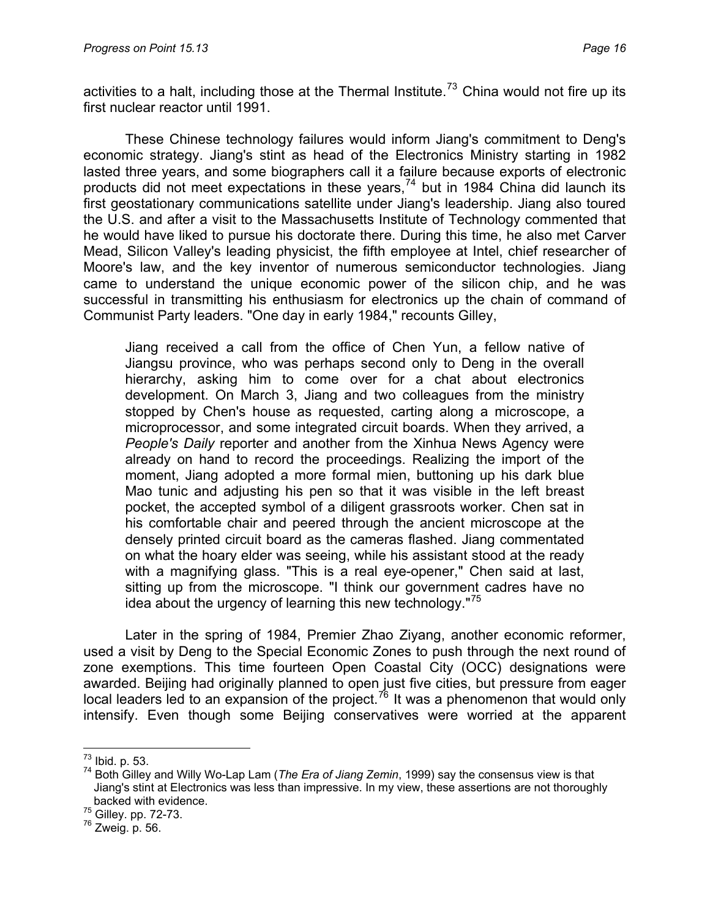activities to a halt, including those at the Thermal Institute.[73] China would not fire up its first nuclear reactor until 1991.

These Chinese technology failures would inform Jiang's commitment to Deng's economic strategy. Jiang's stint as head of the Electronics Ministry starting in 1982 lasted three years, and some biographers call it a failure because exports of electronic products did not meet expectations in these years,[74] but in 1984 China did launch its first geostationary communications satellite under Jiang's leadership. Jiang also toured the U.S. and after a visit to the Massachusetts Institute of Technology commented that he would have liked to pursue his doctorate there. During this time, he also met Carver Mead, Silicon Valley's leading physicist, the fifth employee at Intel, chief researcher of Moore's law, and the key inventor of numerous semiconductor technologies. Jiang came to understand the unique economic power of the silicon chip, and he was successful in transmitting his enthusiasm for electronics up the chain of command of Communist Party leaders. "One day in early 1984," recounts Gilley,

> Jiang received a call from the office of Chen Yun, a fellow native of Jiangsu province, who was perhaps second only to Deng in the overall hierarchy, asking him to come over for a chat about electronics development. On March 3, Jiang and two colleagues from the ministry stopped by Chen's house as requested, carting along a microscope, a microprocessor, and some integrated circuit boards. When they arrived, a *People's Daily* reporter and another from the Xinhua News Agency were already on hand to record the proceedings. Realizing the import of the moment, Jiang adopted a more formal mien, buttoning up his dark blue Mao tunic and adjusting his pen so that it was visible in the left breast pocket, the accepted symbol of a diligent grassroots worker. Chen sat in his comfortable chair and peered through the ancient microscope at the densely printed circuit board as the cameras flashed. Jiang commentated on what the hoary elder was seeing, while his assistant stood at the ready with a magnifying glass. "This is a real eye-opener," Chen said at last, sitting up from the microscope. "I think our government cadres have no idea about the urgency of learning this new technology."[75]

Later in the spring of 1984, Premier Zhao Ziyang, another economic reformer, used a visit by Deng to the Special Economic Zones to push through the next round of zone exemptions. This time fourteen Open Coastal City (OCC) designations were awarded. Beijing had originally planned to open just five cities, but pressure from eager local leaders led to an expansion of the project.[76] It was a phenomenon that would only intensify. Even though some Beijing conservatives were worried at the apparent

---

[73] Ibid. p. 53.

[74] Both Gilley and Willy Wo-Lap Lam (*The Era of Jiang Zemin*, 1999) say the consensus view is that Jiang's stint at Electronics was less than impressive. In my view, these assertions are not thoroughly backed with evidence.

[75] Gilley. pp. 72-73.

[76] Zweig. p. 56.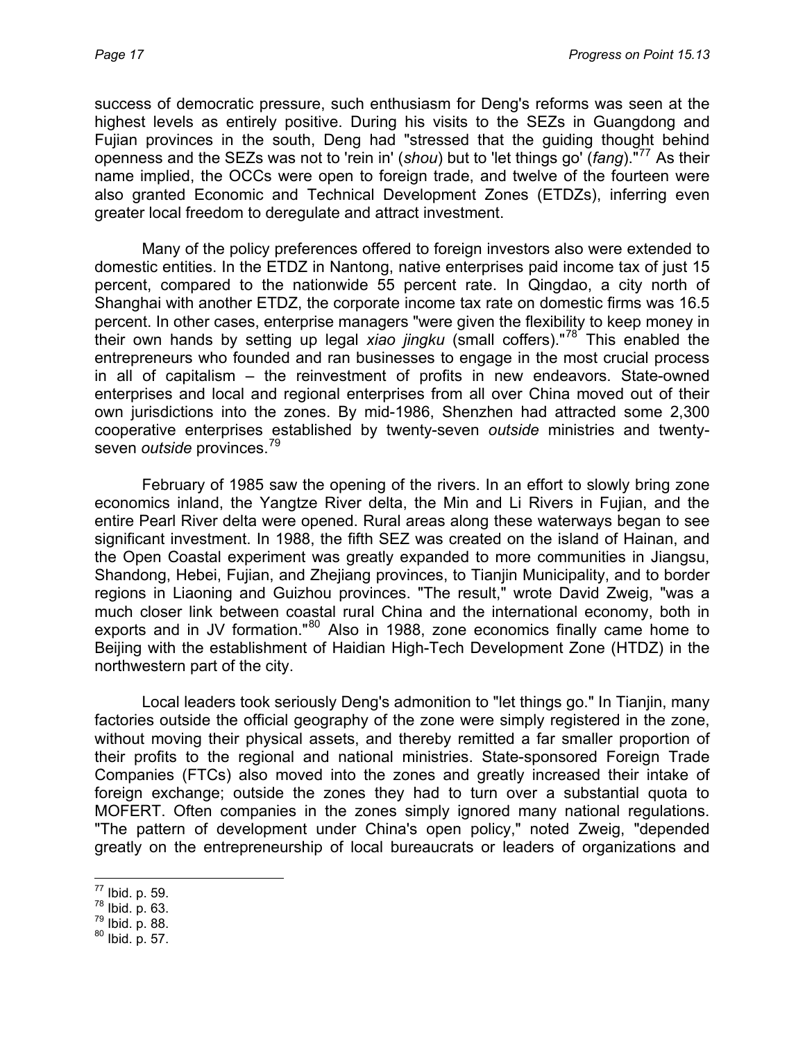success of democratic pressure, such enthusiasm for Deng's reforms was seen at the highest levels as entirely positive. During his visits to the SEZs in Guangdong and Fujian provinces in the south, Deng had "stressed that the guiding thought behind openness and the SEZs was not to 'rein in' (*shou*) but to 'let things go' (*fang*)."[77] As their name implied, the OCCs were open to foreign trade, and twelve of the fourteen were also granted Economic and Technical Development Zones (ETDZs), inferring even greater local freedom to deregulate and attract investment.

Many of the policy preferences offered to foreign investors also were extended to domestic entities. In the ETDZ in Nantong, native enterprises paid income tax of just 15 percent, compared to the nationwide 55 percent rate. In Qingdao, a city north of Shanghai with another ETDZ, the corporate income tax rate on domestic firms was 16.5 percent. In other cases, enterprise managers "were given the flexibility to keep money in their own hands by setting up legal *xiao jingku* (small coffers)."[78] This enabled the entrepreneurs who founded and ran businesses to engage in the most crucial process in all of capitalism – the reinvestment of profits in new endeavors. State-owned enterprises and local and regional enterprises from all over China moved out of their own jurisdictions into the zones. By mid-1986, Shenzhen had attracted some 2,300 cooperative enterprises established by twenty-seven *outside* ministries and twenty-seven *outside* provinces.[79]

February of 1985 saw the opening of the rivers. In an effort to slowly bring zone economics inland, the Yangtze River delta, the Min and Li Rivers in Fujian, and the entire Pearl River delta were opened. Rural areas along these waterways began to see significant investment. In 1988, the fifth SEZ was created on the island of Hainan, and the Open Coastal experiment was greatly expanded to more communities in Jiangsu, Shandong, Hebei, Fujian, and Zhejiang provinces, to Tianjin Municipality, and to border regions in Liaoning and Guizhou provinces. "The result," wrote David Zweig, "was a much closer link between coastal rural China and the international economy, both in exports and in JV formation."[80] Also in 1988, zone economics finally came home to Beijing with the establishment of Haidian High-Tech Development Zone (HTDZ) in the northwestern part of the city.

Local leaders took seriously Deng's admonition to "let things go." In Tianjin, many factories outside the official geography of the zone were simply registered in the zone, without moving their physical assets, and thereby remitted a far smaller proportion of their profits to the regional and national ministries. State-sponsored Foreign Trade Companies (FTCs) also moved into the zones and greatly increased their intake of foreign exchange; outside the zones they had to turn over a substantial quota to MOFERT. Often companies in the zones simply ignored many national regulations. "The pattern of development under China's open policy," noted Zweig, "depended greatly on the entrepreneurship of local bureaucrats or leaders of organizations and

---

[77] Ibid. p. 59.
[78] Ibid. p. 63.
[79] Ibid. p. 88.
[80] Ibid. p. 57.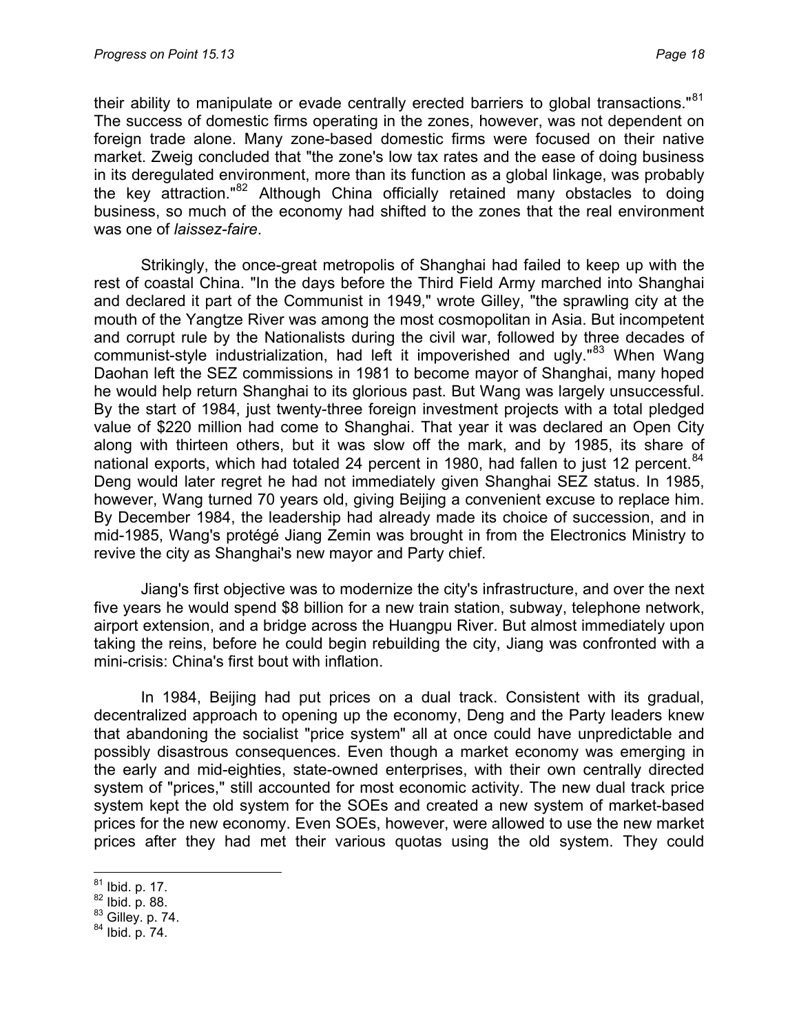their ability to manipulate or evade centrally erected barriers to global transactions."[81] The success of domestic firms operating in the zones, however, was not dependent on foreign trade alone. Many zone-based domestic firms were focused on their native market. Zweig concluded that "the zone's low tax rates and the ease of doing business in its deregulated environment, more than its function as a global linkage, was probably the key attraction."[82] Although China officially retained many obstacles to doing business, so much of the economy had shifted to the zones that the real environment was one of *laissez-faire*.

Strikingly, the once-great metropolis of Shanghai had failed to keep up with the rest of coastal China. "In the days before the Third Field Army marched into Shanghai and declared it part of the Communist in 1949," wrote Gilley, "the sprawling city at the mouth of the Yangtze River was among the most cosmopolitan in Asia. But incompetent and corrupt rule by the Nationalists during the civil war, followed by three decades of communist-style industrialization, had left it impoverished and ugly."[83] When Wang Daohan left the SEZ commissions in 1981 to become mayor of Shanghai, many hoped he would help return Shanghai to its glorious past. But Wang was largely unsuccessful. By the start of 1984, just twenty-three foreign investment projects with a total pledged value of $220 million had come to Shanghai. That year it was declared an Open City along with thirteen others, but it was slow off the mark, and by 1985, its share of national exports, which had totaled 24 percent in 1980, had fallen to just 12 percent.[84] Deng would later regret he had not immediately given Shanghai SEZ status. In 1985, however, Wang turned 70 years old, giving Beijing a convenient excuse to replace him. By December 1984, the leadership had already made its choice of succession, and in mid-1985, Wang's protégé Jiang Zemin was brought in from the Electronics Ministry to revive the city as Shanghai's new mayor and Party chief.

Jiang's first objective was to modernize the city's infrastructure, and over the next five years he would spend $8 billion for a new train station, subway, telephone network, airport extension, and a bridge across the Huangpu River. But almost immediately upon taking the reins, before he could begin rebuilding the city, Jiang was confronted with a mini-crisis: China's first bout with inflation.

In 1984, Beijing had put prices on a dual track. Consistent with its gradual, decentralized approach to opening up the economy, Deng and the Party leaders knew that abandoning the socialist "price system" all at once could have unpredictable and possibly disastrous consequences. Even though a market economy was emerging in the early and mid-eighties, state-owned enterprises, with their own centrally directed system of "prices," still accounted for most economic activity. The new dual track price system kept the old system for the SOEs and created a new system of market-based prices for the new economy. Even SOEs, however, were allowed to use the new market prices after they had met their various quotas using the old system. They could

---

[81] Ibid. p. 17.
[82] Ibid. p. 88.
[83] Gilley. p. 74.
[84] Ibid. p. 74.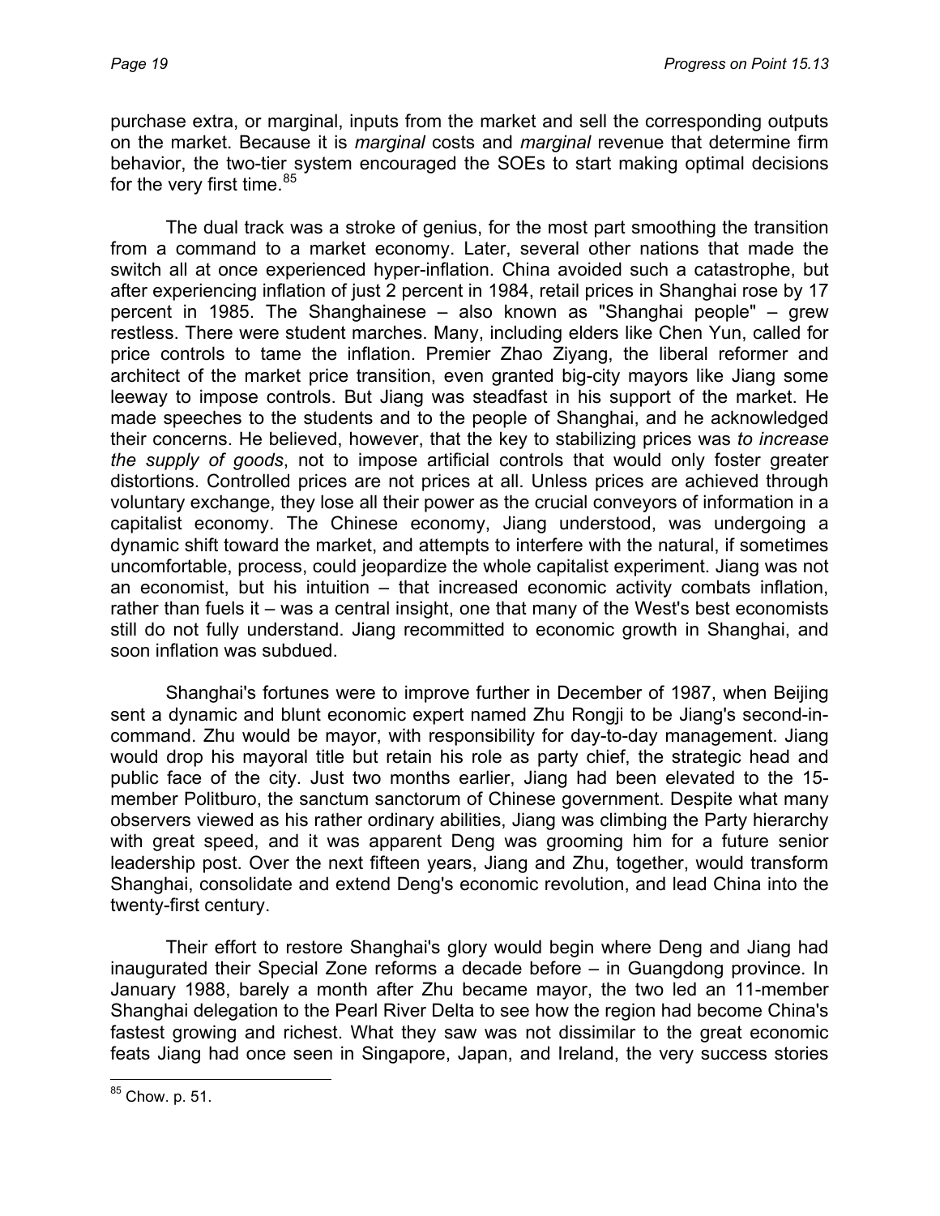purchase extra, or marginal, inputs from the market and sell the corresponding outputs on the market. Because it is *marginal* costs and *marginal* revenue that determine firm behavior, the two-tier system encouraged the SOEs to start making optimal decisions for the very first time.[85]

The dual track was a stroke of genius, for the most part smoothing the transition from a command to a market economy. Later, several other nations that made the switch all at once experienced hyper-inflation. China avoided such a catastrophe, but after experiencing inflation of just 2 percent in 1984, retail prices in Shanghai rose by 17 percent in 1985. The Shanghainese – also known as "Shanghai people" – grew restless. There were student marches. Many, including elders like Chen Yun, called for price controls to tame the inflation. Premier Zhao Ziyang, the liberal reformer and architect of the market price transition, even granted big-city mayors like Jiang some leeway to impose controls. But Jiang was steadfast in his support of the market. He made speeches to the students and to the people of Shanghai, and he acknowledged their concerns. He believed, however, that the key to stabilizing prices was *to increase the supply of goods*, not to impose artificial controls that would only foster greater distortions. Controlled prices are not prices at all. Unless prices are achieved through voluntary exchange, they lose all their power as the crucial conveyors of information in a capitalist economy. The Chinese economy, Jiang understood, was undergoing a dynamic shift toward the market, and attempts to interfere with the natural, if sometimes uncomfortable, process, could jeopardize the whole capitalist experiment. Jiang was not an economist, but his intuition – that increased economic activity combats inflation, rather than fuels it – was a central insight, one that many of the West's best economists still do not fully understand. Jiang recommitted to economic growth in Shanghai, and soon inflation was subdued.

Shanghai's fortunes were to improve further in December of 1987, when Beijing sent a dynamic and blunt economic expert named Zhu Rongji to be Jiang's second-in-command. Zhu would be mayor, with responsibility for day-to-day management. Jiang would drop his mayoral title but retain his role as party chief, the strategic head and public face of the city. Just two months earlier, Jiang had been elevated to the 15-member Politburo, the sanctum sanctorum of Chinese government. Despite what many observers viewed as his rather ordinary abilities, Jiang was climbing the Party hierarchy with great speed, and it was apparent Deng was grooming him for a future senior leadership post. Over the next fifteen years, Jiang and Zhu, together, would transform Shanghai, consolidate and extend Deng's economic revolution, and lead China into the twenty-first century.

Their effort to restore Shanghai's glory would begin where Deng and Jiang had inaugurated their Special Zone reforms a decade before – in Guangdong province. In January 1988, barely a month after Zhu became mayor, the two led an 11-member Shanghai delegation to the Pearl River Delta to see how the region had become China's fastest growing and richest. What they saw was not dissimilar to the great economic feats Jiang had once seen in Singapore, Japan, and Ireland, the very success stories

[85] Chow. p. 51.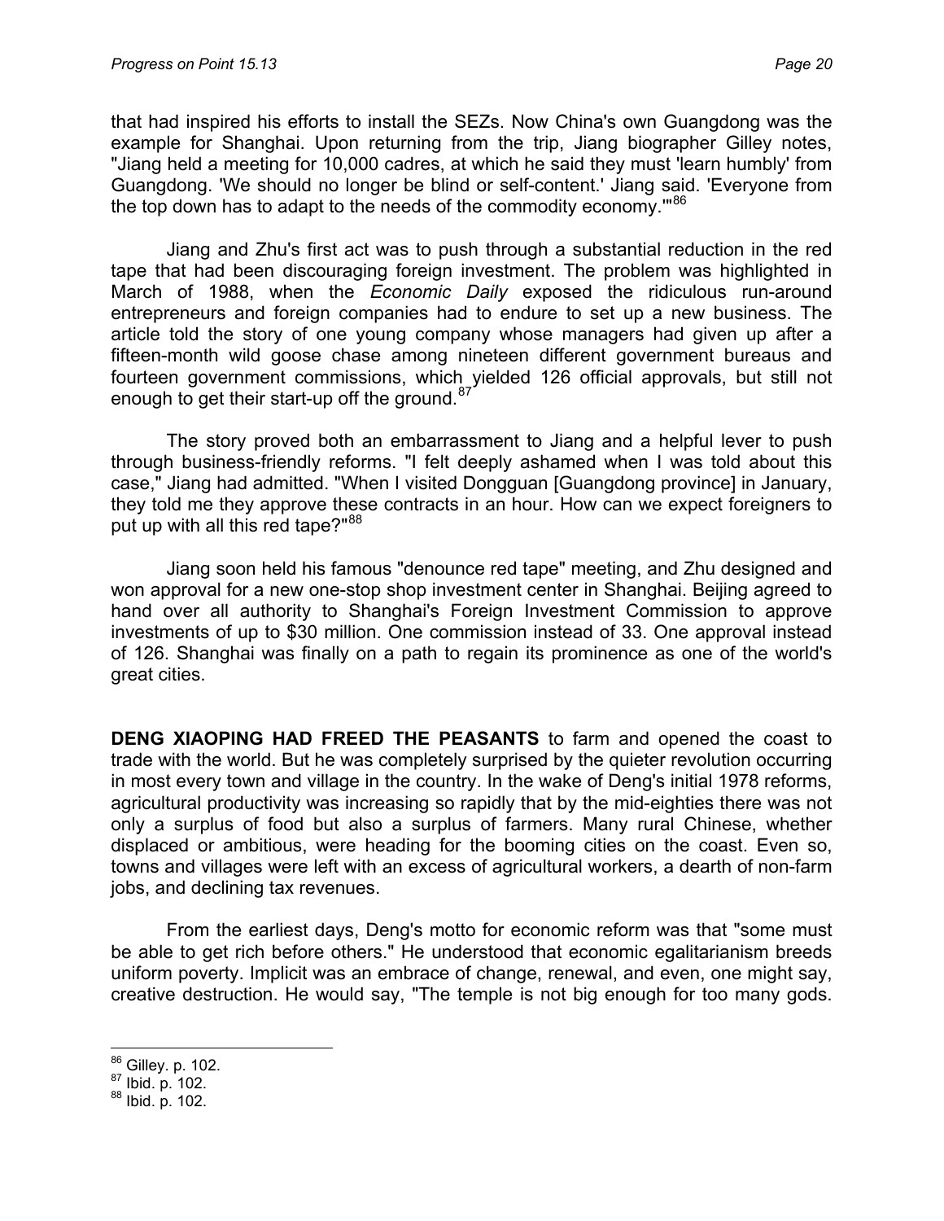that had inspired his efforts to install the SEZs. Now China's own Guangdong was the example for Shanghai. Upon returning from the trip, Jiang biographer Gilley notes, "Jiang held a meeting for 10,000 cadres, at which he said they must 'learn humbly' from Guangdong. 'We should no longer be blind or self-content.' Jiang said. 'Everyone from the top down has to adapt to the needs of the commodity economy.'"[86]

Jiang and Zhu's first act was to push through a substantial reduction in the red tape that had been discouraging foreign investment. The problem was highlighted in March of 1988, when the *Economic Daily* exposed the ridiculous run-around entrepreneurs and foreign companies had to endure to set up a new business. The article told the story of one young company whose managers had given up after a fifteen-month wild goose chase among nineteen different government bureaus and fourteen government commissions, which yielded 126 official approvals, but still not enough to get their start-up off the ground.[87]

The story proved both an embarrassment to Jiang and a helpful lever to push through business-friendly reforms. "I felt deeply ashamed when I was told about this case," Jiang had admitted. "When I visited Dongguan [Guangdong province] in January, they told me they approve these contracts in an hour. How can we expect foreigners to put up with all this red tape?"[88]

Jiang soon held his famous "denounce red tape" meeting, and Zhu designed and won approval for a new one-stop shop investment center in Shanghai. Beijing agreed to hand over all authority to Shanghai's Foreign Investment Commission to approve investments of up to $30 million. One commission instead of 33. One approval instead of 126. Shanghai was finally on a path to regain its prominence as one of the world's great cities.

**DENG XIAOPING HAD FREED THE PEASANTS** to farm and opened the coast to trade with the world. But he was completely surprised by the quieter revolution occurring in most every town and village in the country. In the wake of Deng's initial 1978 reforms, agricultural productivity was increasing so rapidly that by the mid-eighties there was not only a surplus of food but also a surplus of farmers. Many rural Chinese, whether displaced or ambitious, were heading for the booming cities on the coast. Even so, towns and villages were left with an excess of agricultural workers, a dearth of non-farm jobs, and declining tax revenues.

From the earliest days, Deng's motto for economic reform was that "some must be able to get rich before others." He understood that economic egalitarianism breeds uniform poverty. Implicit was an embrace of change, renewal, and even, one might say, creative destruction. He would say, "The temple is not big enough for too many gods.

---

[86] Gilley. p. 102.
[87] Ibid. p. 102.
[88] Ibid. p. 102.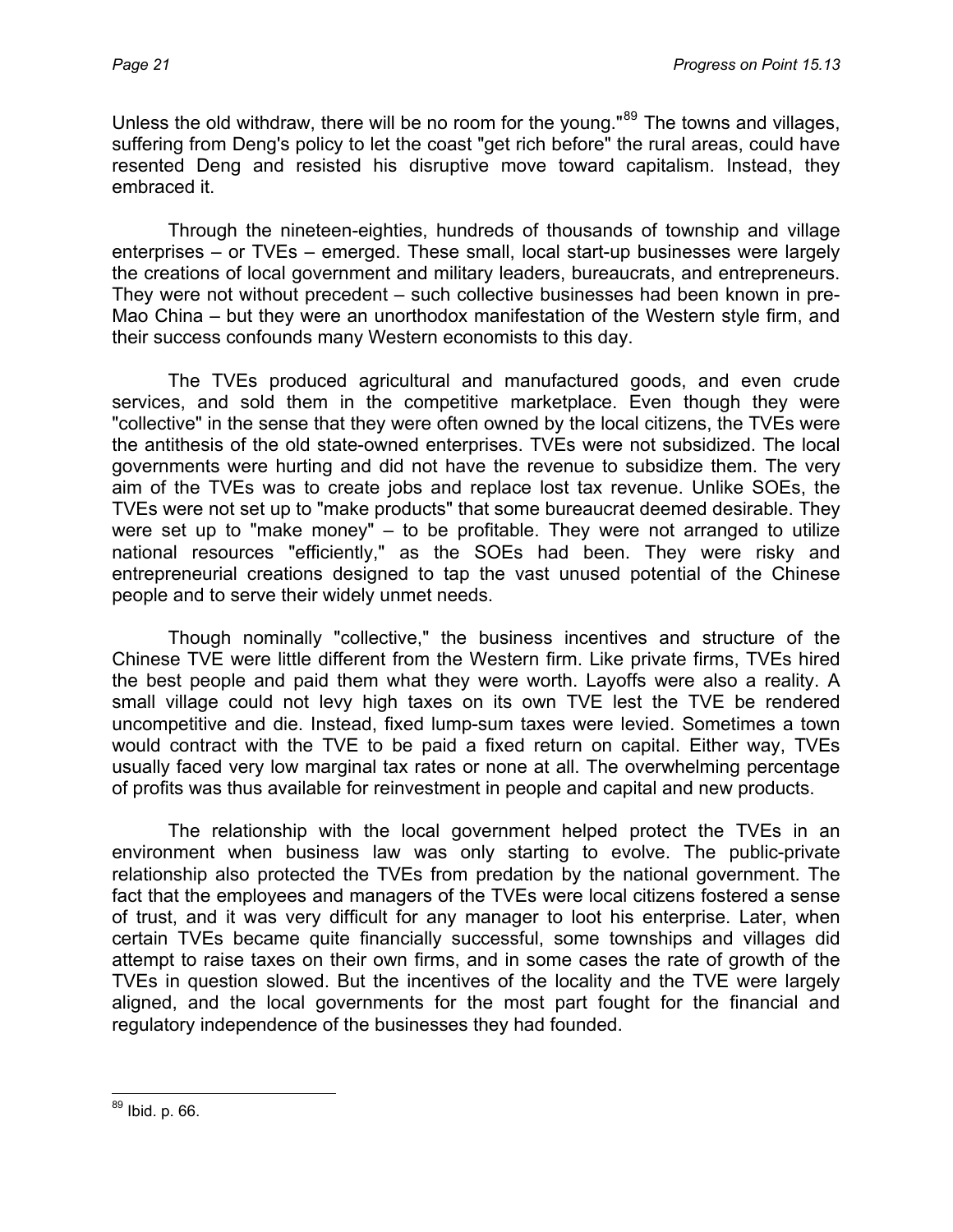Unless the old withdraw, there will be no room for the young."[89] The towns and villages, suffering from Deng's policy to let the coast "get rich before" the rural areas, could have resented Deng and resisted his disruptive move toward capitalism. Instead, they embraced it.

Through the nineteen-eighties, hundreds of thousands of township and village enterprises – or TVEs – emerged. These small, local start-up businesses were largely the creations of local government and military leaders, bureaucrats, and entrepreneurs. They were not without precedent – such collective businesses had been known in pre-Mao China – but they were an unorthodox manifestation of the Western style firm, and their success confounds many Western economists to this day.

The TVEs produced agricultural and manufactured goods, and even crude services, and sold them in the competitive marketplace. Even though they were "collective" in the sense that they were often owned by the local citizens, the TVEs were the antithesis of the old state-owned enterprises. TVEs were not subsidized. The local governments were hurting and did not have the revenue to subsidize them. The very aim of the TVEs was to create jobs and replace lost tax revenue. Unlike SOEs, the TVEs were not set up to "make products" that some bureaucrat deemed desirable. They were set up to "make money" – to be profitable. They were not arranged to utilize national resources "efficiently," as the SOEs had been. They were risky and entrepreneurial creations designed to tap the vast unused potential of the Chinese people and to serve their widely unmet needs.

Though nominally "collective," the business incentives and structure of the Chinese TVE were little different from the Western firm. Like private firms, TVEs hired the best people and paid them what they were worth. Layoffs were also a reality. A small village could not levy high taxes on its own TVE lest the TVE be rendered uncompetitive and die. Instead, fixed lump-sum taxes were levied. Sometimes a town would contract with the TVE to be paid a fixed return on capital. Either way, TVEs usually faced very low marginal tax rates or none at all. The overwhelming percentage of profits was thus available for reinvestment in people and capital and new products.

The relationship with the local government helped protect the TVEs in an environment when business law was only starting to evolve. The public-private relationship also protected the TVEs from predation by the national government. The fact that the employees and managers of the TVEs were local citizens fostered a sense of trust, and it was very difficult for any manager to loot his enterprise. Later, when certain TVEs became quite financially successful, some townships and villages did attempt to raise taxes on their own firms, and in some cases the rate of growth of the TVEs in question slowed. But the incentives of the locality and the TVE were largely aligned, and the local governments for the most part fought for the financial and regulatory independence of the businesses they had founded.

[89] Ibid. p. 66.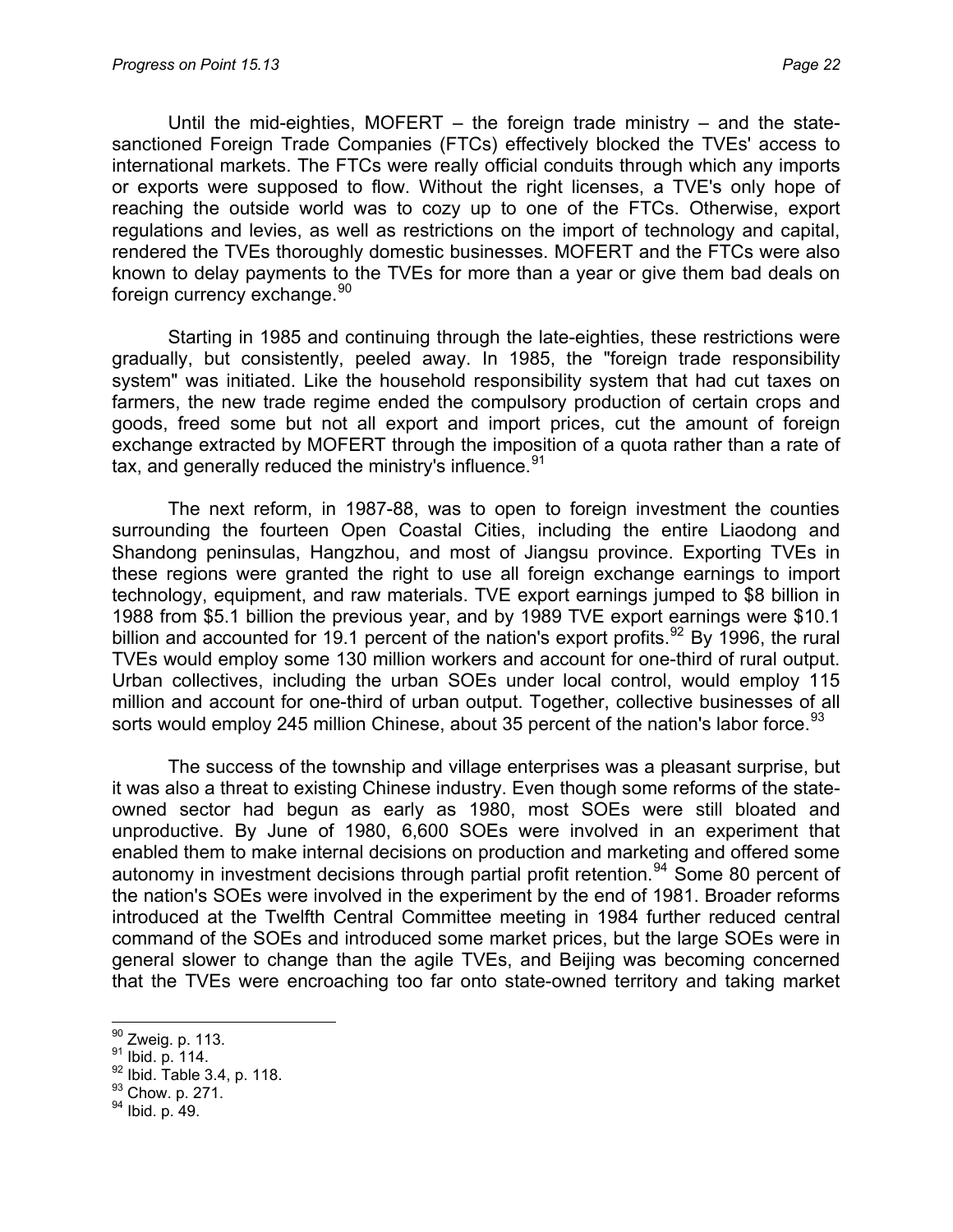Until the mid-eighties, MOFERT – the foreign trade ministry – and the state-sanctioned Foreign Trade Companies (FTCs) effectively blocked the TVEs' access to international markets. The FTCs were really official conduits through which any imports or exports were supposed to flow. Without the right licenses, a TVE's only hope of reaching the outside world was to cozy up to one of the FTCs. Otherwise, export regulations and levies, as well as restrictions on the import of technology and capital, rendered the TVEs thoroughly domestic businesses. MOFERT and the FTCs were also known to delay payments to the TVEs for more than a year or give them bad deals on foreign currency exchange.[90]

Starting in 1985 and continuing through the late-eighties, these restrictions were gradually, but consistently, peeled away. In 1985, the "foreign trade responsibility system" was initiated. Like the household responsibility system that had cut taxes on farmers, the new trade regime ended the compulsory production of certain crops and goods, freed some but not all export and import prices, cut the amount of foreign exchange extracted by MOFERT through the imposition of a quota rather than a rate of tax, and generally reduced the ministry's influence.[91]

The next reform, in 1987-88, was to open to foreign investment the counties surrounding the fourteen Open Coastal Cities, including the entire Liaodong and Shandong peninsulas, Hangzhou, and most of Jiangsu province. Exporting TVEs in these regions were granted the right to use all foreign exchange earnings to import technology, equipment, and raw materials. TVE export earnings jumped to $8 billion in 1988 from $5.1 billion the previous year, and by 1989 TVE export earnings were $10.1 billion and accounted for 19.1 percent of the nation's export profits.[92] By 1996, the rural TVEs would employ some 130 million workers and account for one-third of rural output. Urban collectives, including the urban SOEs under local control, would employ 115 million and account for one-third of urban output. Together, collective businesses of all sorts would employ 245 million Chinese, about 35 percent of the nation's labor force.[93]

The success of the township and village enterprises was a pleasant surprise, but it was also a threat to existing Chinese industry. Even though some reforms of the state-owned sector had begun as early as 1980, most SOEs were still bloated and unproductive. By June of 1980, 6,600 SOEs were involved in an experiment that enabled them to make internal decisions on production and marketing and offered some autonomy in investment decisions through partial profit retention.[94] Some 80 percent of the nation's SOEs were involved in the experiment by the end of 1981. Broader reforms introduced at the Twelfth Central Committee meeting in 1984 further reduced central command of the SOEs and introduced some market prices, but the large SOEs were in general slower to change than the agile TVEs, and Beijing was becoming concerned that the TVEs were encroaching too far onto state-owned territory and taking market

---

[90] Zweig. p. 113.
[91] Ibid. p. 114.
[92] Ibid. Table 3.4, p. 118.
[93] Chow. p. 271.
[94] Ibid. p. 49.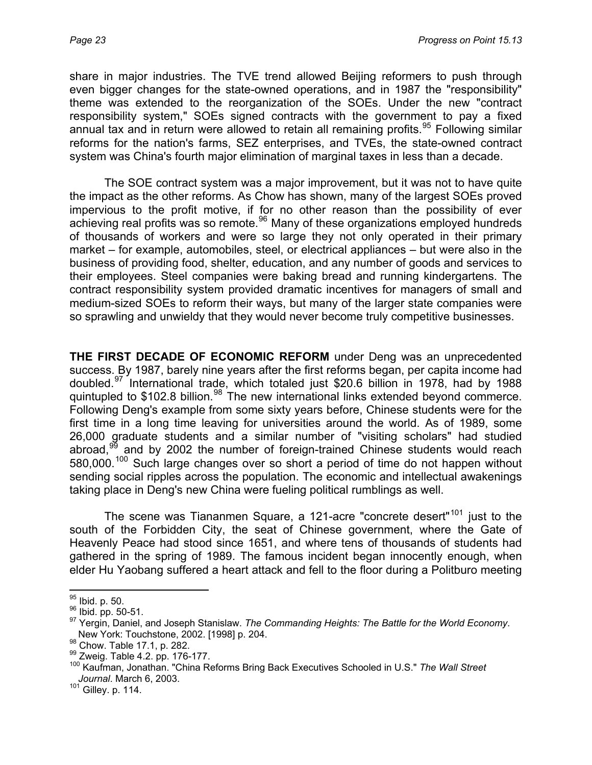share in major industries. The TVE trend allowed Beijing reformers to push through even bigger changes for the state-owned operations, and in 1987 the "responsibility" theme was extended to the reorganization of the SOEs. Under the new "contract responsibility system," SOEs signed contracts with the government to pay a fixed annual tax and in return were allowed to retain all remaining profits.[95] Following similar reforms for the nation's farms, SEZ enterprises, and TVEs, the state-owned contract system was China's fourth major elimination of marginal taxes in less than a decade.

The SOE contract system was a major improvement, but it was not to have quite the impact as the other reforms. As Chow has shown, many of the largest SOEs proved impervious to the profit motive, if for no other reason than the possibility of ever achieving real profits was so remote.[96] Many of these organizations employed hundreds of thousands of workers and were so large they not only operated in their primary market – for example, automobiles, steel, or electrical appliances – but were also in the business of providing food, shelter, education, and any number of goods and services to their employees. Steel companies were baking bread and running kindergartens. The contract responsibility system provided dramatic incentives for managers of small and medium-sized SOEs to reform their ways, but many of the larger state companies were so sprawling and unwieldy that they would never become truly competitive businesses.

**THE FIRST DECADE OF ECONOMIC REFORM** under Deng was an unprecedented success. By 1987, barely nine years after the first reforms began, per capita income had doubled.[97] International trade, which totaled just $20.6 billion in 1978, had by 1988 quintupled to $102.8 billion.[98] The new international links extended beyond commerce. Following Deng's example from some sixty years before, Chinese students were for the first time in a long time leaving for universities around the world. As of 1989, some 26,000 graduate students and a similar number of "visiting scholars" had studied abroad,[99] and by 2002 the number of foreign-trained Chinese students would reach 580,000.[100] Such large changes over so short a period of time do not happen without sending social ripples across the population. The economic and intellectual awakenings taking place in Deng's new China were fueling political rumblings as well.

The scene was Tiananmen Square, a 121-acre "concrete desert"[101] just to the south of the Forbidden City, the seat of Chinese government, where the Gate of Heavenly Peace had stood since 1651, and where tens of thousands of students had gathered in the spring of 1989. The famous incident began innocently enough, when elder Hu Yaobang suffered a heart attack and fell to the floor during a Politburo meeting

---

[95] Ibid. p. 50.
[96] Ibid. pp. 50-51.
[97] Yergin, Daniel, and Joseph Stanislaw. *The Commanding Heights: The Battle for the World Economy*. New York: Touchstone, 2002. [1998] p. 204.
[98] Chow. Table 17.1, p. 282.
[99] Zweig. Table 4.2. pp. 176-177.
[100] Kaufman, Jonathan. "China Reforms Bring Back Executives Schooled in U.S." *The Wall Street Journal*. March 6, 2003.
[101] Gilley. p. 114.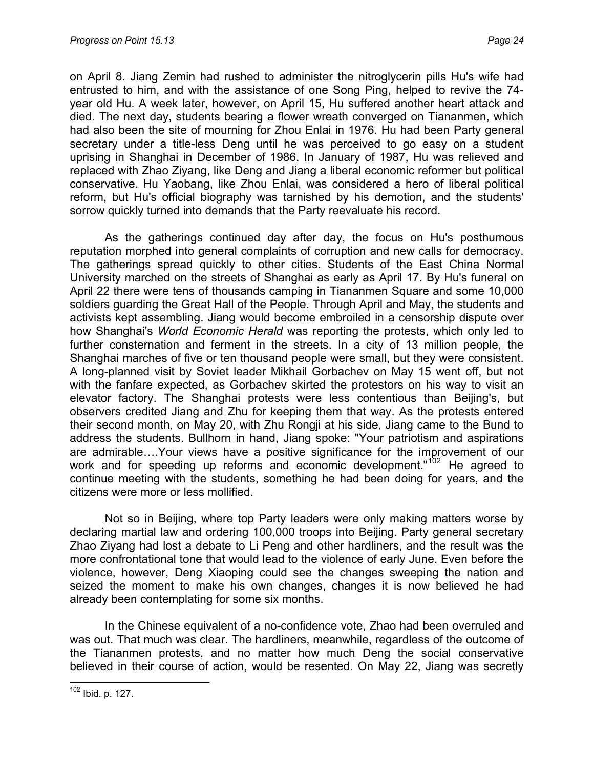on April 8. Jiang Zemin had rushed to administer the nitroglycerin pills Hu's wife had entrusted to him, and with the assistance of one Song Ping, helped to revive the 74-year old Hu. A week later, however, on April 15, Hu suffered another heart attack and died. The next day, students bearing a flower wreath converged on Tiananmen, which had also been the site of mourning for Zhou Enlai in 1976. Hu had been Party general secretary under a title-less Deng until he was perceived to go easy on a student uprising in Shanghai in December of 1986. In January of 1987, Hu was relieved and replaced with Zhao Ziyang, like Deng and Jiang a liberal economic reformer but political conservative. Hu Yaobang, like Zhou Enlai, was considered a hero of liberal political reform, but Hu's official biography was tarnished by his demotion, and the students' sorrow quickly turned into demands that the Party reevaluate his record.

As the gatherings continued day after day, the focus on Hu's posthumous reputation morphed into general complaints of corruption and new calls for democracy. The gatherings spread quickly to other cities. Students of the East China Normal University marched on the streets of Shanghai as early as April 17. By Hu's funeral on April 22 there were tens of thousands camping in Tiananmen Square and some 10,000 soldiers guarding the Great Hall of the People. Through April and May, the students and activists kept assembling. Jiang would become embroiled in a censorship dispute over how Shanghai's *World Economic Herald* was reporting the protests, which only led to further consternation and ferment in the streets. In a city of 13 million people, the Shanghai marches of five or ten thousand people were small, but they were consistent. A long-planned visit by Soviet leader Mikhail Gorbachev on May 15 went off, but not with the fanfare expected, as Gorbachev skirted the protestors on his way to visit an elevator factory. The Shanghai protests were less contentious than Beijing's, but observers credited Jiang and Zhu for keeping them that way. As the protests entered their second month, on May 20, with Zhu Rongji at his side, Jiang came to the Bund to address the students. Bullhorn in hand, Jiang spoke: "Your patriotism and aspirations are admirable….Your views have a positive significance for the improvement of our work and for speeding up reforms and economic development."[102] He agreed to continue meeting with the students, something he had been doing for years, and the citizens were more or less mollified.

Not so in Beijing, where top Party leaders were only making matters worse by declaring martial law and ordering 100,000 troops into Beijing. Party general secretary Zhao Ziyang had lost a debate to Li Peng and other hardliners, and the result was the more confrontational tone that would lead to the violence of early June. Even before the violence, however, Deng Xiaoping could see the changes sweeping the nation and seized the moment to make his own changes, changes it is now believed he had already been contemplating for some six months.

In the Chinese equivalent of a no-confidence vote, Zhao had been overruled and was out. That much was clear. The hardliners, meanwhile, regardless of the outcome of the Tiananmen protests, and no matter how much Deng the social conservative believed in their course of action, would be resented. On May 22, Jiang was secretly

---

[102] Ibid. p. 127.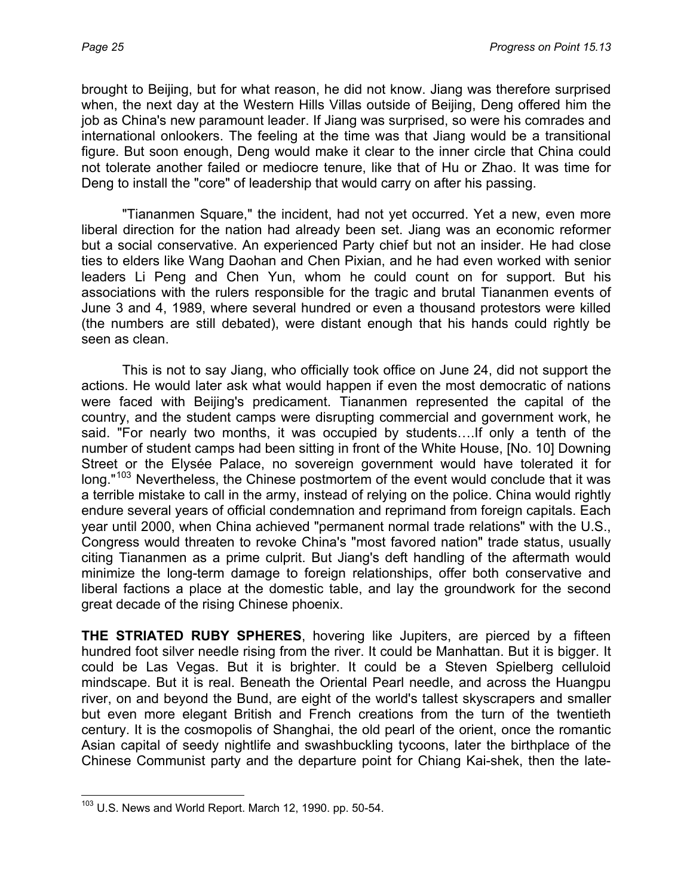brought to Beijing, but for what reason, he did not know. Jiang was therefore surprised when, the next day at the Western Hills Villas outside of Beijing, Deng offered him the job as China's new paramount leader. If Jiang was surprised, so were his comrades and international onlookers. The feeling at the time was that Jiang would be a transitional figure. But soon enough, Deng would make it clear to the inner circle that China could not tolerate another failed or mediocre tenure, like that of Hu or Zhao. It was time for Deng to install the "core" of leadership that would carry on after his passing.

"Tiananmen Square," the incident, had not yet occurred. Yet a new, even more liberal direction for the nation had already been set. Jiang was an economic reformer but a social conservative. An experienced Party chief but not an insider. He had close ties to elders like Wang Daohan and Chen Pixian, and he had even worked with senior leaders Li Peng and Chen Yun, whom he could count on for support. But his associations with the rulers responsible for the tragic and brutal Tiananmen events of June 3 and 4, 1989, where several hundred or even a thousand protestors were killed (the numbers are still debated), were distant enough that his hands could rightly be seen as clean.

This is not to say Jiang, who officially took office on June 24, did not support the actions. He would later ask what would happen if even the most democratic of nations were faced with Beijing's predicament. Tiananmen represented the capital of the country, and the student camps were disrupting commercial and government work, he said. "For nearly two months, it was occupied by students….If only a tenth of the number of student camps had been sitting in front of the White House, [No. 10] Downing Street or the Elysée Palace, no sovereign government would have tolerated it for long."[103] Nevertheless, the Chinese postmortem of the event would conclude that it was a terrible mistake to call in the army, instead of relying on the police. China would rightly endure several years of official condemnation and reprimand from foreign capitals. Each year until 2000, when China achieved "permanent normal trade relations" with the U.S., Congress would threaten to revoke China's "most favored nation" trade status, usually citing Tiananmen as a prime culprit. But Jiang's deft handling of the aftermath would minimize the long-term damage to foreign relationships, offer both conservative and liberal factions a place at the domestic table, and lay the groundwork for the second great decade of the rising Chinese phoenix.

**THE STRIATED RUBY SPHERES**, hovering like Jupiters, are pierced by a fifteen hundred foot silver needle rising from the river. It could be Manhattan. But it is bigger. It could be Las Vegas. But it is brighter. It could be a Steven Spielberg celluloid mindscape. But it is real. Beneath the Oriental Pearl needle, and across the Huangpu river, on and beyond the Bund, are eight of the world's tallest skyscrapers and smaller but even more elegant British and French creations from the turn of the twentieth century. It is the cosmopolis of Shanghai, the old pearl of the orient, once the romantic Asian capital of seedy nightlife and swashbuckling tycoons, later the birthplace of the Chinese Communist party and the departure point for Chiang Kai-shek, then the late-

---

[103] U.S. News and World Report. March 12, 1990. pp. 50-54.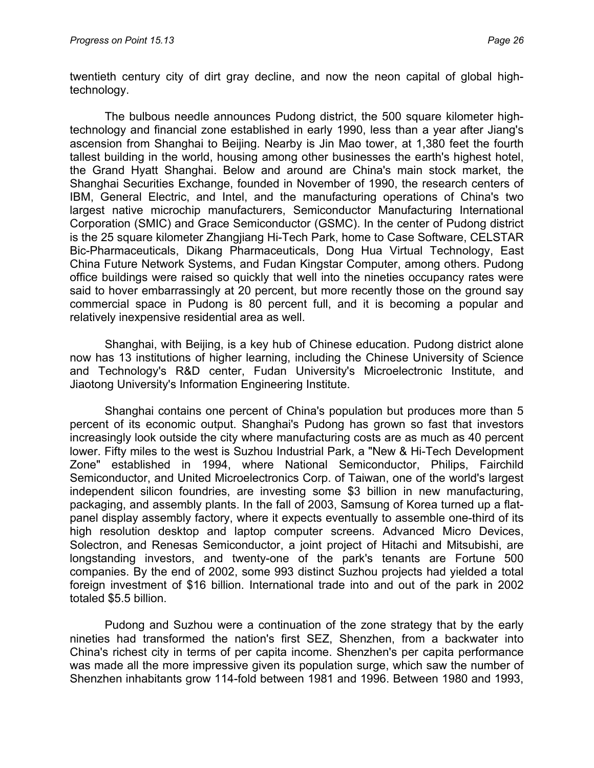twentieth century city of dirt gray decline, and now the neon capital of global high-technology.

The bulbous needle announces Pudong district, the 500 square kilometer high-technology and financial zone established in early 1990, less than a year after Jiang's ascension from Shanghai to Beijing. Nearby is Jin Mao tower, at 1,380 feet the fourth tallest building in the world, housing among other businesses the earth's highest hotel, the Grand Hyatt Shanghai. Below and around are China's main stock market, the Shanghai Securities Exchange, founded in November of 1990, the research centers of IBM, General Electric, and Intel, and the manufacturing operations of China's two largest native microchip manufacturers, Semiconductor Manufacturing International Corporation (SMIC) and Grace Semiconductor (GSMC). In the center of Pudong district is the 25 square kilometer Zhangjiang Hi-Tech Park, home to Case Software, CELSTAR Bic-Pharmaceuticals, Dikang Pharmaceuticals, Dong Hua Virtual Technology, East China Future Network Systems, and Fudan Kingstar Computer, among others. Pudong office buildings were raised so quickly that well into the nineties occupancy rates were said to hover embarrassingly at 20 percent, but more recently those on the ground say commercial space in Pudong is 80 percent full, and it is becoming a popular and relatively inexpensive residential area as well.

Shanghai, with Beijing, is a key hub of Chinese education. Pudong district alone now has 13 institutions of higher learning, including the Chinese University of Science and Technology's R&D center, Fudan University's Microelectronic Institute, and Jiaotong University's Information Engineering Institute.

Shanghai contains one percent of China's population but produces more than 5 percent of its economic output. Shanghai's Pudong has grown so fast that investors increasingly look outside the city where manufacturing costs are as much as 40 percent lower. Fifty miles to the west is Suzhou Industrial Park, a "New & Hi-Tech Development Zone" established in 1994, where National Semiconductor, Philips, Fairchild Semiconductor, and United Microelectronics Corp. of Taiwan, one of the world's largest independent silicon foundries, are investing some $3 billion in new manufacturing, packaging, and assembly plants. In the fall of 2003, Samsung of Korea turned up a flat-panel display assembly factory, where it expects eventually to assemble one-third of its high resolution desktop and laptop computer screens. Advanced Micro Devices, Solectron, and Renesas Semiconductor, a joint project of Hitachi and Mitsubishi, are longstanding investors, and twenty-one of the park's tenants are Fortune 500 companies. By the end of 2002, some 993 distinct Suzhou projects had yielded a total foreign investment of $16 billion. International trade into and out of the park in 2002 totaled $5.5 billion.

Pudong and Suzhou were a continuation of the zone strategy that by the early nineties had transformed the nation's first SEZ, Shenzhen, from a backwater into China's richest city in terms of per capita income. Shenzhen's per capita performance was made all the more impressive given its population surge, which saw the number of Shenzhen inhabitants grow 114-fold between 1981 and 1996. Between 1980 and 1993,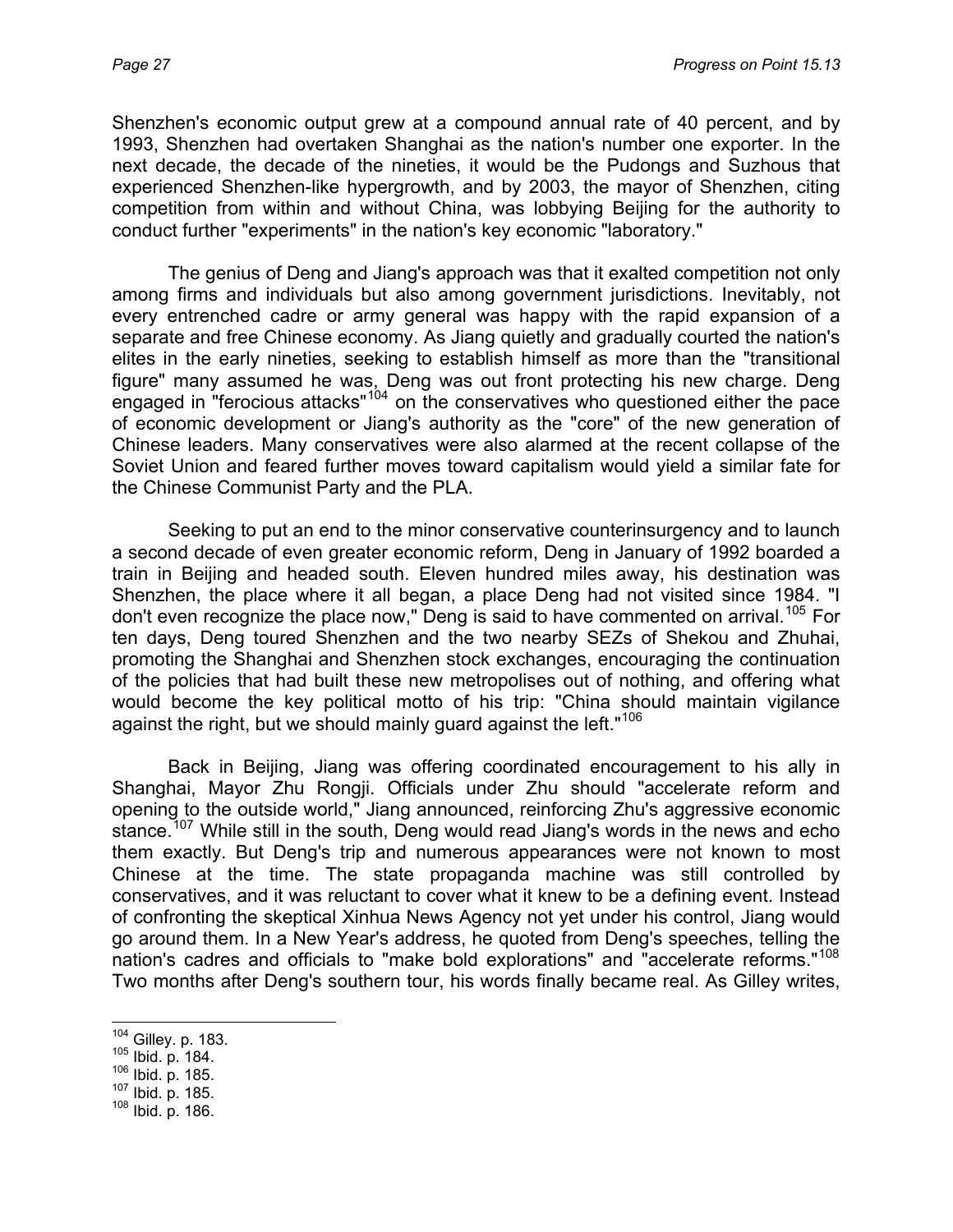Shenzhen's economic output grew at a compound annual rate of 40 percent, and by 1993, Shenzhen had overtaken Shanghai as the nation's number one exporter. In the next decade, the decade of the nineties, it would be the Pudongs and Suzhous that experienced Shenzhen-like hypergrowth, and by 2003, the mayor of Shenzhen, citing competition from within and without China, was lobbying Beijing for the authority to conduct further "experiments" in the nation's key economic "laboratory."

The genius of Deng and Jiang's approach was that it exalted competition not only among firms and individuals but also among government jurisdictions. Inevitably, not every entrenched cadre or army general was happy with the rapid expansion of a separate and free Chinese economy. As Jiang quietly and gradually courted the nation's elites in the early nineties, seeking to establish himself as more than the "transitional figure" many assumed he was, Deng was out front protecting his new charge. Deng engaged in "ferocious attacks"[104] on the conservatives who questioned either the pace of economic development or Jiang's authority as the "core" of the new generation of Chinese leaders. Many conservatives were also alarmed at the recent collapse of the Soviet Union and feared further moves toward capitalism would yield a similar fate for the Chinese Communist Party and the PLA.

Seeking to put an end to the minor conservative counterinsurgency and to launch a second decade of even greater economic reform, Deng in January of 1992 boarded a train in Beijing and headed south. Eleven hundred miles away, his destination was Shenzhen, the place where it all began, a place Deng had not visited since 1984. "I don't even recognize the place now," Deng is said to have commented on arrival.[105] For ten days, Deng toured Shenzhen and the two nearby SEZs of Shekou and Zhuhai, promoting the Shanghai and Shenzhen stock exchanges, encouraging the continuation of the policies that had built these new metropolises out of nothing, and offering what would become the key political motto of his trip: "China should maintain vigilance against the right, but we should mainly guard against the left."[106]

Back in Beijing, Jiang was offering coordinated encouragement to his ally in Shanghai, Mayor Zhu Rongji. Officials under Zhu should "accelerate reform and opening to the outside world," Jiang announced, reinforcing Zhu's aggressive economic stance.[107] While still in the south, Deng would read Jiang's words in the news and echo them exactly. But Deng's trip and numerous appearances were not known to most Chinese at the time. The state propaganda machine was still controlled by conservatives, and it was reluctant to cover what it knew to be a defining event. Instead of confronting the skeptical Xinhua News Agency not yet under his control, Jiang would go around them. In a New Year's address, he quoted from Deng's speeches, telling the nation's cadres and officials to "make bold explorations" and "accelerate reforms."[108] Two months after Deng's southern tour, his words finally became real. As Gilley writes,

---

[104] Gilley. p. 183.
[105] Ibid. p. 184.
[106] Ibid. p. 185.
[107] Ibid. p. 185.
[108] Ibid. p. 186.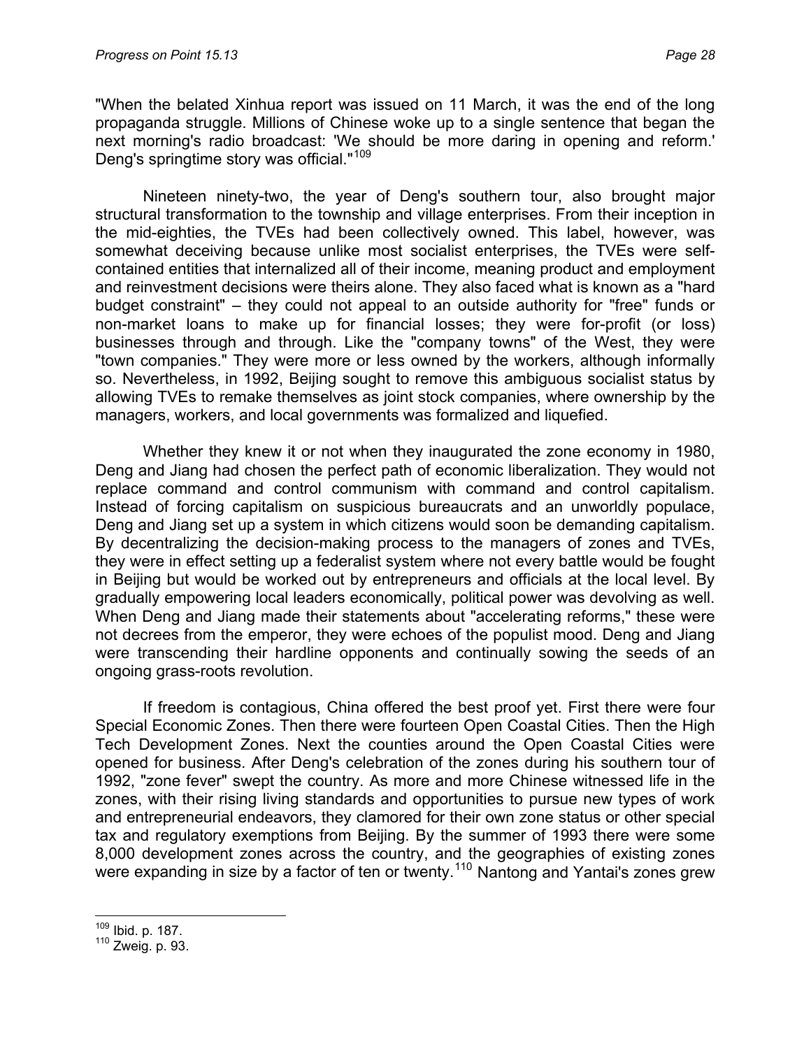"When the belated Xinhua report was issued on 11 March, it was the end of the long propaganda struggle. Millions of Chinese woke up to a single sentence that began the next morning's radio broadcast: 'We should be more daring in opening and reform.' Deng's springtime story was official."[109]

Nineteen ninety-two, the year of Deng's southern tour, also brought major structural transformation to the township and village enterprises. From their inception in the mid-eighties, the TVEs had been collectively owned. This label, however, was somewhat deceiving because unlike most socialist enterprises, the TVEs were self-contained entities that internalized all of their income, meaning product and employment and reinvestment decisions were theirs alone. They also faced what is known as a "hard budget constraint" – they could not appeal to an outside authority for "free" funds or non-market loans to make up for financial losses; they were for-profit (or loss) businesses through and through. Like the "company towns" of the West, they were "town companies." They were more or less owned by the workers, although informally so. Nevertheless, in 1992, Beijing sought to remove this ambiguous socialist status by allowing TVEs to remake themselves as joint stock companies, where ownership by the managers, workers, and local governments was formalized and liquefied.

Whether they knew it or not when they inaugurated the zone economy in 1980, Deng and Jiang had chosen the perfect path of economic liberalization. They would not replace command and control communism with command and control capitalism. Instead of forcing capitalism on suspicious bureaucrats and an unworldly populace, Deng and Jiang set up a system in which citizens would soon be demanding capitalism. By decentralizing the decision-making process to the managers of zones and TVEs, they were in effect setting up a federalist system where not every battle would be fought in Beijing but would be worked out by entrepreneurs and officials at the local level. By gradually empowering local leaders economically, political power was devolving as well. When Deng and Jiang made their statements about "accelerating reforms," these were not decrees from the emperor, they were echoes of the populist mood. Deng and Jiang were transcending their hardline opponents and continually sowing the seeds of an ongoing grass-roots revolution.

If freedom is contagious, China offered the best proof yet. First there were four Special Economic Zones. Then there were fourteen Open Coastal Cities. Then the High Tech Development Zones. Next the counties around the Open Coastal Cities were opened for business. After Deng's celebration of the zones during his southern tour of 1992, "zone fever" swept the country. As more and more Chinese witnessed life in the zones, with their rising living standards and opportunities to pursue new types of work and entrepreneurial endeavors, they clamored for their own zone status or other special tax and regulatory exemptions from Beijing. By the summer of 1993 there were some 8,000 development zones across the country, and the geographies of existing zones were expanding in size by a factor of ten or twenty.[110] Nantong and Yantai's zones grew

---

[109] Ibid. p. 187.

[110] Zweig. p. 93.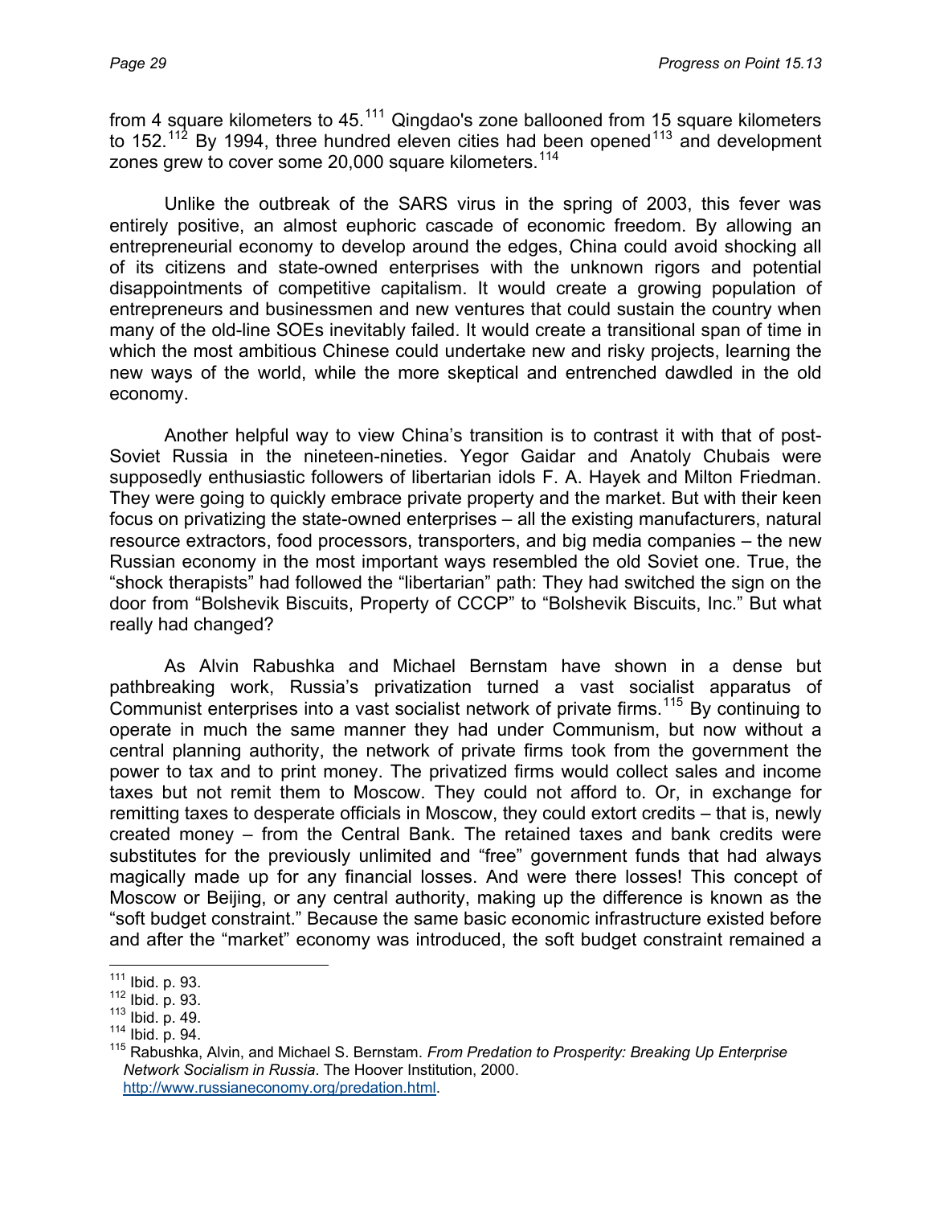from 4 square kilometers to 45.[111] Qingdao's zone ballooned from 15 square kilometers to 152.[112] By 1994, three hundred eleven cities had been opened[113] and development zones grew to cover some 20,000 square kilometers.[114]

Unlike the outbreak of the SARS virus in the spring of 2003, this fever was entirely positive, an almost euphoric cascade of economic freedom. By allowing an entrepreneurial economy to develop around the edges, China could avoid shocking all of its citizens and state-owned enterprises with the unknown rigors and potential disappointments of competitive capitalism. It would create a growing population of entrepreneurs and businessmen and new ventures that could sustain the country when many of the old-line SOEs inevitably failed. It would create a transitional span of time in which the most ambitious Chinese could undertake new and risky projects, learning the new ways of the world, while the more skeptical and entrenched dawdled in the old economy.

Another helpful way to view China's transition is to contrast it with that of post-Soviet Russia in the nineteen-nineties. Yegor Gaidar and Anatoly Chubais were supposedly enthusiastic followers of libertarian idols F. A. Hayek and Milton Friedman. They were going to quickly embrace private property and the market. But with their keen focus on privatizing the state-owned enterprises – all the existing manufacturers, natural resource extractors, food processors, transporters, and big media companies – the new Russian economy in the most important ways resembled the old Soviet one. True, the "shock therapists" had followed the "libertarian" path: They had switched the sign on the door from "Bolshevik Biscuits, Property of CCCP" to "Bolshevik Biscuits, Inc." But what really had changed?

As Alvin Rabushka and Michael Bernstam have shown in a dense but pathbreaking work, Russia's privatization turned a vast socialist apparatus of Communist enterprises into a vast socialist network of private firms.[115] By continuing to operate in much the same manner they had under Communism, but now without a central planning authority, the network of private firms took from the government the power to tax and to print money. The privatized firms would collect sales and income taxes but not remit them to Moscow. They could not afford to. Or, in exchange for remitting taxes to desperate officials in Moscow, they could extort credits – that is, newly created money – from the Central Bank. The retained taxes and bank credits were substitutes for the previously unlimited and "free" government funds that had always magically made up for any financial losses. And were there losses! This concept of Moscow or Beijing, or any central authority, making up the difference is known as the "soft budget constraint." Because the same basic economic infrastructure existed before and after the "market" economy was introduced, the soft budget constraint remained a

---

[111] Ibid. p. 93.

[112] Ibid. p. 93.

[113] Ibid. p. 49.

[114] Ibid. p. 94.

[115] Rabushka, Alvin, and Michael S. Bernstam. *From Predation to Prosperity: Breaking Up Enterprise Network Socialism in Russia*. The Hoover Institution, 2000. http://www.russianeconomy.org/predation.html.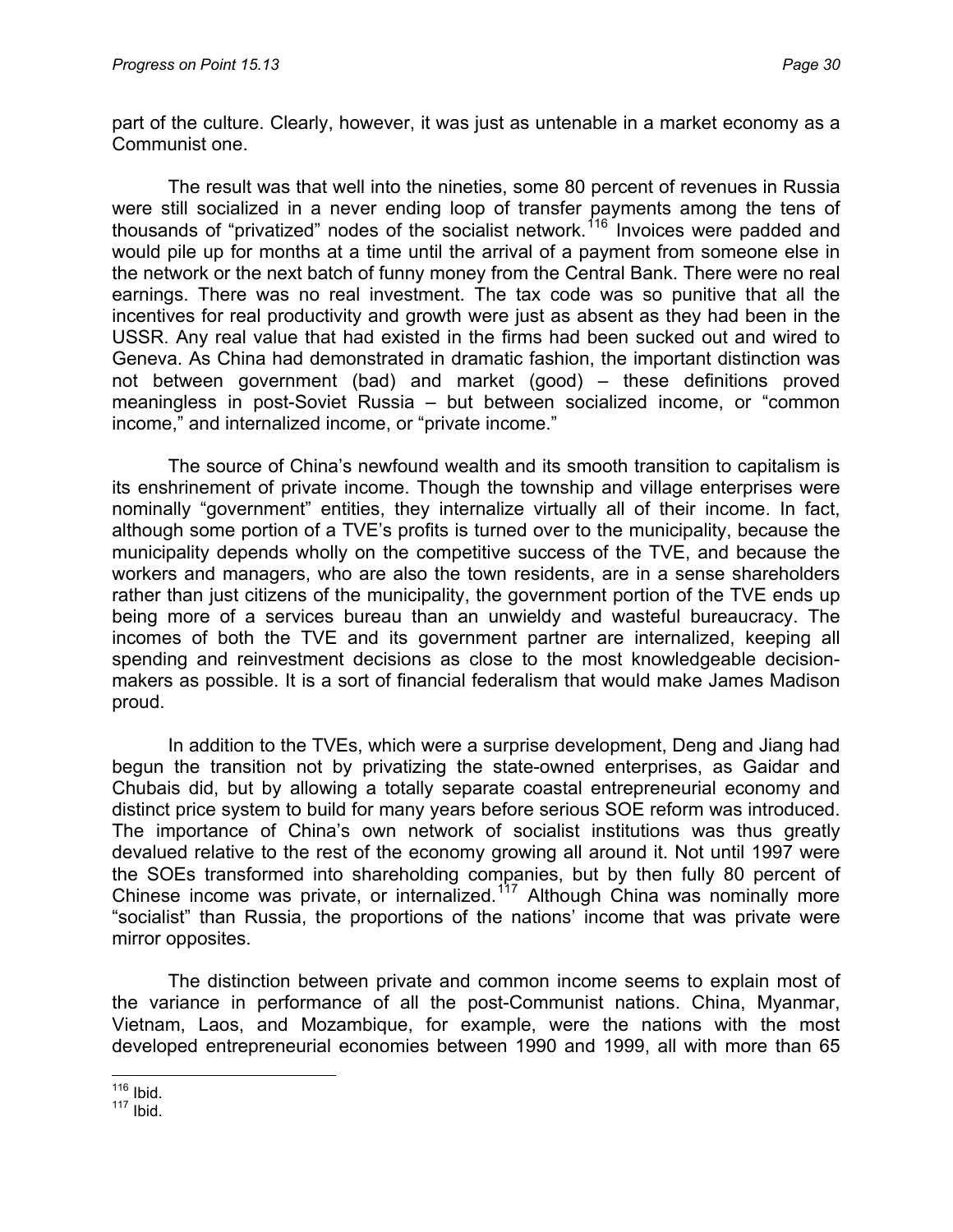part of the culture. Clearly, however, it was just as untenable in a market economy as a Communist one.

The result was that well into the nineties, some 80 percent of revenues in Russia were still socialized in a never ending loop of transfer payments among the tens of thousands of "privatized" nodes of the socialist network.[116] Invoices were padded and would pile up for months at a time until the arrival of a payment from someone else in the network or the next batch of funny money from the Central Bank. There were no real earnings. There was no real investment. The tax code was so punitive that all the incentives for real productivity and growth were just as absent as they had been in the USSR. Any real value that had existed in the firms had been sucked out and wired to Geneva. As China had demonstrated in dramatic fashion, the important distinction was not between government (bad) and market (good) – these definitions proved meaningless in post-Soviet Russia – but between socialized income, or "common income," and internalized income, or "private income."

The source of China's newfound wealth and its smooth transition to capitalism is its enshrinement of private income. Though the township and village enterprises were nominally "government" entities, they internalize virtually all of their income. In fact, although some portion of a TVE's profits is turned over to the municipality, because the municipality depends wholly on the competitive success of the TVE, and because the workers and managers, who are also the town residents, are in a sense shareholders rather than just citizens of the municipality, the government portion of the TVE ends up being more of a services bureau than an unwieldy and wasteful bureaucracy. The incomes of both the TVE and its government partner are internalized, keeping all spending and reinvestment decisions as close to the most knowledgeable decision-makers as possible. It is a sort of financial federalism that would make James Madison proud.

In addition to the TVEs, which were a surprise development, Deng and Jiang had begun the transition not by privatizing the state-owned enterprises, as Gaidar and Chubais did, but by allowing a totally separate coastal entrepreneurial economy and distinct price system to build for many years before serious SOE reform was introduced. The importance of China's own network of socialist institutions was thus greatly devalued relative to the rest of the economy growing all around it. Not until 1997 were the SOEs transformed into shareholding companies, but by then fully 80 percent of Chinese income was private, or internalized.[117] Although China was nominally more "socialist" than Russia, the proportions of the nations' income that was private were mirror opposites.

The distinction between private and common income seems to explain most of the variance in performance of all the post-Communist nations. China, Myanmar, Vietnam, Laos, and Mozambique, for example, were the nations with the most developed entrepreneurial economies between 1990 and 1999, all with more than 65

---

[116] Ibid.

[117] Ibid.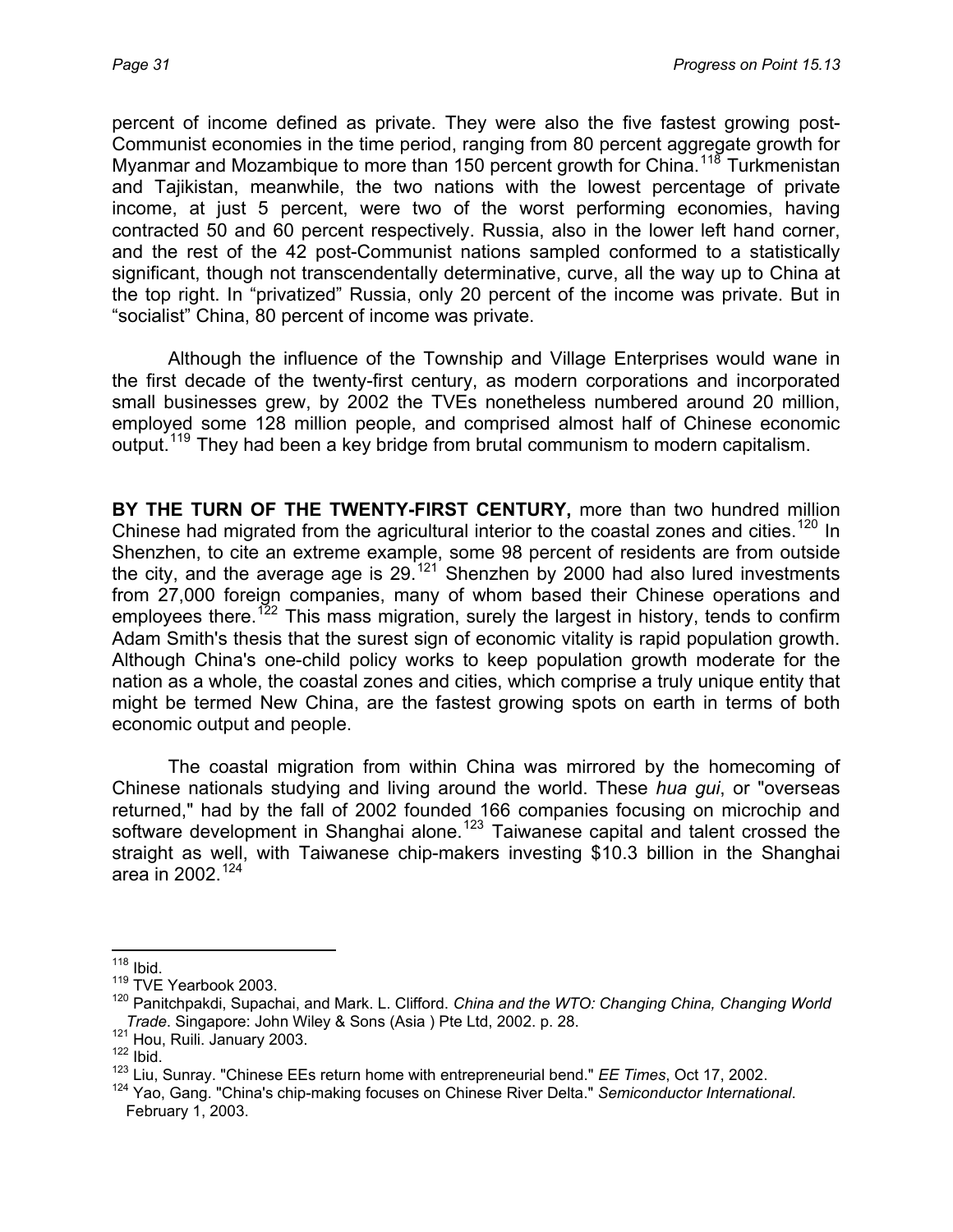percent of income defined as private. They were also the five fastest growing post-Communist economies in the time period, ranging from 80 percent aggregate growth for Myanmar and Mozambique to more than 150 percent growth for China.[118] Turkmenistan and Tajikistan, meanwhile, the two nations with the lowest percentage of private income, at just 5 percent, were two of the worst performing economies, having contracted 50 and 60 percent respectively. Russia, also in the lower left hand corner, and the rest of the 42 post-Communist nations sampled conformed to a statistically significant, though not transcendentally determinative, curve, all the way up to China at the top right. In "privatized" Russia, only 20 percent of the income was private. But in "socialist" China, 80 percent of income was private.

Although the influence of the Township and Village Enterprises would wane in the first decade of the twenty-first century, as modern corporations and incorporated small businesses grew, by 2002 the TVEs nonetheless numbered around 20 million, employed some 128 million people, and comprised almost half of Chinese economic output.[119] They had been a key bridge from brutal communism to modern capitalism.

**BY THE TURN OF THE TWENTY-FIRST CENTURY,** more than two hundred million Chinese had migrated from the agricultural interior to the coastal zones and cities.[120] In Shenzhen, to cite an extreme example, some 98 percent of residents are from outside the city, and the average age is 29.[121] Shenzhen by 2000 had also lured investments from 27,000 foreign companies, many of whom based their Chinese operations and employees there.[122] This mass migration, surely the largest in history, tends to confirm Adam Smith's thesis that the surest sign of economic vitality is rapid population growth. Although China's one-child policy works to keep population growth moderate for the nation as a whole, the coastal zones and cities, which comprise a truly unique entity that might be termed New China, are the fastest growing spots on earth in terms of both economic output and people.

The coastal migration from within China was mirrored by the homecoming of Chinese nationals studying and living around the world. These *hua gui*, or "overseas returned," had by the fall of 2002 founded 166 companies focusing on microchip and software development in Shanghai alone.[123] Taiwanese capital and talent crossed the straight as well, with Taiwanese chip-makers investing $10.3 billion in the Shanghai area in 2002.[124]

---

[118] Ibid.

[119] TVE Yearbook 2003.

[120] Panitchpakdi, Supachai, and Mark. L. Clifford. *China and the WTO: Changing China, Changing World Trade*. Singapore: John Wiley & Sons (Asia ) Pte Ltd, 2002. p. 28.

[121] Hou, Ruili. January 2003.

[122] Ibid.

[123] Liu, Sunray. "Chinese EEs return home with entrepreneurial bend." *EE Times*, Oct 17, 2002.

[124] Yao, Gang. "China's chip-making focuses on Chinese River Delta." *Semiconductor International*. February 1, 2003.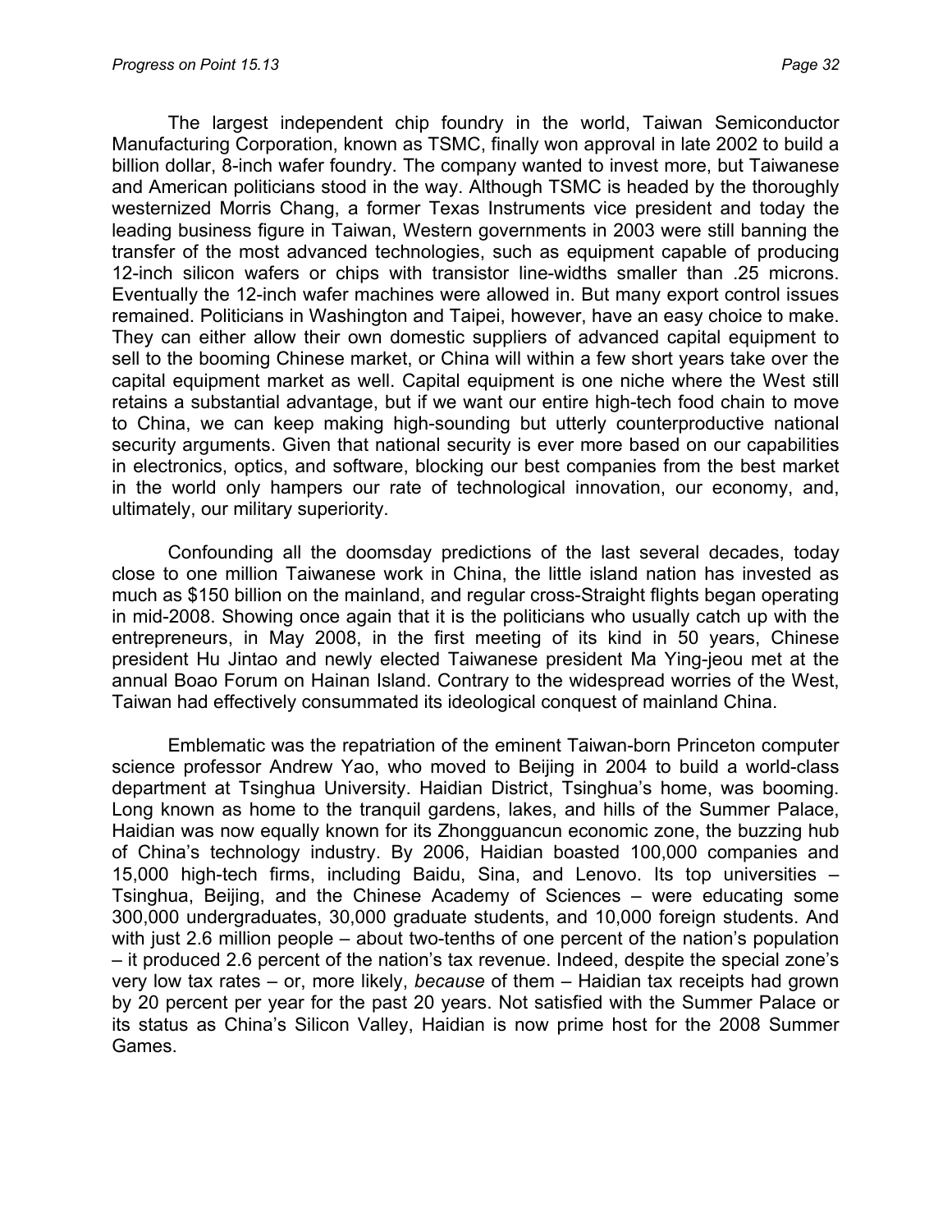The largest independent chip foundry in the world, Taiwan Semiconductor Manufacturing Corporation, known as TSMC, finally won approval in late 2002 to build a billion dollar, 8-inch wafer foundry. The company wanted to invest more, but Taiwanese and American politicians stood in the way. Although TSMC is headed by the thoroughly westernized Morris Chang, a former Texas Instruments vice president and today the leading business figure in Taiwan, Western governments in 2003 were still banning the transfer of the most advanced technologies, such as equipment capable of producing 12-inch silicon wafers or chips with transistor line-widths smaller than .25 microns. Eventually the 12-inch wafer machines were allowed in. But many export control issues remained. Politicians in Washington and Taipei, however, have an easy choice to make. They can either allow their own domestic suppliers of advanced capital equipment to sell to the booming Chinese market, or China will within a few short years take over the capital equipment market as well. Capital equipment is one niche where the West still retains a substantial advantage, but if we want our entire high-tech food chain to move to China, we can keep making high-sounding but utterly counterproductive national security arguments. Given that national security is ever more based on our capabilities in electronics, optics, and software, blocking our best companies from the best market in the world only hampers our rate of technological innovation, our economy, and, ultimately, our military superiority.

Confounding all the doomsday predictions of the last several decades, today close to one million Taiwanese work in China, the little island nation has invested as much as $150 billion on the mainland, and regular cross-Straight flights began operating in mid-2008. Showing once again that it is the politicians who usually catch up with the entrepreneurs, in May 2008, in the first meeting of its kind in 50 years, Chinese president Hu Jintao and newly elected Taiwanese president Ma Ying-jeou met at the annual Boao Forum on Hainan Island. Contrary to the widespread worries of the West, Taiwan had effectively consummated its ideological conquest of mainland China.

Emblematic was the repatriation of the eminent Taiwan-born Princeton computer science professor Andrew Yao, who moved to Beijing in 2004 to build a world-class department at Tsinghua University. Haidian District, Tsinghua's home, was booming. Long known as home to the tranquil gardens, lakes, and hills of the Summer Palace, Haidian was now equally known for its Zhongguancun economic zone, the buzzing hub of China's technology industry. By 2006, Haidian boasted 100,000 companies and 15,000 high-tech firms, including Baidu, Sina, and Lenovo. Its top universities – Tsinghua, Beijing, and the Chinese Academy of Sciences – were educating some 300,000 undergraduates, 30,000 graduate students, and 10,000 foreign students. And with just 2.6 million people – about two-tenths of one percent of the nation's population – it produced 2.6 percent of the nation's tax revenue. Indeed, despite the special zone's very low tax rates – or, more likely, *because* of them – Haidian tax receipts had grown by 20 percent per year for the past 20 years. Not satisfied with the Summer Palace or its status as China's Silicon Valley, Haidian is now prime host for the 2008 Summer Games.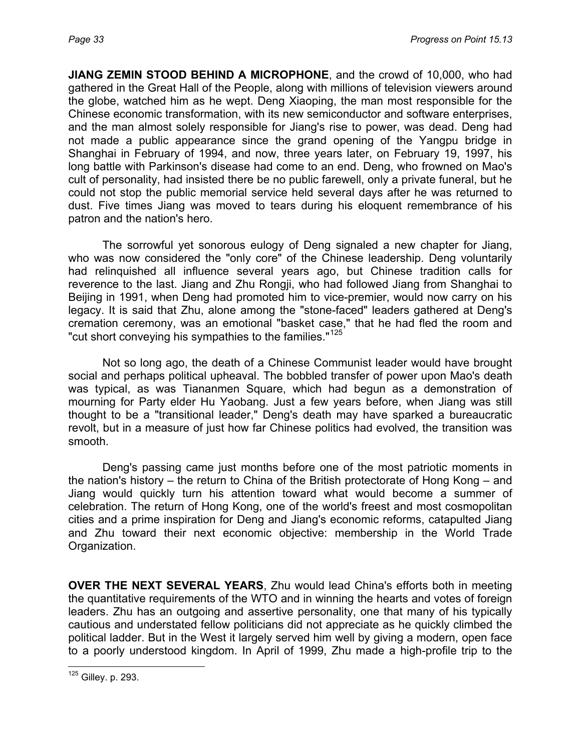**JIANG ZEMIN STOOD BEHIND A MICROPHONE**, and the crowd of 10,000, who had gathered in the Great Hall of the People, along with millions of television viewers around the globe, watched him as he wept. Deng Xiaoping, the man most responsible for the Chinese economic transformation, with its new semiconductor and software enterprises, and the man almost solely responsible for Jiang's rise to power, was dead. Deng had not made a public appearance since the grand opening of the Yangpu bridge in Shanghai in February of 1994, and now, three years later, on February 19, 1997, his long battle with Parkinson's disease had come to an end. Deng, who frowned on Mao's cult of personality, had insisted there be no public farewell, only a private funeral, but he could not stop the public memorial service held several days after he was returned to dust. Five times Jiang was moved to tears during his eloquent remembrance of his patron and the nation's hero.

The sorrowful yet sonorous eulogy of Deng signaled a new chapter for Jiang, who was now considered the "only core" of the Chinese leadership. Deng voluntarily had relinquished all influence several years ago, but Chinese tradition calls for reverence to the last. Jiang and Zhu Rongji, who had followed Jiang from Shanghai to Beijing in 1991, when Deng had promoted him to vice-premier, would now carry on his legacy. It is said that Zhu, alone among the "stone-faced" leaders gathered at Deng's cremation ceremony, was an emotional "basket case," that he had fled the room and "cut short conveying his sympathies to the families."[125]

Not so long ago, the death of a Chinese Communist leader would have brought social and perhaps political upheaval. The bobbled transfer of power upon Mao's death was typical, as was Tiananmen Square, which had begun as a demonstration of mourning for Party elder Hu Yaobang. Just a few years before, when Jiang was still thought to be a "transitional leader," Deng's death may have sparked a bureaucratic revolt, but in a measure of just how far Chinese politics had evolved, the transition was smooth.

Deng's passing came just months before one of the most patriotic moments in the nation's history – the return to China of the British protectorate of Hong Kong – and Jiang would quickly turn his attention toward what would become a summer of celebration. The return of Hong Kong, one of the world's freest and most cosmopolitan cities and a prime inspiration for Deng and Jiang's economic reforms, catapulted Jiang and Zhu toward their next economic objective: membership in the World Trade Organization.

**OVER THE NEXT SEVERAL YEARS**, Zhu would lead China's efforts both in meeting the quantitative requirements of the WTO and in winning the hearts and votes of foreign leaders. Zhu has an outgoing and assertive personality, one that many of his typically cautious and understated fellow politicians did not appreciate as he quickly climbed the political ladder. But in the West it largely served him well by giving a modern, open face to a poorly understood kingdom. In April of 1999, Zhu made a high-profile trip to the

[125] Gilley. p. 293.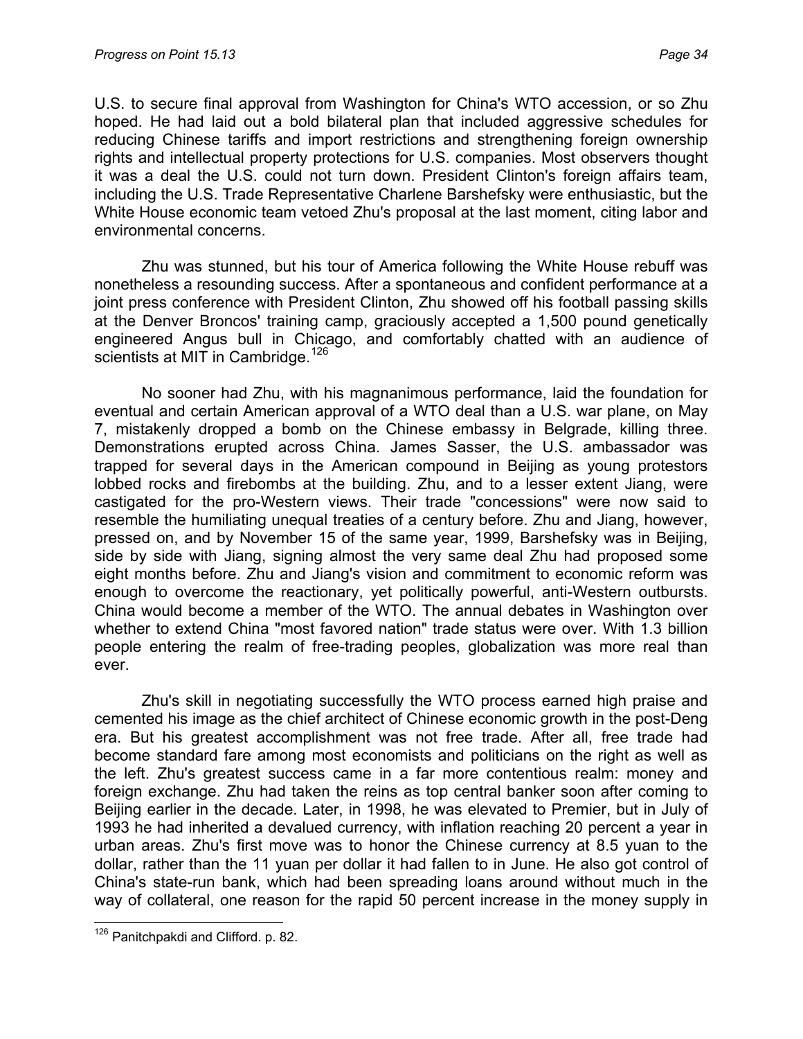U.S. to secure final approval from Washington for China's WTO accession, or so Zhu hoped. He had laid out a bold bilateral plan that included aggressive schedules for reducing Chinese tariffs and import restrictions and strengthening foreign ownership rights and intellectual property protections for U.S. companies. Most observers thought it was a deal the U.S. could not turn down. President Clinton's foreign affairs team, including the U.S. Trade Representative Charlene Barshefsky were enthusiastic, but the White House economic team vetoed Zhu's proposal at the last moment, citing labor and environmental concerns.

Zhu was stunned, but his tour of America following the White House rebuff was nonetheless a resounding success. After a spontaneous and confident performance at a joint press conference with President Clinton, Zhu showed off his football passing skills at the Denver Broncos' training camp, graciously accepted a 1,500 pound genetically engineered Angus bull in Chicago, and comfortably chatted with an audience of scientists at MIT in Cambridge.[126]

No sooner had Zhu, with his magnanimous performance, laid the foundation for eventual and certain American approval of a WTO deal than a U.S. war plane, on May 7, mistakenly dropped a bomb on the Chinese embassy in Belgrade, killing three. Demonstrations erupted across China. James Sasser, the U.S. ambassador was trapped for several days in the American compound in Beijing as young protestors lobbed rocks and firebombs at the building. Zhu, and to a lesser extent Jiang, were castigated for the pro-Western views. Their trade "concessions" were now said to resemble the humiliating unequal treaties of a century before. Zhu and Jiang, however, pressed on, and by November 15 of the same year, 1999, Barshefsky was in Beijing, side by side with Jiang, signing almost the very same deal Zhu had proposed some eight months before. Zhu and Jiang's vision and commitment to economic reform was enough to overcome the reactionary, yet politically powerful, anti-Western outbursts. China would become a member of the WTO. The annual debates in Washington over whether to extend China "most favored nation" trade status were over. With 1.3 billion people entering the realm of free-trading peoples, globalization was more real than ever.

Zhu's skill in negotiating successfully the WTO process earned high praise and cemented his image as the chief architect of Chinese economic growth in the post-Deng era. But his greatest accomplishment was not free trade. After all, free trade had become standard fare among most economists and politicians on the right as well as the left. Zhu's greatest success came in a far more contentious realm: money and foreign exchange. Zhu had taken the reins as top central banker soon after coming to Beijing earlier in the decade. Later, in 1998, he was elevated to Premier, but in July of 1993 he had inherited a devalued currency, with inflation reaching 20 percent a year in urban areas. Zhu's first move was to honor the Chinese currency at 8.5 yuan to the dollar, rather than the 11 yuan per dollar it had fallen to in June. He also got control of China's state-run bank, which had been spreading loans around without much in the way of collateral, one reason for the rapid 50 percent increase in the money supply in

---

[126] Panitchpakdi and Clifford. p. 82.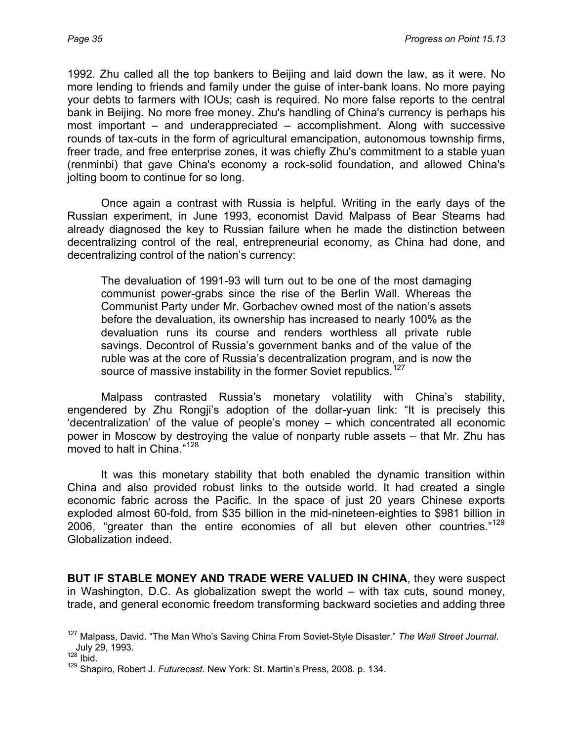1992. Zhu called all the top bankers to Beijing and laid down the law, as it were. No more lending to friends and family under the guise of inter-bank loans. No more paying your debts to farmers with IOUs; cash is required. No more false reports to the central bank in Beijing. No more free money. Zhu's handling of China's currency is perhaps his most important – and underappreciated – accomplishment. Along with successive rounds of tax-cuts in the form of agricultural emancipation, autonomous township firms, freer trade, and free enterprise zones, it was chiefly Zhu's commitment to a stable yuan (renminbi) that gave China's economy a rock-solid foundation, and allowed China's jolting boom to continue for so long.

Once again a contrast with Russia is helpful. Writing in the early days of the Russian experiment, in June 1993, economist David Malpass of Bear Stearns had already diagnosed the key to Russian failure when he made the distinction between decentralizing control of the real, entrepreneurial economy, as China had done, and decentralizing control of the nation's currency:

> The devaluation of 1991-93 will turn out to be one of the most damaging communist power-grabs since the rise of the Berlin Wall. Whereas the Communist Party under Mr. Gorbachev owned most of the nation's assets before the devaluation, its ownership has increased to nearly 100% as the devaluation runs its course and renders worthless all private ruble savings. Decontrol of Russia's government banks and of the value of the ruble was at the core of Russia's decentralization program, and is now the source of massive instability in the former Soviet republics.[127]

Malpass contrasted Russia's monetary volatility with China's stability, engendered by Zhu Rongji's adoption of the dollar-yuan link: "It is precisely this 'decentralization' of the value of people's money – which concentrated all economic power in Moscow by destroying the value of nonparty ruble assets – that Mr. Zhu has moved to halt in China."[128]

It was this monetary stability that both enabled the dynamic transition within China and also provided robust links to the outside world. It had created a single economic fabric across the Pacific. In the space of just 20 years Chinese exports exploded almost 60-fold, from $35 billion in the mid-nineteen-eighties to $981 billion in 2006, "greater than the entire economies of all but eleven other countries."[129] Globalization indeed.

**BUT IF STABLE MONEY AND TRADE WERE VALUED IN CHINA**, they were suspect in Washington, D.C. As globalization swept the world – with tax cuts, sound money, trade, and general economic freedom transforming backward societies and adding three

---

[127] Malpass, David. "The Man Who's Saving China From Soviet-Style Disaster." *The Wall Street Journal*. July 29, 1993.

[128] Ibid.

[129] Shapiro, Robert J. *Futurecast*. New York: St. Martin's Press, 2008. p. 134.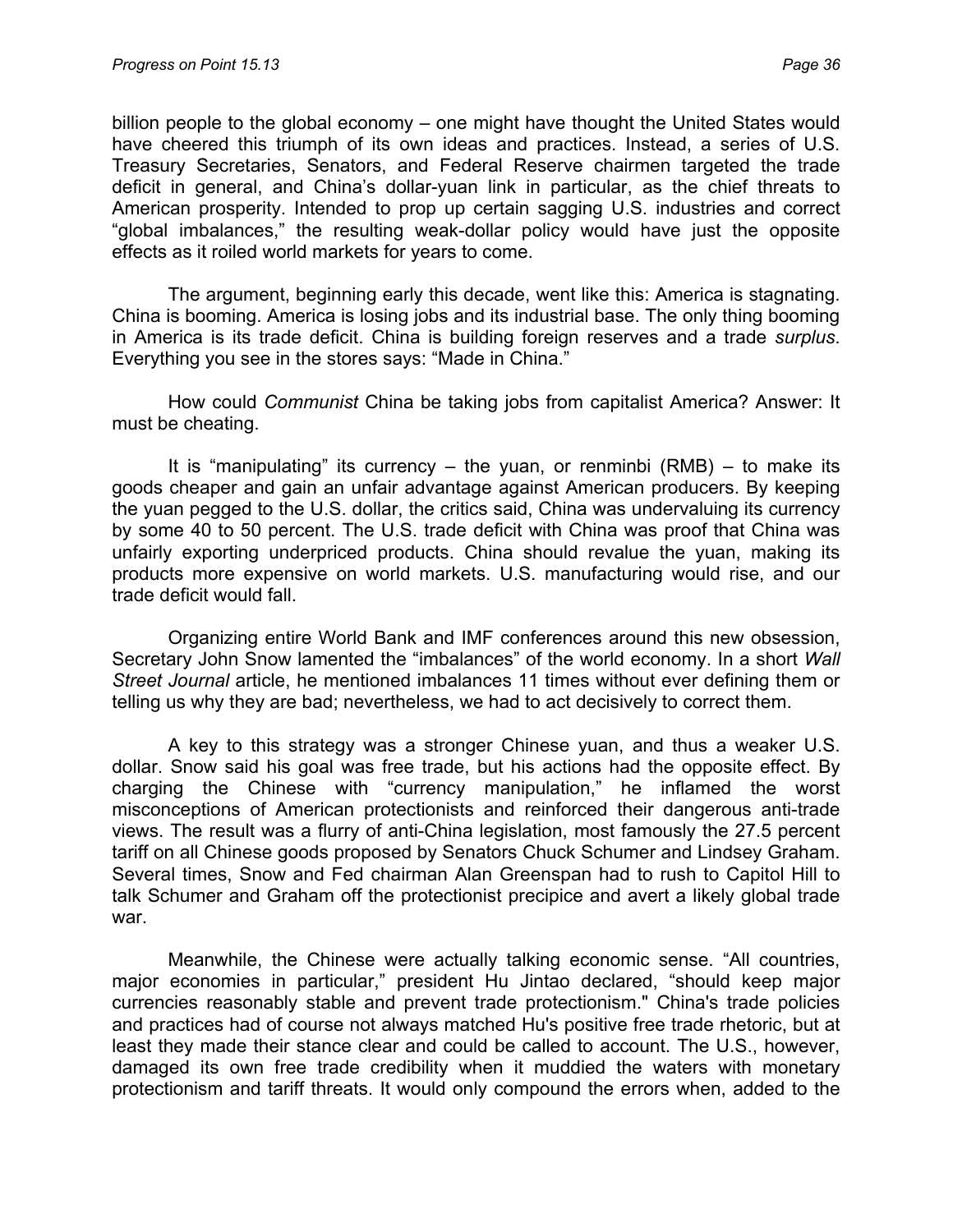billion people to the global economy – one might have thought the United States would have cheered this triumph of its own ideas and practices. Instead, a series of U.S. Treasury Secretaries, Senators, and Federal Reserve chairmen targeted the trade deficit in general, and China's dollar-yuan link in particular, as the chief threats to American prosperity. Intended to prop up certain sagging U.S. industries and correct "global imbalances," the resulting weak-dollar policy would have just the opposite effects as it roiled world markets for years to come.

The argument, beginning early this decade, went like this: America is stagnating. China is booming. America is losing jobs and its industrial base. The only thing booming in America is its trade deficit. China is building foreign reserves and a trade *surplus*. Everything you see in the stores says: "Made in China."

How could *Communist* China be taking jobs from capitalist America? Answer: It must be cheating.

It is "manipulating" its currency – the yuan, or renminbi (RMB) – to make its goods cheaper and gain an unfair advantage against American producers. By keeping the yuan pegged to the U.S. dollar, the critics said, China was undervaluing its currency by some 40 to 50 percent. The U.S. trade deficit with China was proof that China was unfairly exporting underpriced products. China should revalue the yuan, making its products more expensive on world markets. U.S. manufacturing would rise, and our trade deficit would fall.

Organizing entire World Bank and IMF conferences around this new obsession, Secretary John Snow lamented the "imbalances" of the world economy. In a short *Wall Street Journal* article, he mentioned imbalances 11 times without ever defining them or telling us why they are bad; nevertheless, we had to act decisively to correct them.

A key to this strategy was a stronger Chinese yuan, and thus a weaker U.S. dollar. Snow said his goal was free trade, but his actions had the opposite effect. By charging the Chinese with "currency manipulation," he inflamed the worst misconceptions of American protectionists and reinforced their dangerous anti-trade views. The result was a flurry of anti-China legislation, most famously the 27.5 percent tariff on all Chinese goods proposed by Senators Chuck Schumer and Lindsey Graham. Several times, Snow and Fed chairman Alan Greenspan had to rush to Capitol Hill to talk Schumer and Graham off the protectionist precipice and avert a likely global trade war.

Meanwhile, the Chinese were actually talking economic sense. "All countries, major economies in particular," president Hu Jintao declared, "should keep major currencies reasonably stable and prevent trade protectionism." China's trade policies and practices had of course not always matched Hu's positive free trade rhetoric, but at least they made their stance clear and could be called to account. The U.S., however, damaged its own free trade credibility when it muddied the waters with monetary protectionism and tariff threats. It would only compound the errors when, added to the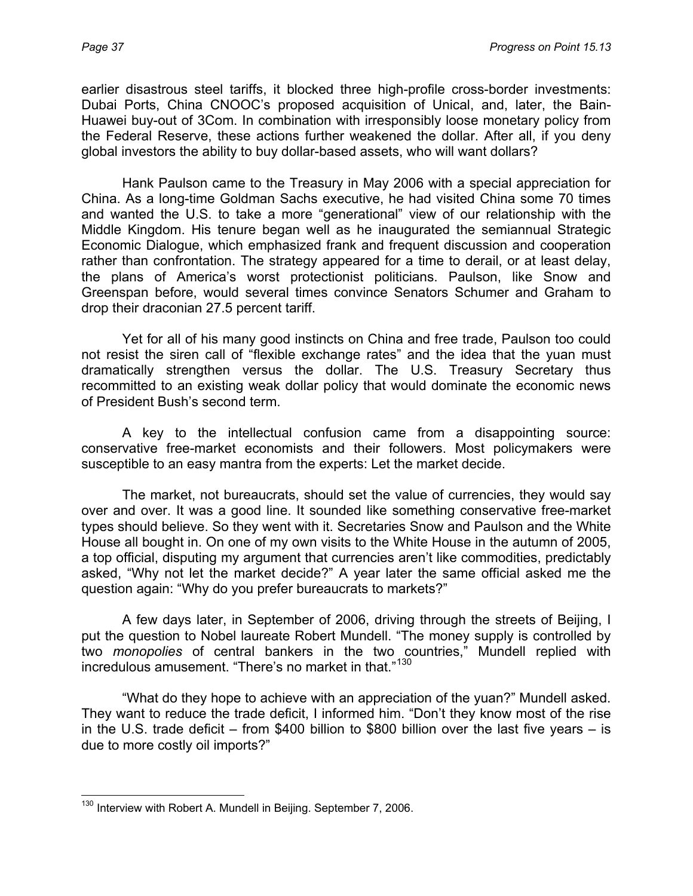earlier disastrous steel tariffs, it blocked three high-profile cross-border investments: Dubai Ports, China CNOOC's proposed acquisition of Unical, and, later, the Bain-Huawei buy-out of 3Com. In combination with irresponsibly loose monetary policy from the Federal Reserve, these actions further weakened the dollar. After all, if you deny global investors the ability to buy dollar-based assets, who will want dollars?

Hank Paulson came to the Treasury in May 2006 with a special appreciation for China. As a long-time Goldman Sachs executive, he had visited China some 70 times and wanted the U.S. to take a more "generational" view of our relationship with the Middle Kingdom. His tenure began well as he inaugurated the semiannual Strategic Economic Dialogue, which emphasized frank and frequent discussion and cooperation rather than confrontation. The strategy appeared for a time to derail, or at least delay, the plans of America's worst protectionist politicians. Paulson, like Snow and Greenspan before, would several times convince Senators Schumer and Graham to drop their draconian 27.5 percent tariff.

Yet for all of his many good instincts on China and free trade, Paulson too could not resist the siren call of "flexible exchange rates" and the idea that the yuan must dramatically strengthen versus the dollar. The U.S. Treasury Secretary thus recommitted to an existing weak dollar policy that would dominate the economic news of President Bush's second term.

A key to the intellectual confusion came from a disappointing source: conservative free-market economists and their followers. Most policymakers were susceptible to an easy mantra from the experts: Let the market decide.

The market, not bureaucrats, should set the value of currencies, they would say over and over. It was a good line. It sounded like something conservative free-market types should believe. So they went with it. Secretaries Snow and Paulson and the White House all bought in. On one of my own visits to the White House in the autumn of 2005, a top official, disputing my argument that currencies aren't like commodities, predictably asked, "Why not let the market decide?" A year later the same official asked me the question again: "Why do you prefer bureaucrats to markets?"

A few days later, in September of 2006, driving through the streets of Beijing, I put the question to Nobel laureate Robert Mundell. "The money supply is controlled by two *monopolies* of central bankers in the two countries," Mundell replied with incredulous amusement. "There's no market in that."[130]

"What do they hope to achieve with an appreciation of the yuan?" Mundell asked. They want to reduce the trade deficit, I informed him. "Don't they know most of the rise in the U.S. trade deficit – from $400 billion to $800 billion over the last five years – is due to more costly oil imports?"

---

[130] Interview with Robert A. Mundell in Beijing. September 7, 2006.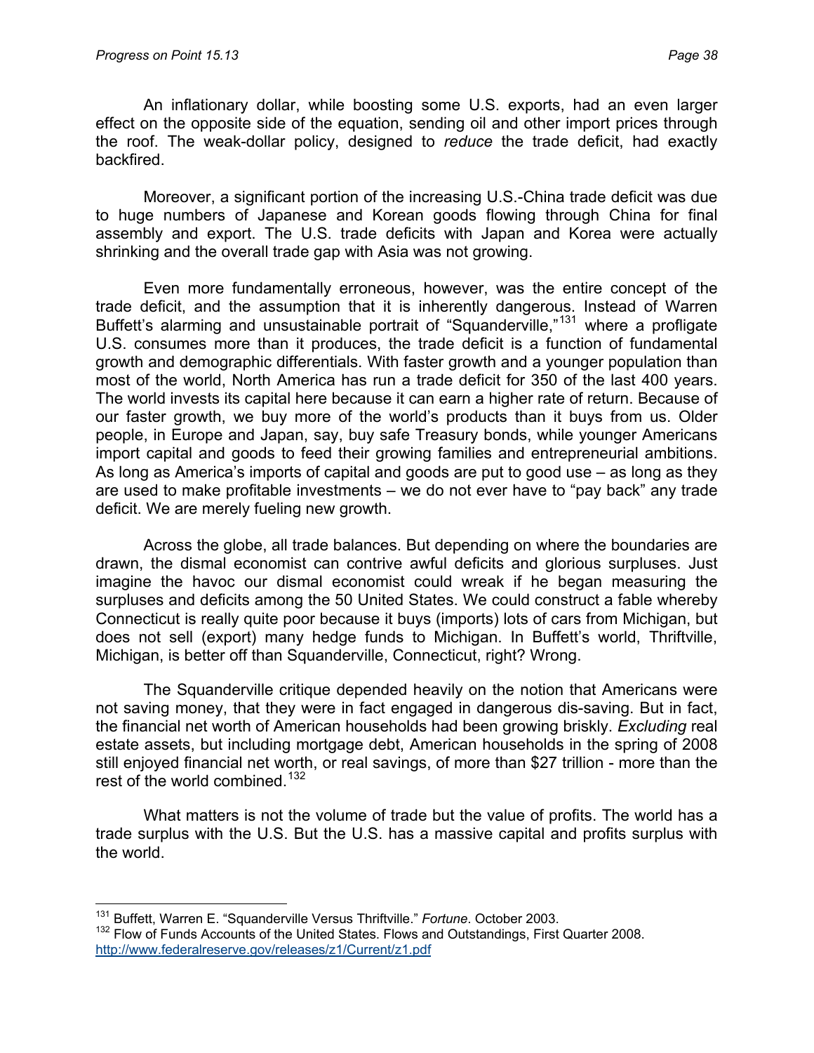An inflationary dollar, while boosting some U.S. exports, had an even larger effect on the opposite side of the equation, sending oil and other import prices through the roof. The weak-dollar policy, designed to *reduce* the trade deficit, had exactly backfired.

Moreover, a significant portion of the increasing U.S.-China trade deficit was due to huge numbers of Japanese and Korean goods flowing through China for final assembly and export. The U.S. trade deficits with Japan and Korea were actually shrinking and the overall trade gap with Asia was not growing.

Even more fundamentally erroneous, however, was the entire concept of the trade deficit, and the assumption that it is inherently dangerous. Instead of Warren Buffett's alarming and unsustainable portrait of "Squanderville,"[131] where a profligate U.S. consumes more than it produces, the trade deficit is a function of fundamental growth and demographic differentials. With faster growth and a younger population than most of the world, North America has run a trade deficit for 350 of the last 400 years. The world invests its capital here because it can earn a higher rate of return. Because of our faster growth, we buy more of the world's products than it buys from us. Older people, in Europe and Japan, say, buy safe Treasury bonds, while younger Americans import capital and goods to feed their growing families and entrepreneurial ambitions. As long as America's imports of capital and goods are put to good use – as long as they are used to make profitable investments – we do not ever have to "pay back" any trade deficit. We are merely fueling new growth.

Across the globe, all trade balances. But depending on where the boundaries are drawn, the dismal economist can contrive awful deficits and glorious surpluses. Just imagine the havoc our dismal economist could wreak if he began measuring the surpluses and deficits among the 50 United States. We could construct a fable whereby Connecticut is really quite poor because it buys (imports) lots of cars from Michigan, but does not sell (export) many hedge funds to Michigan. In Buffett's world, Thriftville, Michigan, is better off than Squanderville, Connecticut, right? Wrong.

The Squanderville critique depended heavily on the notion that Americans were not saving money, that they were in fact engaged in dangerous dis-saving. But in fact, the financial net worth of American households had been growing briskly. *Excluding* real estate assets, but including mortgage debt, American households in the spring of 2008 still enjoyed financial net worth, or real savings, of more than $27 trillion - more than the rest of the world combined.[132]

What matters is not the volume of trade but the value of profits. The world has a trade surplus with the U.S. But the U.S. has a massive capital and profits surplus with the world.

---

[131] Buffett, Warren E. "Squanderville Versus Thriftville." *Fortune*. October 2003.

[132] Flow of Funds Accounts of the United States. Flows and Outstandings, First Quarter 2008. http://www.federalreserve.gov/releases/z1/Current/z1.pdf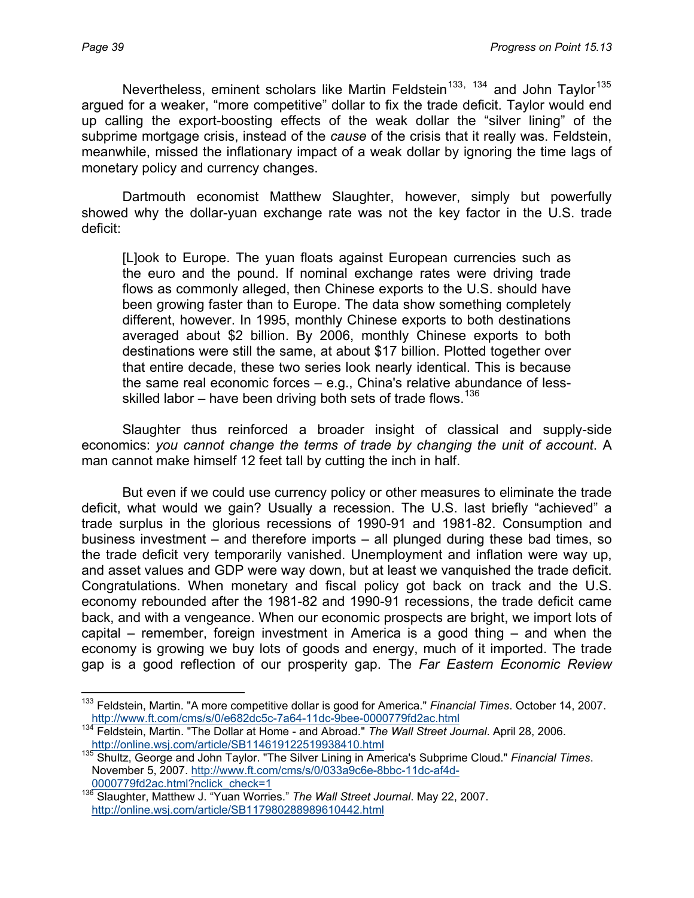Nevertheless, eminent scholars like Martin Feldstein[133, 134] and John Taylor[135] argued for a weaker, "more competitive" dollar to fix the trade deficit. Taylor would end up calling the export-boosting effects of the weak dollar the "silver lining" of the subprime mortgage crisis, instead of the *cause* of the crisis that it really was. Feldstein, meanwhile, missed the inflationary impact of a weak dollar by ignoring the time lags of monetary policy and currency changes.

Dartmouth economist Matthew Slaughter, however, simply but powerfully showed why the dollar-yuan exchange rate was not the key factor in the U.S. trade deficit:

> [L]ook to Europe. The yuan floats against European currencies such as the euro and the pound. If nominal exchange rates were driving trade flows as commonly alleged, then Chinese exports to the U.S. should have been growing faster than to Europe. The data show something completely different, however. In 1995, monthly Chinese exports to both destinations averaged about $2 billion. By 2006, monthly Chinese exports to both destinations were still the same, at about $17 billion. Plotted together over that entire decade, these two series look nearly identical. This is because the same real economic forces – e.g., China's relative abundance of less-skilled labor – have been driving both sets of trade flows.[136]

Slaughter thus reinforced a broader insight of classical and supply-side economics: *you cannot change the terms of trade by changing the unit of account*. A man cannot make himself 12 feet tall by cutting the inch in half.

But even if we could use currency policy or other measures to eliminate the trade deficit, what would we gain? Usually a recession. The U.S. last briefly "achieved" a trade surplus in the glorious recessions of 1990-91 and 1981-82. Consumption and business investment – and therefore imports – all plunged during these bad times, so the trade deficit very temporarily vanished. Unemployment and inflation were way up, and asset values and GDP were way down, but at least we vanquished the trade deficit. Congratulations. When monetary and fiscal policy got back on track and the U.S. economy rebounded after the 1981-82 and 1990-91 recessions, the trade deficit came back, and with a vengeance. When our economic prospects are bright, we import lots of capital – remember, foreign investment in America is a good thing – and when the economy is growing we buy lots of goods and energy, much of it imported. The trade gap is a good reflection of our prosperity gap. The *Far Eastern Economic Review*

---

[133] Feldstein, Martin. "A more competitive dollar is good for America." *Financial Times*. October 14, 2007. http://www.ft.com/cms/s/0/e682dc5c-7a64-11dc-9bee-0000779fd2ac.html

[134] Feldstein, Martin. "The Dollar at Home - and Abroad." *The Wall Street Journal*. April 28, 2006. http://online.wsj.com/article/SB114619122519938410.html

[135] Shultz, George and John Taylor. "The Silver Lining in America's Subprime Cloud." *Financial Times*. November 5, 2007. http://www.ft.com/cms/s/0/033a9c6e-8bbc-11dc-af4d-0000779fd2ac.html?nclick_check=1

[136] Slaughter, Matthew J. "Yuan Worries." *The Wall Street Journal*. May 22, 2007. http://online.wsj.com/article/SB117980288989610442.html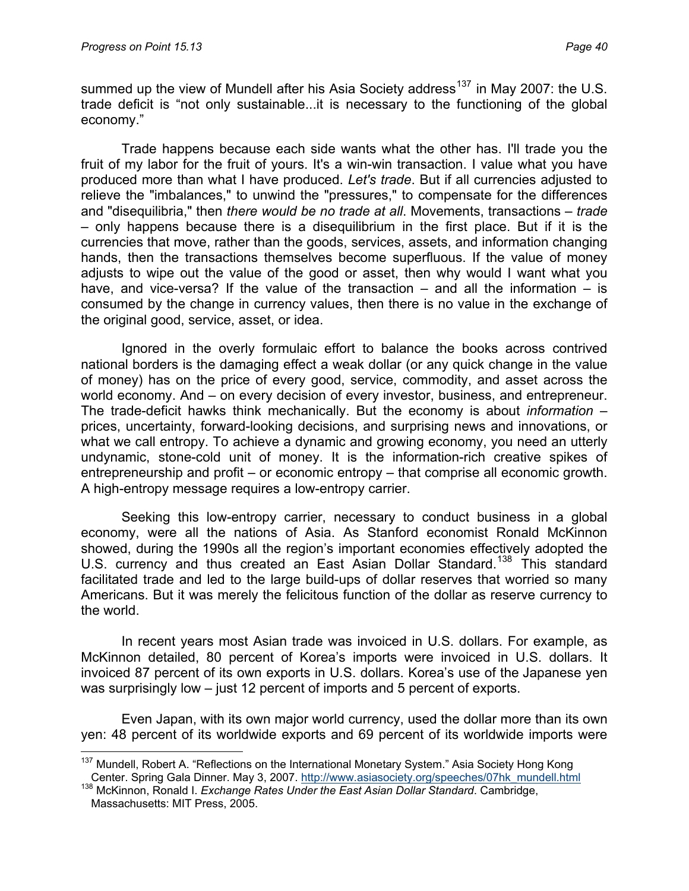summed up the view of Mundell after his Asia Society address[137] in May 2007: the U.S. trade deficit is "not only sustainable...it is necessary to the functioning of the global economy."

Trade happens because each side wants what the other has. I'll trade you the fruit of my labor for the fruit of yours. It's a win-win transaction. I value what you have produced more than what I have produced. *Let's trade*. But if all currencies adjusted to relieve the "imbalances," to unwind the "pressures," to compensate for the differences and "disequilibria," then *there would be no trade at all*. Movements, transactions – *trade* – only happens because there is a disequilibrium in the first place. But if it is the currencies that move, rather than the goods, services, assets, and information changing hands, then the transactions themselves become superfluous. If the value of money adjusts to wipe out the value of the good or asset, then why would I want what you have, and vice-versa? If the value of the transaction – and all the information – is consumed by the change in currency values, then there is no value in the exchange of the original good, service, asset, or idea.

Ignored in the overly formulaic effort to balance the books across contrived national borders is the damaging effect a weak dollar (or any quick change in the value of money) has on the price of every good, service, commodity, and asset across the world economy. And – on every decision of every investor, business, and entrepreneur. The trade-deficit hawks think mechanically. But the economy is about *information* – prices, uncertainty, forward-looking decisions, and surprising news and innovations, or what we call entropy. To achieve a dynamic and growing economy, you need an utterly undynamic, stone-cold unit of money. It is the information-rich creative spikes of entrepreneurship and profit – or economic entropy – that comprise all economic growth. A high-entropy message requires a low-entropy carrier.

Seeking this low-entropy carrier, necessary to conduct business in a global economy, were all the nations of Asia. As Stanford economist Ronald McKinnon showed, during the 1990s all the region's important economies effectively adopted the U.S. currency and thus created an East Asian Dollar Standard.[138] This standard facilitated trade and led to the large build-ups of dollar reserves that worried so many Americans. But it was merely the felicitous function of the dollar as reserve currency to the world.

In recent years most Asian trade was invoiced in U.S. dollars. For example, as McKinnon detailed, 80 percent of Korea's imports were invoiced in U.S. dollars. It invoiced 87 percent of its own exports in U.S. dollars. Korea's use of the Japanese yen was surprisingly low – just 12 percent of imports and 5 percent of exports.

Even Japan, with its own major world currency, used the dollar more than its own yen: 48 percent of its worldwide exports and 69 percent of its worldwide imports were

---

[137] Mundell, Robert A. "Reflections on the International Monetary System." Asia Society Hong Kong Center. Spring Gala Dinner. May 3, 2007. http://www.asiasociety.org/speeches/07hk_mundell.html

[138] McKinnon, Ronald I. *Exchange Rates Under the East Asian Dollar Standard*. Cambridge, Massachusetts: MIT Press, 2005.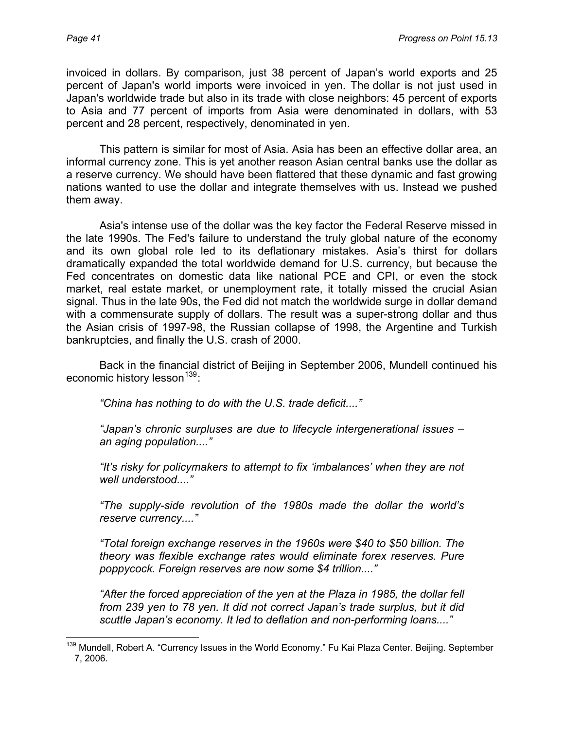invoiced in dollars. By comparison, just 38 percent of Japan's world exports and 25 percent of Japan's world imports were invoiced in yen. The dollar is not just used in Japan's worldwide trade but also in its trade with close neighbors: 45 percent of exports to Asia and 77 percent of imports from Asia were denominated in dollars, with 53 percent and 28 percent, respectively, denominated in yen.

This pattern is similar for most of Asia. Asia has been an effective dollar area, an informal currency zone. This is yet another reason Asian central banks use the dollar as a reserve currency. We should have been flattered that these dynamic and fast growing nations wanted to use the dollar and integrate themselves with us. Instead we pushed them away.

Asia's intense use of the dollar was the key factor the Federal Reserve missed in the late 1990s. The Fed's failure to understand the truly global nature of the economy and its own global role led to its deflationary mistakes. Asia's thirst for dollars dramatically expanded the total worldwide demand for U.S. currency, but because the Fed concentrates on domestic data like national PCE and CPI, or even the stock market, real estate market, or unemployment rate, it totally missed the crucial Asian signal. Thus in the late 90s, the Fed did not match the worldwide surge in dollar demand with a commensurate supply of dollars. The result was a super-strong dollar and thus the Asian crisis of 1997-98, the Russian collapse of 1998, the Argentine and Turkish bankruptcies, and finally the U.S. crash of 2000.

Back in the financial district of Beijing in September 2006, Mundell continued his economic history lesson[139]:

> *"China has nothing to do with the U.S. trade deficit...."*
>
> *"Japan's chronic surpluses are due to lifecycle intergenerational issues – an aging population...."*
>
> *"It's risky for policymakers to attempt to fix 'imbalances' when they are not well understood...."*
>
> *"The supply-side revolution of the 1980s made the dollar the world's reserve currency...."*
>
> *"Total foreign exchange reserves in the 1960s were $40 to $50 billion. The theory was flexible exchange rates would eliminate forex reserves. Pure poppycock. Foreign reserves are now some $4 trillion...."*
>
> *"After the forced appreciation of the yen at the Plaza in 1985, the dollar fell from 239 yen to 78 yen. It did not correct Japan's trade surplus, but it did scuttle Japan's economy. It led to deflation and non-performing loans...."*

---

[139] Mundell, Robert A. "Currency Issues in the World Economy." Fu Kai Plaza Center. Beijing. September 7, 2006.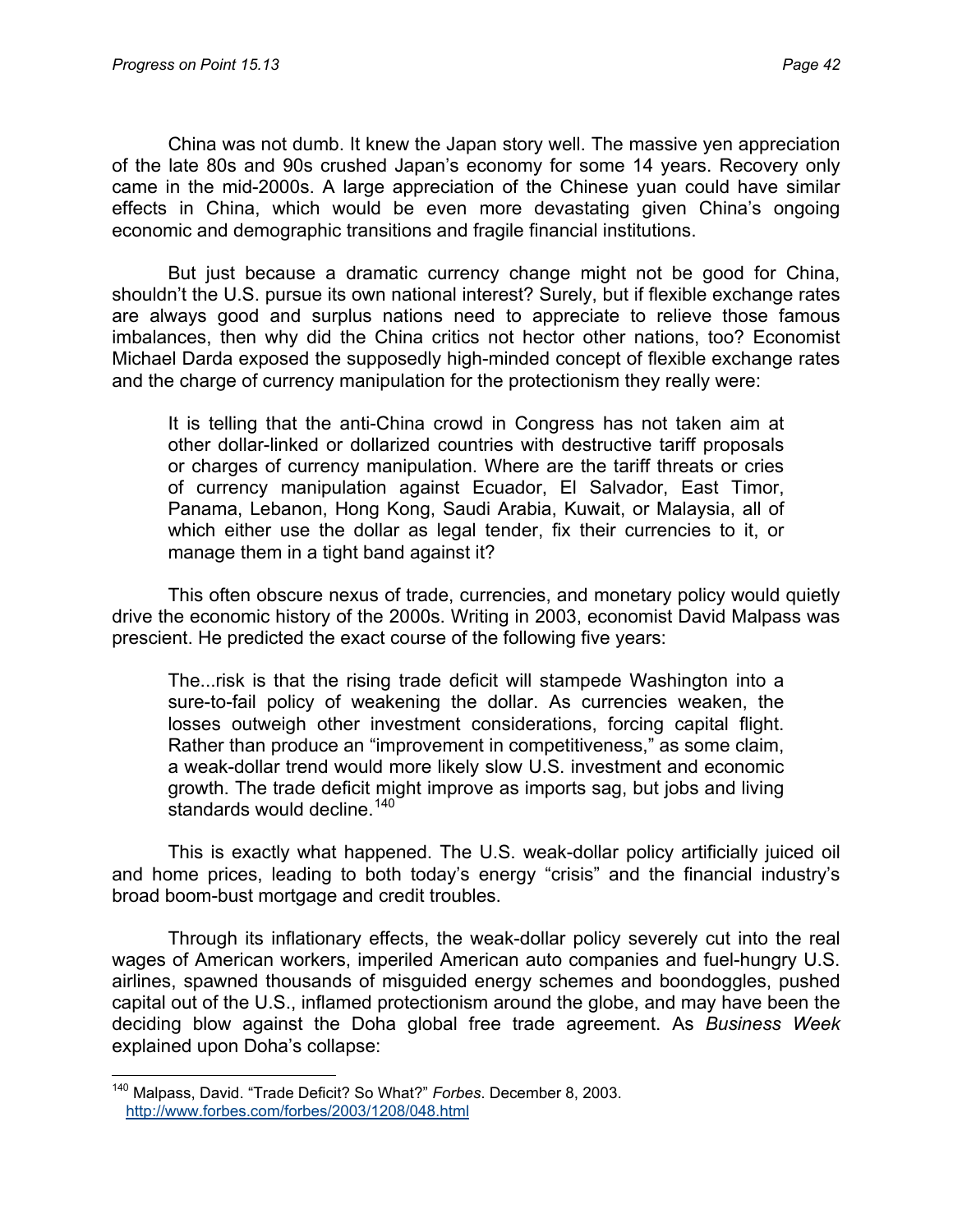China was not dumb. It knew the Japan story well. The massive yen appreciation of the late 80s and 90s crushed Japan's economy for some 14 years. Recovery only came in the mid-2000s. A large appreciation of the Chinese yuan could have similar effects in China, which would be even more devastating given China's ongoing economic and demographic transitions and fragile financial institutions.

But just because a dramatic currency change might not be good for China, shouldn't the U.S. pursue its own national interest? Surely, but if flexible exchange rates are always good and surplus nations need to appreciate to relieve those famous imbalances, then why did the China critics not hector other nations, too? Economist Michael Darda exposed the supposedly high-minded concept of flexible exchange rates and the charge of currency manipulation for the protectionism they really were:

> It is telling that the anti-China crowd in Congress has not taken aim at other dollar-linked or dollarized countries with destructive tariff proposals or charges of currency manipulation. Where are the tariff threats or cries of currency manipulation against Ecuador, El Salvador, East Timor, Panama, Lebanon, Hong Kong, Saudi Arabia, Kuwait, or Malaysia, all of which either use the dollar as legal tender, fix their currencies to it, or manage them in a tight band against it?

This often obscure nexus of trade, currencies, and monetary policy would quietly drive the economic history of the 2000s. Writing in 2003, economist David Malpass was prescient. He predicted the exact course of the following five years:

> The...risk is that the rising trade deficit will stampede Washington into a sure-to-fail policy of weakening the dollar. As currencies weaken, the losses outweigh other investment considerations, forcing capital flight. Rather than produce an "improvement in competitiveness," as some claim, a weak-dollar trend would more likely slow U.S. investment and economic growth. The trade deficit might improve as imports sag, but jobs and living standards would decline.[140]

This is exactly what happened. The U.S. weak-dollar policy artificially juiced oil and home prices, leading to both today's energy "crisis" and the financial industry's broad boom-bust mortgage and credit troubles.

Through its inflationary effects, the weak-dollar policy severely cut into the real wages of American workers, imperiled American auto companies and fuel-hungry U.S. airlines, spawned thousands of misguided energy schemes and boondoggles, pushed capital out of the U.S., inflamed protectionism around the globe, and may have been the deciding blow against the Doha global free trade agreement. As *Business Week* explained upon Doha's collapse:

---

[140] Malpass, David. "Trade Deficit? So What?" *Forbes*. December 8, 2003. http://www.forbes.com/forbes/2003/1208/048.html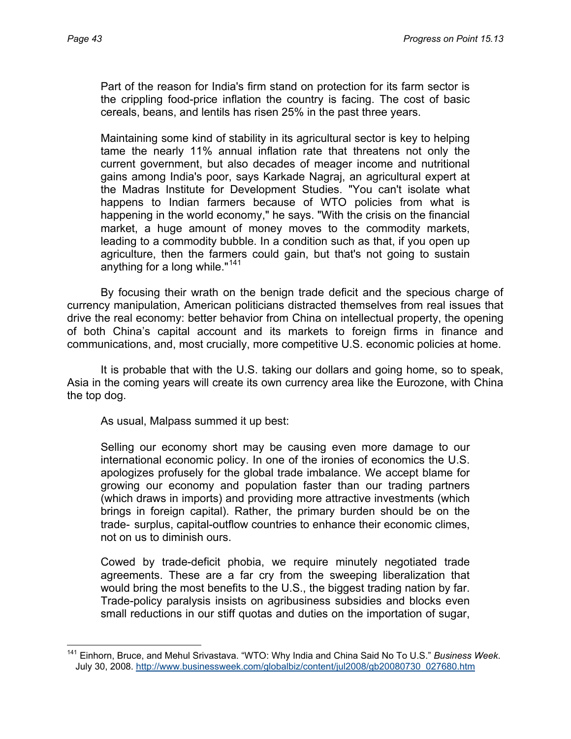> Part of the reason for India's firm stand on protection for its farm sector is the crippling food-price inflation the country is facing. The cost of basic cereals, beans, and lentils has risen 25% in the past three years.
>
> Maintaining some kind of stability in its agricultural sector is key to helping tame the nearly 11% annual inflation rate that threatens not only the current government, but also decades of meager income and nutritional gains among India's poor, says Karkade Nagraj, an agricultural expert at the Madras Institute for Development Studies. "You can't isolate what happens to Indian farmers because of WTO policies from what is happening in the world economy," he says. "With the crisis on the financial market, a huge amount of money moves to the commodity markets, leading to a commodity bubble. In a condition such as that, if you open up agriculture, then the farmers could gain, but that's not going to sustain anything for a long while."[141]

By focusing their wrath on the benign trade deficit and the specious charge of currency manipulation, American politicians distracted themselves from real issues that drive the real economy: better behavior from China on intellectual property, the opening of both China's capital account and its markets to foreign firms in finance and communications, and, most crucially, more competitive U.S. economic policies at home.

It is probable that with the U.S. taking our dollars and going home, so to speak, Asia in the coming years will create its own currency area like the Eurozone, with China the top dog.

As usual, Malpass summed it up best:

> Selling our economy short may be causing even more damage to our international economic policy. In one of the ironies of economics the U.S. apologizes profusely for the global trade imbalance. We accept blame for growing our economy and population faster than our trading partners (which draws in imports) and providing more attractive investments (which brings in foreign capital). Rather, the primary burden should be on the trade- surplus, capital-outflow countries to enhance their economic climes, not on us to diminish ours.
>
> Cowed by trade-deficit phobia, we require minutely negotiated trade agreements. These are a far cry from the sweeping liberalization that would bring the most benefits to the U.S., the biggest trading nation by far. Trade-policy paralysis insists on agribusiness subsidies and blocks even small reductions in our stiff quotas and duties on the importation of sugar,

---

[141] Einhorn, Bruce, and Mehul Srivastava. "WTO: Why India and China Said No To U.S." *Business Week*. July 30, 2008. http://www.businessweek.com/globalbiz/content/jul2008/gb20080730_027680.htm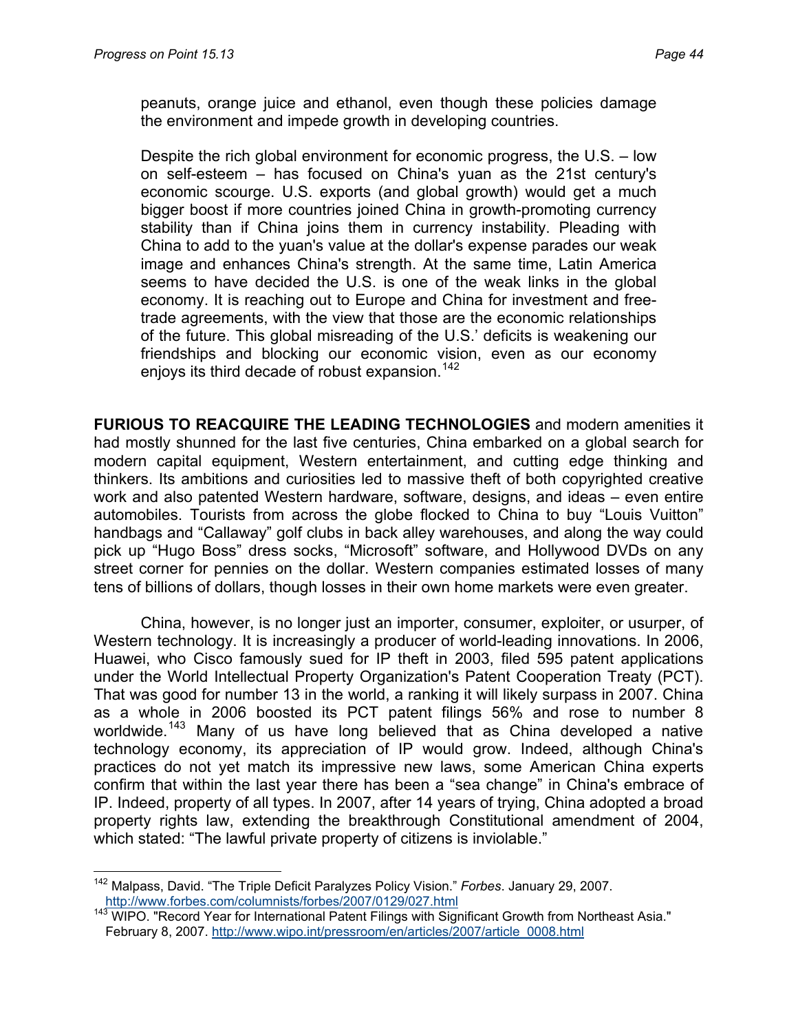> peanuts, orange juice and ethanol, even though these policies damage the environment and impede growth in developing countries.
>
> Despite the rich global environment for economic progress, the U.S. – low on self-esteem – has focused on China's yuan as the 21st century's economic scourge. U.S. exports (and global growth) would get a much bigger boost if more countries joined China in growth-promoting currency stability than if China joins them in currency instability. Pleading with China to add to the yuan's value at the dollar's expense parades our weak image and enhances China's strength. At the same time, Latin America seems to have decided the U.S. is one of the weak links in the global economy. It is reaching out to Europe and China for investment and free-trade agreements, with the view that those are the economic relationships of the future. This global misreading of the U.S.' deficits is weakening our friendships and blocking our economic vision, even as our economy enjoys its third decade of robust expansion.[142]

**FURIOUS TO REACQUIRE THE LEADING TECHNOLOGIES** and modern amenities it had mostly shunned for the last five centuries, China embarked on a global search for modern capital equipment, Western entertainment, and cutting edge thinking and thinkers. Its ambitions and curiosities led to massive theft of both copyrighted creative work and also patented Western hardware, software, designs, and ideas – even entire automobiles. Tourists from across the globe flocked to China to buy "Louis Vuitton" handbags and "Callaway" golf clubs in back alley warehouses, and along the way could pick up "Hugo Boss" dress socks, "Microsoft" software, and Hollywood DVDs on any street corner for pennies on the dollar. Western companies estimated losses of many tens of billions of dollars, though losses in their own home markets were even greater.

China, however, is no longer just an importer, consumer, exploiter, or usurper, of Western technology. It is increasingly a producer of world-leading innovations. In 2006, Huawei, who Cisco famously sued for IP theft in 2003, filed 595 patent applications under the World Intellectual Property Organization's Patent Cooperation Treaty (PCT). That was good for number 13 in the world, a ranking it will likely surpass in 2007. China as a whole in 2006 boosted its PCT patent filings 56% and rose to number 8 worldwide.[143] Many of us have long believed that as China developed a native technology economy, its appreciation of IP would grow. Indeed, although China's practices do not yet match its impressive new laws, some American China experts confirm that within the last year there has been a "sea change" in China's embrace of IP. Indeed, property of all types. In 2007, after 14 years of trying, China adopted a broad property rights law, extending the breakthrough Constitutional amendment of 2004, which stated: "The lawful private property of citizens is inviolable."

---

[142] Malpass, David. "The Triple Deficit Paralyzes Policy Vision." *Forbes*. January 29, 2007. http://www.forbes.com/columnists/forbes/2007/0129/027.html

[143] WIPO. "Record Year for International Patent Filings with Significant Growth from Northeast Asia." February 8, 2007. http://www.wipo.int/pressroom/en/articles/2007/article_0008.html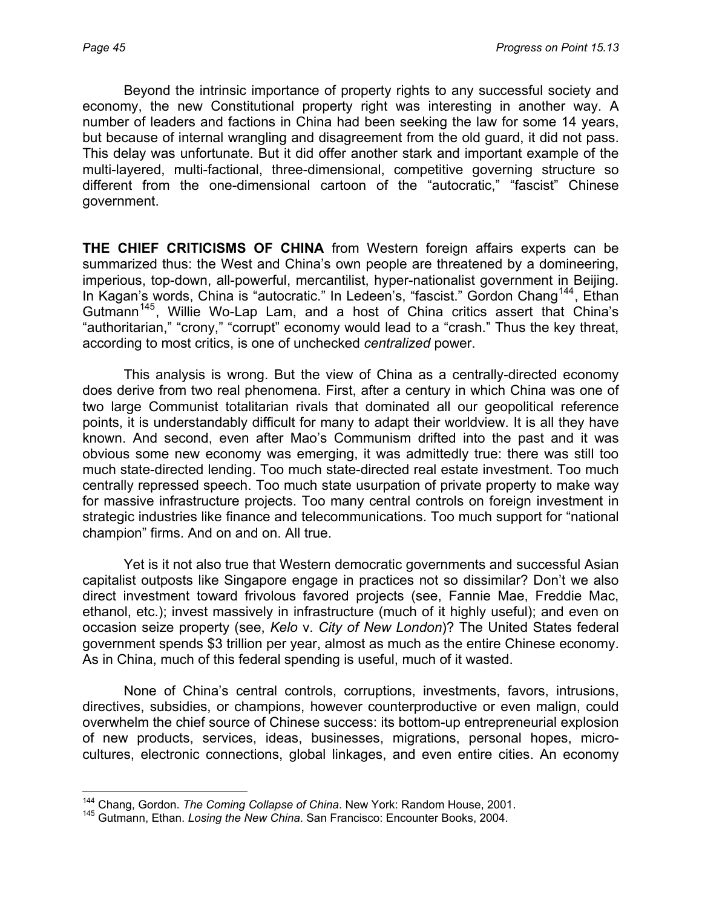Beyond the intrinsic importance of property rights to any successful society and economy, the new Constitutional property right was interesting in another way. A number of leaders and factions in China had been seeking the law for some 14 years, but because of internal wrangling and disagreement from the old guard, it did not pass. This delay was unfortunate. But it did offer another stark and important example of the multi-layered, multi-factional, three-dimensional, competitive governing structure so different from the one-dimensional cartoon of the "autocratic," "fascist" Chinese government.

**THE CHIEF CRITICISMS OF CHINA** from Western foreign affairs experts can be summarized thus: the West and China's own people are threatened by a domineering, imperious, top-down, all-powerful, mercantilist, hyper-nationalist government in Beijing. In Kagan's words, China is "autocratic." In Ledeen's, "fascist." Gordon Chang[144], Ethan Gutmann[145], Willie Wo-Lap Lam, and a host of China critics assert that China's "authoritarian," "crony," "corrupt" economy would lead to a "crash." Thus the key threat, according to most critics, is one of unchecked *centralized* power.

This analysis is wrong. But the view of China as a centrally-directed economy does derive from two real phenomena. First, after a century in which China was one of two large Communist totalitarian rivals that dominated all our geopolitical reference points, it is understandably difficult for many to adapt their worldview. It is all they have known. And second, even after Mao's Communism drifted into the past and it was obvious some new economy was emerging, it was admittedly true: there was still too much state-directed lending. Too much state-directed real estate investment. Too much centrally repressed speech. Too much state usurpation of private property to make way for massive infrastructure projects. Too many central controls on foreign investment in strategic industries like finance and telecommunications. Too much support for "national champion" firms. And on and on. All true.

Yet is it not also true that Western democratic governments and successful Asian capitalist outposts like Singapore engage in practices not so dissimilar? Don't we also direct investment toward frivolous favored projects (see, Fannie Mae, Freddie Mac, ethanol, etc.); invest massively in infrastructure (much of it highly useful); and even on occasion seize property (see, *Kelo* v. *City of New London*)? The United States federal government spends $3 trillion per year, almost as much as the entire Chinese economy. As in China, much of this federal spending is useful, much of it wasted.

None of China's central controls, corruptions, investments, favors, intrusions, directives, subsidies, or champions, however counterproductive or even malign, could overwhelm the chief source of Chinese success: its bottom-up entrepreneurial explosion of new products, services, ideas, businesses, migrations, personal hopes, micro-cultures, electronic connections, global linkages, and even entire cities. An economy

---

[144] Chang, Gordon. *The Coming Collapse of China*. New York: Random House, 2001.

[145] Gutmann, Ethan. *Losing the New China*. San Francisco: Encounter Books, 2004.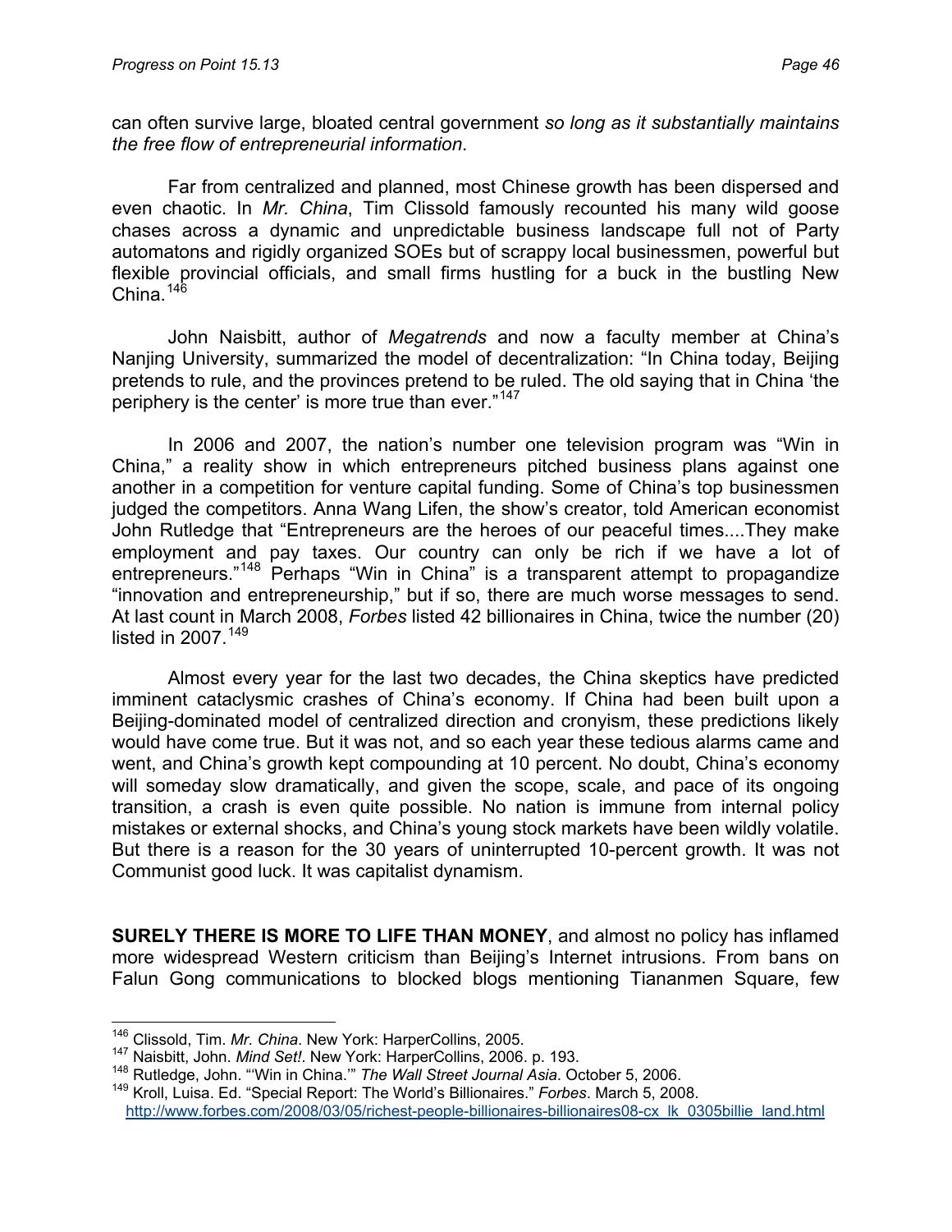can often survive large, bloated central government *so long as it substantially maintains the free flow of entrepreneurial information*.

Far from centralized and planned, most Chinese growth has been dispersed and even chaotic. In *Mr. China*, Tim Clissold famously recounted his many wild goose chases across a dynamic and unpredictable business landscape full not of Party automatons and rigidly organized SOEs but of scrappy local businessmen, powerful but flexible provincial officials, and small firms hustling for a buck in the bustling New China.[146]

John Naisbitt, author of *Megatrends* and now a faculty member at China's Nanjing University, summarized the model of decentralization: "In China today, Beijing pretends to rule, and the provinces pretend to be ruled. The old saying that in China 'the periphery is the center' is more true than ever."[147]

In 2006 and 2007, the nation's number one television program was "Win in China," a reality show in which entrepreneurs pitched business plans against one another in a competition for venture capital funding. Some of China's top businessmen judged the competitors. Anna Wang Lifen, the show's creator, told American economist John Rutledge that "Entrepreneurs are the heroes of our peaceful times....They make employment and pay taxes. Our country can only be rich if we have a lot of entrepreneurs."[148] Perhaps "Win in China" is a transparent attempt to propagandize "innovation and entrepreneurship," but if so, there are much worse messages to send. At last count in March 2008, *Forbes* listed 42 billionaires in China, twice the number (20) listed in 2007.[149]

Almost every year for the last two decades, the China skeptics have predicted imminent cataclysmic crashes of China's economy. If China had been built upon a Beijing-dominated model of centralized direction and cronyism, these predictions likely would have come true. But it was not, and so each year these tedious alarms came and went, and China's growth kept compounding at 10 percent. No doubt, China's economy will someday slow dramatically, and given the scope, scale, and pace of its ongoing transition, a crash is even quite possible. No nation is immune from internal policy mistakes or external shocks, and China's young stock markets have been wildly volatile. But there is a reason for the 30 years of uninterrupted 10-percent growth. It was not Communist good luck. It was capitalist dynamism.

**SURELY THERE IS MORE TO LIFE THAN MONEY**, and almost no policy has inflamed more widespread Western criticism than Beijing's Internet intrusions. From bans on Falun Gong communications to blocked blogs mentioning Tiananmen Square, few

---

[146] Clissold, Tim. *Mr. China*. New York: HarperCollins, 2005.

[147] Naisbitt, John. *Mind Set!*. New York: HarperCollins, 2006. p. 193.

[148] Rutledge, John. "'Win in China.'" *The Wall Street Journal Asia*. October 5, 2006.

[149] Kroll, Luisa. Ed. "Special Report: The World's Billionaires." *Forbes*. March 5, 2008. http://www.forbes.com/2008/03/05/richest-people-billionaires-billionaires08-cx_lk_0305billie_land.html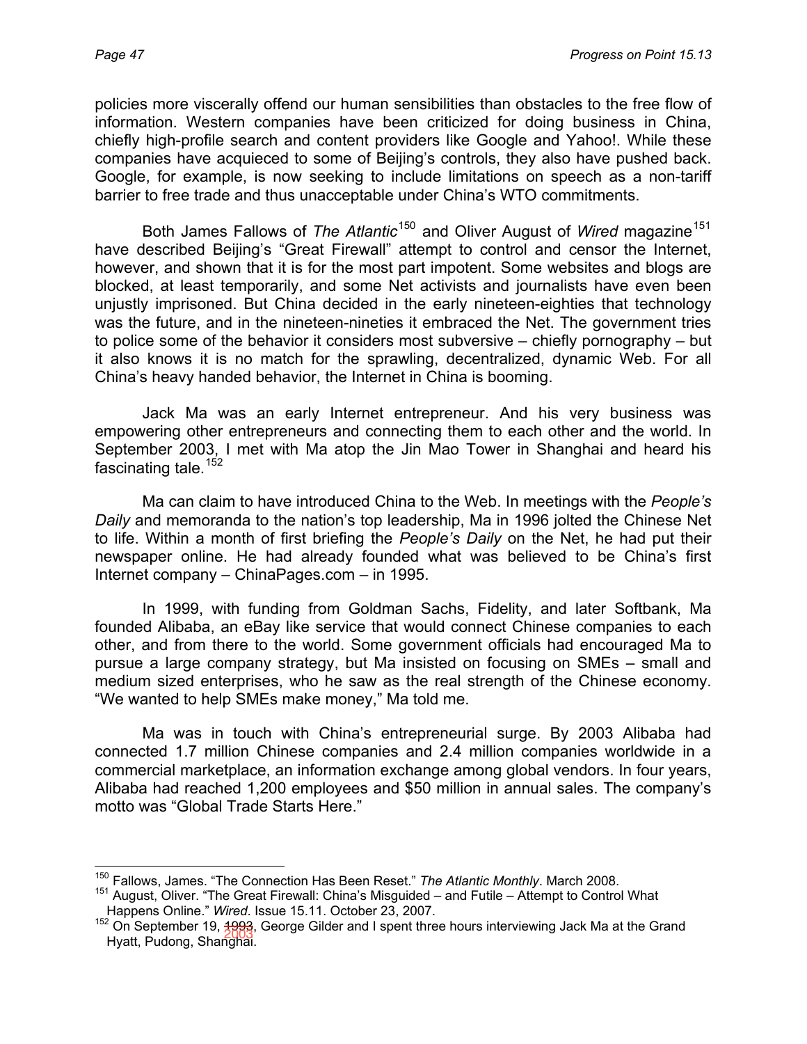policies more viscerally offend our human sensibilities than obstacles to the free flow of information. Western companies have been criticized for doing business in China, chiefly high-profile search and content providers like Google and Yahoo!. While these companies have acquieced to some of Beijing's controls, they also have pushed back. Google, for example, is now seeking to include limitations on speech as a non-tariff barrier to free trade and thus unacceptable under China's WTO commitments.

Both James Fallows of *The Atlantic*[150] and Oliver August of *Wired* magazine[151] have described Beijing's "Great Firewall" attempt to control and censor the Internet, however, and shown that it is for the most part impotent. Some websites and blogs are blocked, at least temporarily, and some Net activists and journalists have even been unjustly imprisoned. But China decided in the early nineteen-eighties that technology was the future, and in the nineteen-nineties it embraced the Net. The government tries to police some of the behavior it considers most subversive – chiefly pornography – but it also knows it is no match for the sprawling, decentralized, dynamic Web. For all China's heavy handed behavior, the Internet in China is booming.

Jack Ma was an early Internet entrepreneur. And his very business was empowering other entrepreneurs and connecting them to each other and the world. In September 2003, I met with Ma atop the Jin Mao Tower in Shanghai and heard his fascinating tale.[152]

Ma can claim to have introduced China to the Web. In meetings with the *People's Daily* and memoranda to the nation's top leadership, Ma in 1996 jolted the Chinese Net to life. Within a month of first briefing the *People's Daily* on the Net, he had put their newspaper online. He had already founded what was believed to be China's first Internet company – ChinaPages.com – in 1995.

In 1999, with funding from Goldman Sachs, Fidelity, and later Softbank, Ma founded Alibaba, an eBay like service that would connect Chinese companies to each other, and from there to the world. Some government officials had encouraged Ma to pursue a large company strategy, but Ma insisted on focusing on SMEs – small and medium sized enterprises, who he saw as the real strength of the Chinese economy. "We wanted to help SMEs make money," Ma told me.

Ma was in touch with China's entrepreneurial surge. By 2003 Alibaba had connected 1.7 million Chinese companies and 2.4 million companies worldwide in a commercial marketplace, an information exchange among global vendors. In four years, Alibaba had reached 1,200 employees and $50 million in annual sales. The company's motto was "Global Trade Starts Here."

---

[150] Fallows, James. "The Connection Has Been Reset." *The Atlantic Monthly*. March 2008.

[151] August, Oliver. "The Great Firewall: China's Misguided – and Futile – Attempt to Control What Happens Online." *Wired*. Issue 15.11. October 23, 2007.

[152] On September 19, ~~1993~~ 2003, George Gilder and I spent three hours interviewing Jack Ma at the Grand Hyatt, Pudong, Shanghai.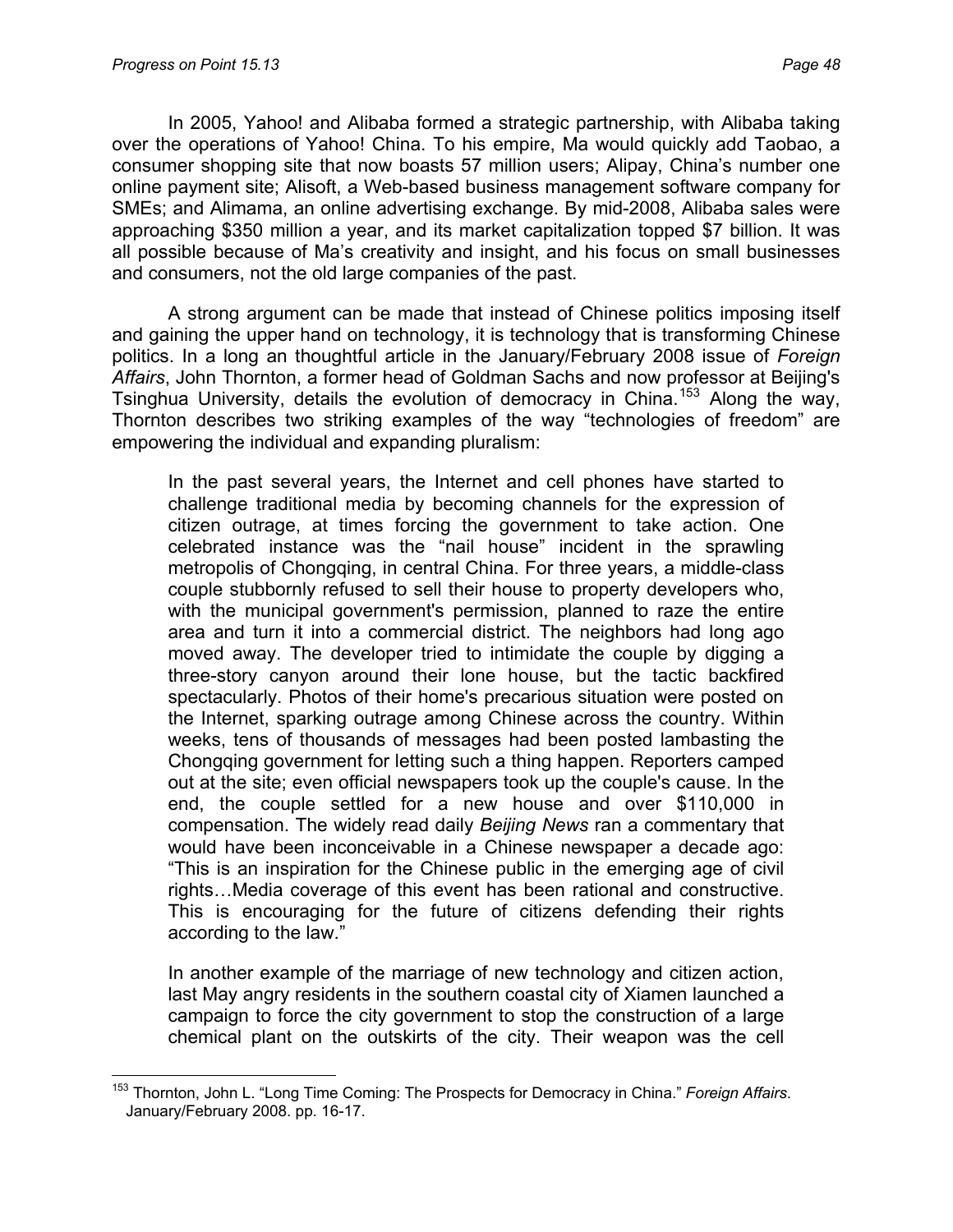In 2005, Yahoo! and Alibaba formed a strategic partnership, with Alibaba taking over the operations of Yahoo! China. To his empire, Ma would quickly add Taobao, a consumer shopping site that now boasts 57 million users; Alipay, China's number one online payment site; Alisoft, a Web-based business management software company for SMEs; and Alimama, an online advertising exchange. By mid-2008, Alibaba sales were approaching $350 million a year, and its market capitalization topped $7 billion. It was all possible because of Ma's creativity and insight, and his focus on small businesses and consumers, not the old large companies of the past.

A strong argument can be made that instead of Chinese politics imposing itself and gaining the upper hand on technology, it is technology that is transforming Chinese politics. In a long an thoughtful article in the January/February 2008 issue of *Foreign Affairs*, John Thornton, a former head of Goldman Sachs and now professor at Beijing's Tsinghua University, details the evolution of democracy in China.[153] Along the way, Thornton describes two striking examples of the way "technologies of freedom" are empowering the individual and expanding pluralism:

> In the past several years, the Internet and cell phones have started to challenge traditional media by becoming channels for the expression of citizen outrage, at times forcing the government to take action. One celebrated instance was the "nail house" incident in the sprawling metropolis of Chongqing, in central China. For three years, a middle-class couple stubbornly refused to sell their house to property developers who, with the municipal government's permission, planned to raze the entire area and turn it into a commercial district. The neighbors had long ago moved away. The developer tried to intimidate the couple by digging a three-story canyon around their lone house, but the tactic backfired spectacularly. Photos of their home's precarious situation were posted on the Internet, sparking outrage among Chinese across the country. Within weeks, tens of thousands of messages had been posted lambasting the Chongqing government for letting such a thing happen. Reporters camped out at the site; even official newspapers took up the couple's cause. In the end, the couple settled for a new house and over $110,000 in compensation. The widely read daily *Beijing News* ran a commentary that would have been inconceivable in a Chinese newspaper a decade ago: "This is an inspiration for the Chinese public in the emerging age of civil rights…Media coverage of this event has been rational and constructive. This is encouraging for the future of citizens defending their rights according to the law."
>
> In another example of the marriage of new technology and citizen action, last May angry residents in the southern coastal city of Xiamen launched a campaign to force the city government to stop the construction of a large chemical plant on the outskirts of the city. Their weapon was the cell

[153] Thornton, John L. "Long Time Coming: The Prospects for Democracy in China." *Foreign Affairs*. January/February 2008. pp. 16-17.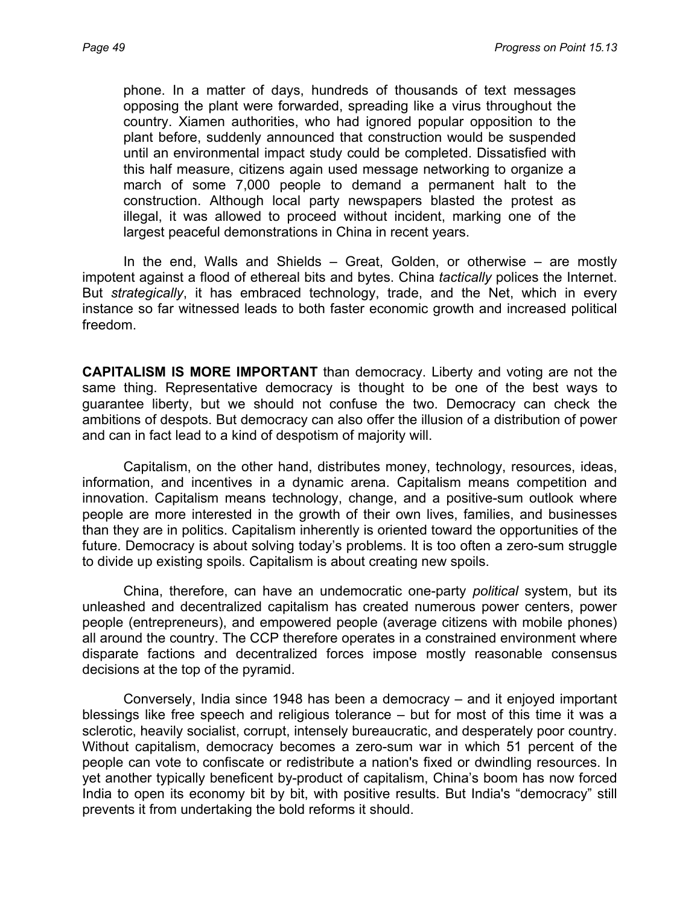> phone. In a matter of days, hundreds of thousands of text messages opposing the plant were forwarded, spreading like a virus throughout the country. Xiamen authorities, who had ignored popular opposition to the plant before, suddenly announced that construction would be suspended until an environmental impact study could be completed. Dissatisfied with this half measure, citizens again used message networking to organize a march of some 7,000 people to demand a permanent halt to the construction. Although local party newspapers blasted the protest as illegal, it was allowed to proceed without incident, marking one of the largest peaceful demonstrations in China in recent years.

In the end, Walls and Shields – Great, Golden, or otherwise – are mostly impotent against a flood of ethereal bits and bytes. China *tactically* polices the Internet. But *strategically*, it has embraced technology, trade, and the Net, which in every instance so far witnessed leads to both faster economic growth and increased political freedom.

**CAPITALISM IS MORE IMPORTANT** than democracy. Liberty and voting are not the same thing. Representative democracy is thought to be one of the best ways to guarantee liberty, but we should not confuse the two. Democracy can check the ambitions of despots. But democracy can also offer the illusion of a distribution of power and can in fact lead to a kind of despotism of majority will.

Capitalism, on the other hand, distributes money, technology, resources, ideas, information, and incentives in a dynamic arena. Capitalism means competition and innovation. Capitalism means technology, change, and a positive-sum outlook where people are more interested in the growth of their own lives, families, and businesses than they are in politics. Capitalism inherently is oriented toward the opportunities of the future. Democracy is about solving today's problems. It is too often a zero-sum struggle to divide up existing spoils. Capitalism is about creating new spoils.

China, therefore, can have an undemocratic one-party *political* system, but its unleashed and decentralized capitalism has created numerous power centers, power people (entrepreneurs), and empowered people (average citizens with mobile phones) all around the country. The CCP therefore operates in a constrained environment where disparate factions and decentralized forces impose mostly reasonable consensus decisions at the top of the pyramid.

Conversely, India since 1948 has been a democracy – and it enjoyed important blessings like free speech and religious tolerance – but for most of this time it was a sclerotic, heavily socialist, corrupt, intensely bureaucratic, and desperately poor country. Without capitalism, democracy becomes a zero-sum war in which 51 percent of the people can vote to confiscate or redistribute a nation's fixed or dwindling resources. In yet another typically beneficent by-product of capitalism, China's boom has now forced India to open its economy bit by bit, with positive results. But India's "democracy" still prevents it from undertaking the bold reforms it should.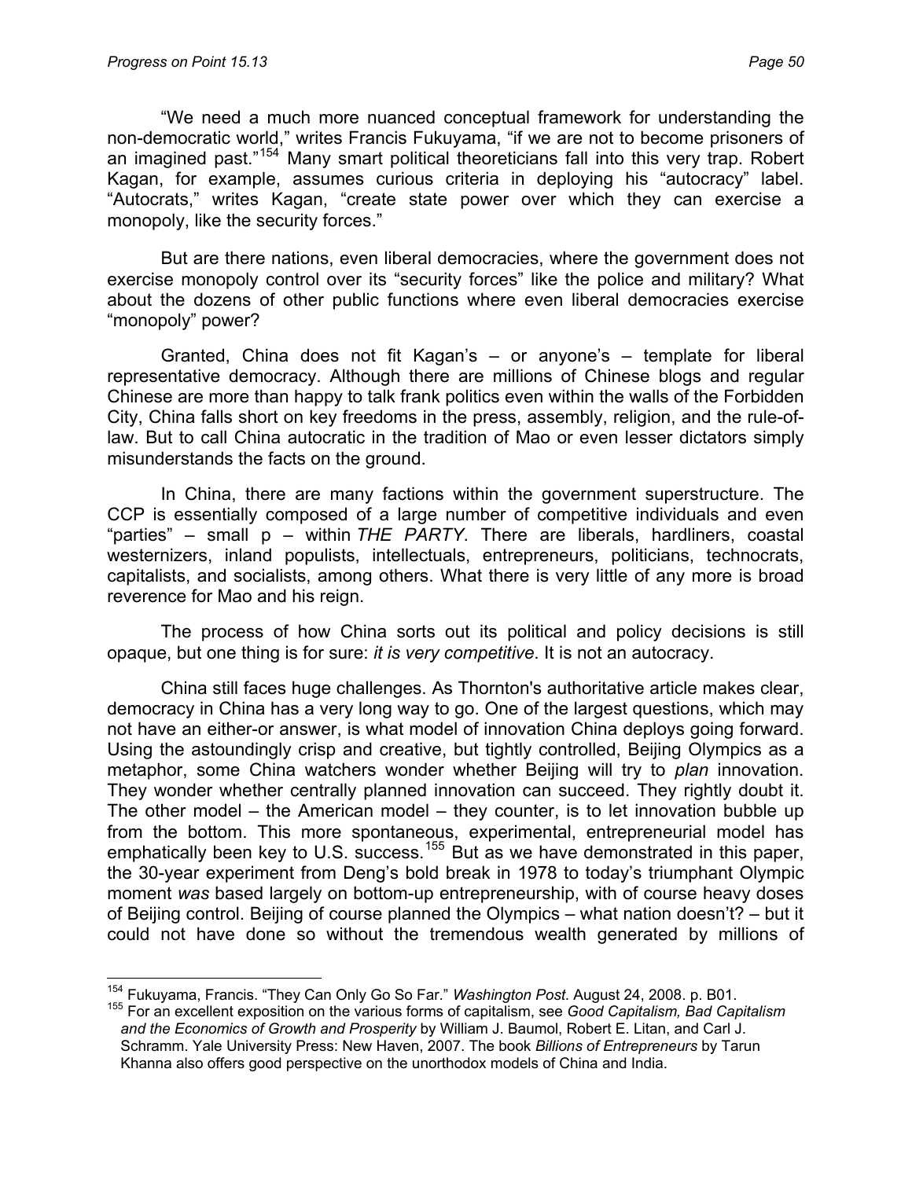"We need a much more nuanced conceptual framework for understanding the non-democratic world," writes Francis Fukuyama, "if we are not to become prisoners of an imagined past."[154] Many smart political theoreticians fall into this very trap. Robert Kagan, for example, assumes curious criteria in deploying his "autocracy" label. "Autocrats," writes Kagan, "create state power over which they can exercise a monopoly, like the security forces."

But are there nations, even liberal democracies, where the government does not exercise monopoly control over its "security forces" like the police and military? What about the dozens of other public functions where even liberal democracies exercise "monopoly" power?

Granted, China does not fit Kagan's – or anyone's – template for liberal representative democracy. Although there are millions of Chinese blogs and regular Chinese are more than happy to talk frank politics even within the walls of the Forbidden City, China falls short on key freedoms in the press, assembly, religion, and the rule-of-law. But to call China autocratic in the tradition of Mao or even lesser dictators simply misunderstands the facts on the ground.

In China, there are many factions within the government superstructure. The CCP is essentially composed of a large number of competitive individuals and even "parties" – small p – within *THE PARTY*. There are liberals, hardliners, coastal westernizers, inland populists, intellectuals, entrepreneurs, politicians, technocrats, capitalists, and socialists, among others. What there is very little of any more is broad reverence for Mao and his reign.

The process of how China sorts out its political and policy decisions is still opaque, but one thing is for sure: *it is very competitive*. It is not an autocracy.

China still faces huge challenges. As Thornton's authoritative article makes clear, democracy in China has a very long way to go. One of the largest questions, which may not have an either-or answer, is what model of innovation China deploys going forward. Using the astoundingly crisp and creative, but tightly controlled, Beijing Olympics as a metaphor, some China watchers wonder whether Beijing will try to *plan* innovation. They wonder whether centrally planned innovation can succeed. They rightly doubt it. The other model – the American model – they counter, is to let innovation bubble up from the bottom. This more spontaneous, experimental, entrepreneurial model has emphatically been key to U.S. success.[155] But as we have demonstrated in this paper, the 30-year experiment from Deng's bold break in 1978 to today's triumphant Olympic moment *was* based largely on bottom-up entrepreneurship, with of course heavy doses of Beijing control. Beijing of course planned the Olympics – what nation doesn't? – but it could not have done so without the tremendous wealth generated by millions of

---

[154] Fukuyama, Francis. "They Can Only Go So Far." *Washington Post*. August 24, 2008. p. B01.

[155] For an excellent exposition on the various forms of capitalism, see *Good Capitalism, Bad Capitalism and the Economics of Growth and Prosperity* by William J. Baumol, Robert E. Litan, and Carl J. Schramm. Yale University Press: New Haven, 2007. The book *Billions of Entrepreneurs* by Tarun Khanna also offers good perspective on the unorthodox models of China and India.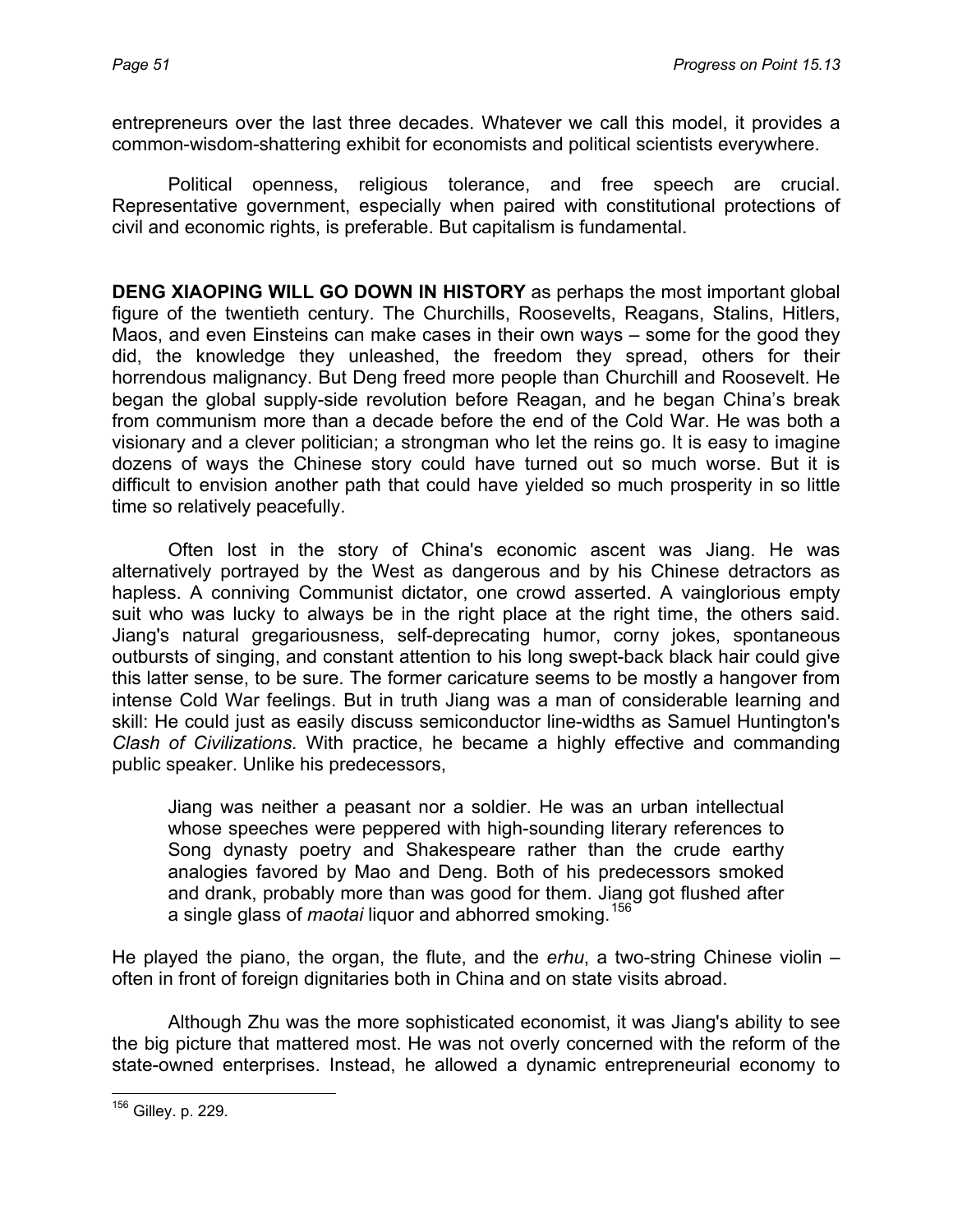entrepreneurs over the last three decades. Whatever we call this model, it provides a common-wisdom-shattering exhibit for economists and political scientists everywhere.

Political openness, religious tolerance, and free speech are crucial. Representative government, especially when paired with constitutional protections of civil and economic rights, is preferable. But capitalism is fundamental.

**DENG XIAOPING WILL GO DOWN IN HISTORY** as perhaps the most important global figure of the twentieth century. The Churchills, Roosevelts, Reagans, Stalins, Hitlers, Maos, and even Einsteins can make cases in their own ways – some for the good they did, the knowledge they unleashed, the freedom they spread, others for their horrendous malignancy. But Deng freed more people than Churchill and Roosevelt. He began the global supply-side revolution before Reagan, and he began China's break from communism more than a decade before the end of the Cold War. He was both a visionary and a clever politician; a strongman who let the reins go. It is easy to imagine dozens of ways the Chinese story could have turned out so much worse. But it is difficult to envision another path that could have yielded so much prosperity in so little time so relatively peacefully.

Often lost in the story of China's economic ascent was Jiang. He was alternatively portrayed by the West as dangerous and by his Chinese detractors as hapless. A conniving Communist dictator, one crowd asserted. A vainglorious empty suit who was lucky to always be in the right place at the right time, the others said. Jiang's natural gregariousness, self-deprecating humor, corny jokes, spontaneous outbursts of singing, and constant attention to his long swept-back black hair could give this latter sense, to be sure. The former caricature seems to be mostly a hangover from intense Cold War feelings. But in truth Jiang was a man of considerable learning and skill: He could just as easily discuss semiconductor line-widths as Samuel Huntington's *Clash of Civilizations*. With practice, he became a highly effective and commanding public speaker. Unlike his predecessors,

> Jiang was neither a peasant nor a soldier. He was an urban intellectual whose speeches were peppered with high-sounding literary references to Song dynasty poetry and Shakespeare rather than the crude earthy analogies favored by Mao and Deng. Both of his predecessors smoked and drank, probably more than was good for them. Jiang got flushed after a single glass of *maotai* liquor and abhorred smoking.[156]

He played the piano, the organ, the flute, and the *erhu*, a two-string Chinese violin – often in front of foreign dignitaries both in China and on state visits abroad.

Although Zhu was the more sophisticated economist, it was Jiang's ability to see the big picture that mattered most. He was not overly concerned with the reform of the state-owned enterprises. Instead, he allowed a dynamic entrepreneurial economy to

[156] Gilley. p. 229.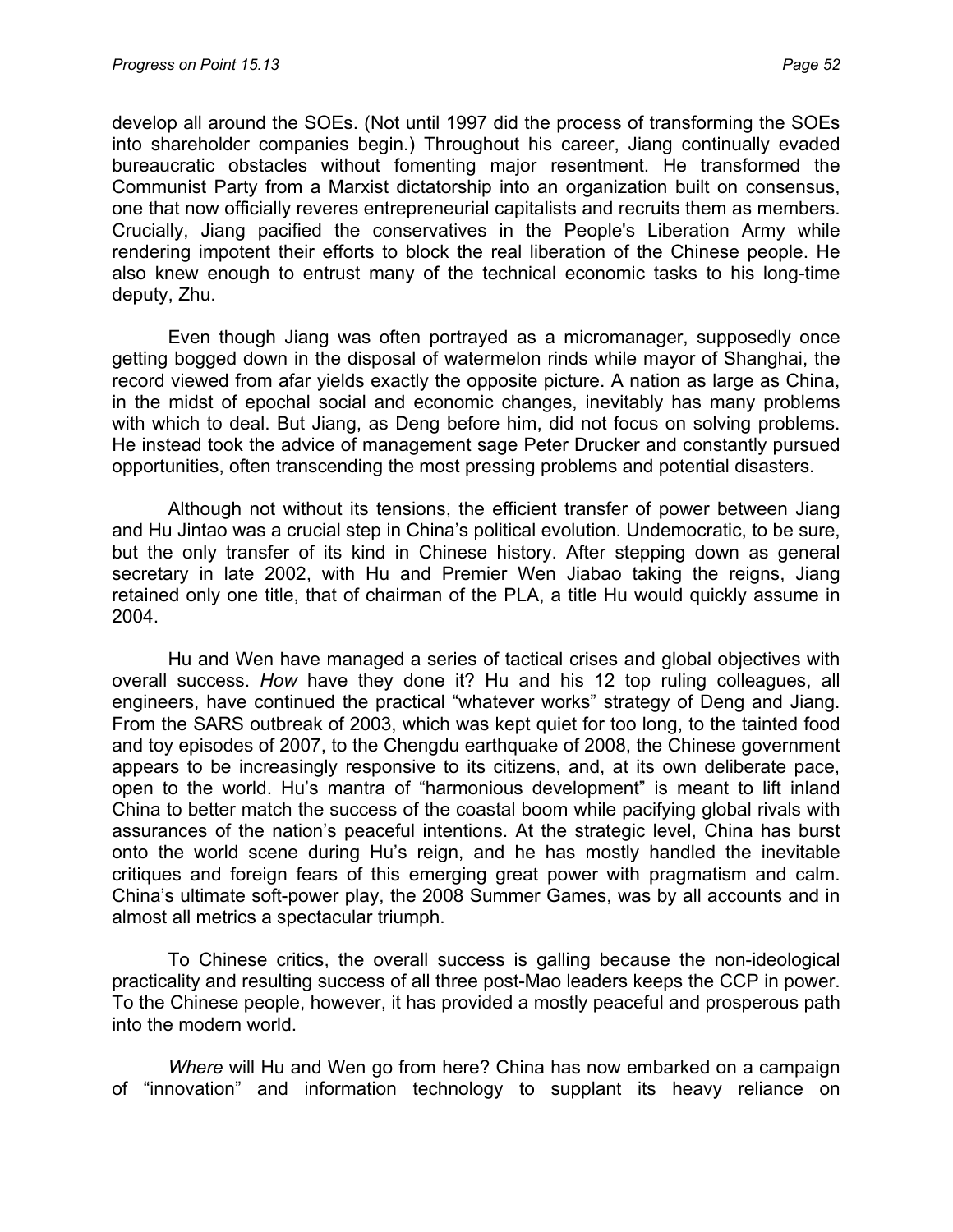develop all around the SOEs. (Not until 1997 did the process of transforming the SOEs into shareholder companies begin.) Throughout his career, Jiang continually evaded bureaucratic obstacles without fomenting major resentment. He transformed the Communist Party from a Marxist dictatorship into an organization built on consensus, one that now officially reveres entrepreneurial capitalists and recruits them as members. Crucially, Jiang pacified the conservatives in the People's Liberation Army while rendering impotent their efforts to block the real liberation of the Chinese people. He also knew enough to entrust many of the technical economic tasks to his long-time deputy, Zhu.

Even though Jiang was often portrayed as a micromanager, supposedly once getting bogged down in the disposal of watermelon rinds while mayor of Shanghai, the record viewed from afar yields exactly the opposite picture. A nation as large as China, in the midst of epochal social and economic changes, inevitably has many problems with which to deal. But Jiang, as Deng before him, did not focus on solving problems. He instead took the advice of management sage Peter Drucker and constantly pursued opportunities, often transcending the most pressing problems and potential disasters.

Although not without its tensions, the efficient transfer of power between Jiang and Hu Jintao was a crucial step in China's political evolution. Undemocratic, to be sure, but the only transfer of its kind in Chinese history. After stepping down as general secretary in late 2002, with Hu and Premier Wen Jiabao taking the reigns, Jiang retained only one title, that of chairman of the PLA, a title Hu would quickly assume in 2004.

Hu and Wen have managed a series of tactical crises and global objectives with overall success. *How* have they done it? Hu and his 12 top ruling colleagues, all engineers, have continued the practical "whatever works" strategy of Deng and Jiang. From the SARS outbreak of 2003, which was kept quiet for too long, to the tainted food and toy episodes of 2007, to the Chengdu earthquake of 2008, the Chinese government appears to be increasingly responsive to its citizens, and, at its own deliberate pace, open to the world. Hu's mantra of "harmonious development" is meant to lift inland China to better match the success of the coastal boom while pacifying global rivals with assurances of the nation's peaceful intentions. At the strategic level, China has burst onto the world scene during Hu's reign, and he has mostly handled the inevitable critiques and foreign fears of this emerging great power with pragmatism and calm. China's ultimate soft-power play, the 2008 Summer Games, was by all accounts and in almost all metrics a spectacular triumph.

To Chinese critics, the overall success is galling because the non-ideological practicality and resulting success of all three post-Mao leaders keeps the CCP in power. To the Chinese people, however, it has provided a mostly peaceful and prosperous path into the modern world.

*Where* will Hu and Wen go from here? China has now embarked on a campaign of "innovation" and information technology to supplant its heavy reliance on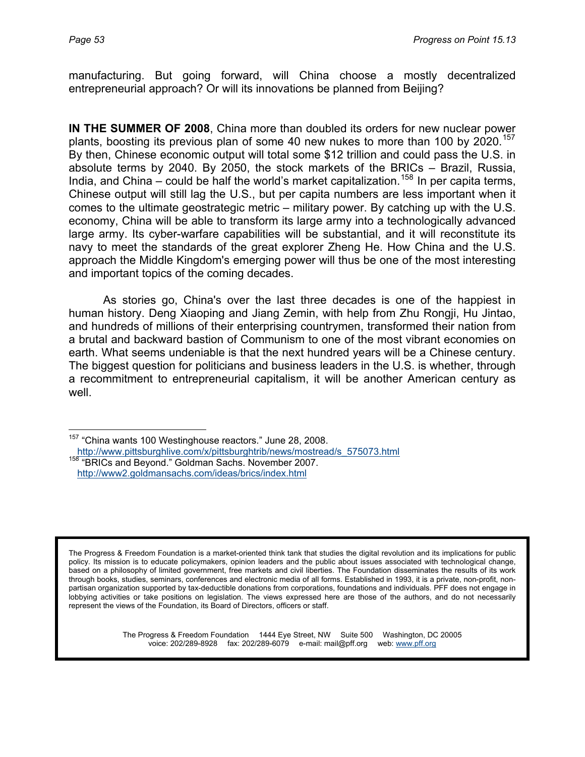manufacturing. But going forward, will China choose a mostly decentralized entrepreneurial approach? Or will its innovations be planned from Beijing?

**IN THE SUMMER OF 2008**, China more than doubled its orders for new nuclear power plants, boosting its previous plan of some 40 new nukes to more than 100 by 2020.[157] By then, Chinese economic output will total some $12 trillion and could pass the U.S. in absolute terms by 2040. By 2050, the stock markets of the BRICs – Brazil, Russia, India, and China – could be half the world's market capitalization.[158] In per capita terms, Chinese output will still lag the U.S., but per capita numbers are less important when it comes to the ultimate geostrategic metric – military power. By catching up with the U.S. economy, China will be able to transform its large army into a technologically advanced large army. Its cyber-warfare capabilities will be substantial, and it will reconstitute its navy to meet the standards of the great explorer Zheng He. How China and the U.S. approach the Middle Kingdom's emerging power will thus be one of the most interesting and important topics of the coming decades.

As stories go, China's over the last three decades is one of the happiest in human history. Deng Xiaoping and Jiang Zemin, with help from Zhu Rongji, Hu Jintao, and hundreds of millions of their enterprising countrymen, transformed their nation from a brutal and backward bastion of Communism to one of the most vibrant economies on earth. What seems undeniable is that the next hundred years will be a Chinese century. The biggest question for politicians and business leaders in the U.S. is whether, through a recommitment to entrepreneurial capitalism, it will be another American century as well.

---

[157] "China wants 100 Westinghouse reactors." June 28, 2008. http://www.pittsburghlive.com/x/pittsburghtrib/news/mostread/s_575073.html

[158] "BRICs and Beyond." Goldman Sachs. November 2007. http://www2.goldmansachs.com/ideas/brics/index.html

---

The Progress & Freedom Foundation is a market-oriented think tank that studies the digital revolution and its implications for public policy. Its mission is to educate policymakers, opinion leaders and the public about issues associated with technological change, based on a philosophy of limited government, free markets and civil liberties. The Foundation disseminates the results of its work through books, studies, seminars, conferences and electronic media of all forms. Established in 1993, it is a private, non-profit, non-partisan organization supported by tax-deductible donations from corporations, foundations and individuals. PFF does not engage in lobbying activities or take positions on legislation. The views expressed here are those of the authors, and do not necessarily represent the views of the Foundation, its Board of Directors, officers or staff.

The Progress & Freedom Foundation 1444 Eye Street, NW Suite 500 Washington, DC 20005
voice: 202/289-8928 fax: 202/289-6079 e-mail: mail@pff.org web: www.pff.org